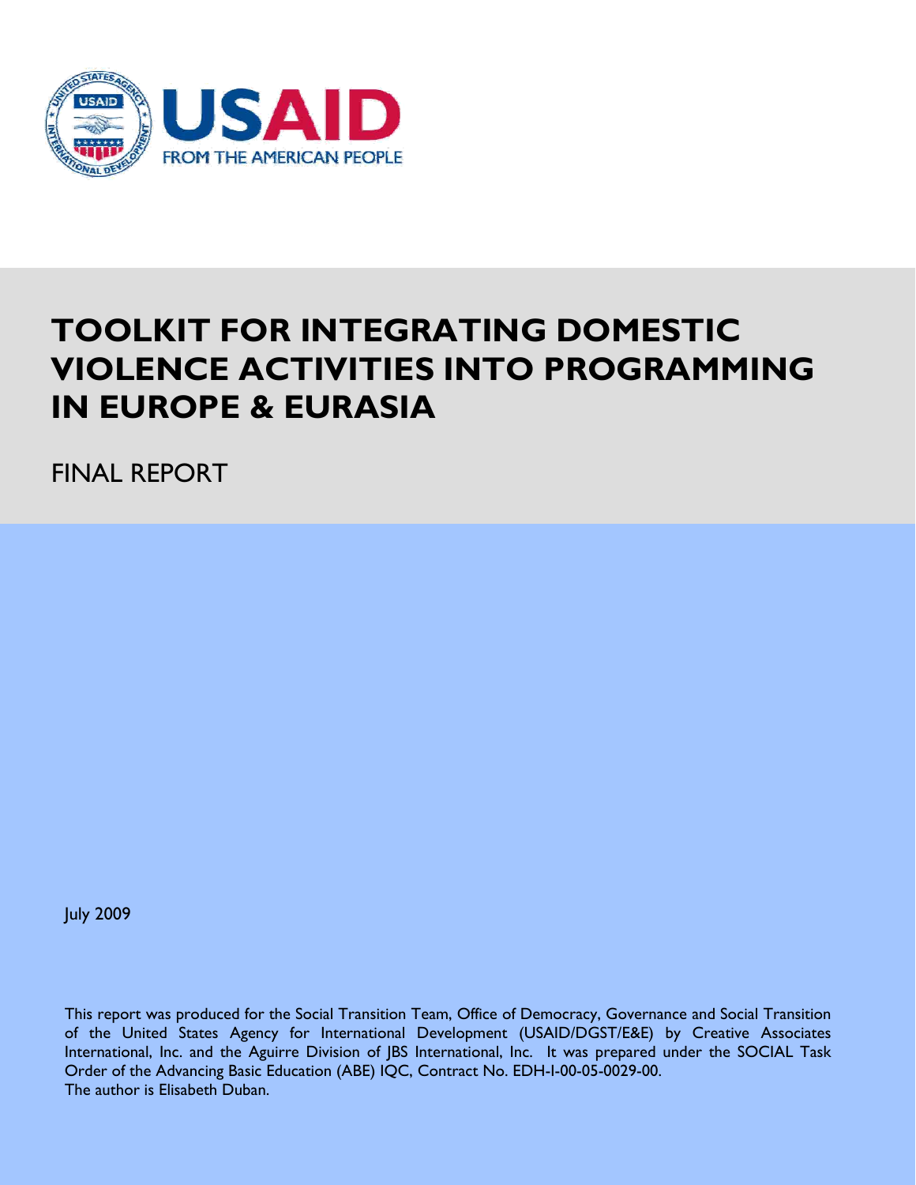USAID

FROM THE AMERICAN PEOPLE

# TOOLKIT FOR INTEGRATING DOMESTIC VIOLENCE ACTIVITIES INTO PROGRAMMING IN EUROPE & EURASIA

FINAL REPORT

July 2009

This report was produced for the Social Transition Team, Office of Democracy, Governance and Social Transition of the United States Agency for International Development (USAID/DGST/E&E) by Creative Associates International, Inc. and the Aguirre Division of JBS International, Inc. It was prepared under the SOCIAL Task Order of the Advancing Basic Education (ABE) IQC, Contract No. EDH-I-00-05-0029-00.
The author is Elisabeth Duban.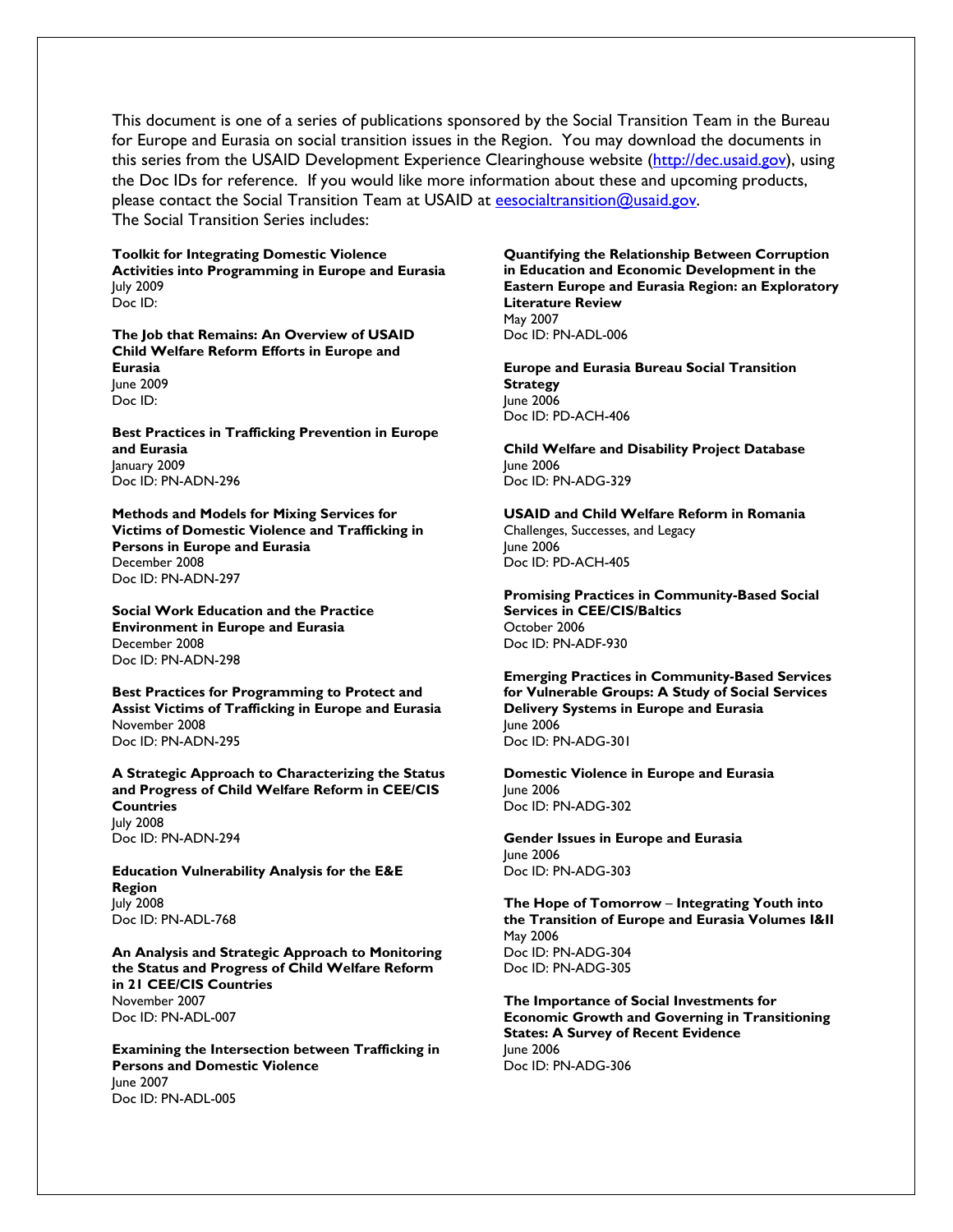This document is one of a series of publications sponsored by the Social Transition Team in the Bureau for Europe and Eurasia on social transition issues in the Region. You may download the documents in this series from the USAID Development Experience Clearinghouse website (http://dec.usaid.gov), using the Doc IDs for reference. If you would like more information about these and upcoming products, please contact the Social Transition Team at USAID at eesocialtransition@usaid.gov.
The Social Transition Series includes:

**Toolkit for Integrating Domestic Violence Activities into Programming in Europe and Eurasia**
July 2009
Doc ID:

**The Job that Remains: An Overview of USAID Child Welfare Reform Efforts in Europe and Eurasia**
June 2009
Doc ID:

**Best Practices in Trafficking Prevention in Europe and Eurasia**
January 2009
Doc ID: PN-ADN-296

**Methods and Models for Mixing Services for Victims of Domestic Violence and Trafficking in Persons in Europe and Eurasia**
December 2008
Doc ID: PN-ADN-297

**Social Work Education and the Practice Environment in Europe and Eurasia**
December 2008
Doc ID: PN-ADN-298

**Best Practices for Programming to Protect and Assist Victims of Trafficking in Europe and Eurasia**
November 2008
Doc ID: PN-ADN-295

**A Strategic Approach to Characterizing the Status and Progress of Child Welfare Reform in CEE/CIS Countries**
July 2008
Doc ID: PN-ADN-294

**Education Vulnerability Analysis for the E&E Region**
July 2008
Doc ID: PN-ADL-768

**An Analysis and Strategic Approach to Monitoring the Status and Progress of Child Welfare Reform in 21 CEE/CIS Countries**
November 2007
Doc ID: PN-ADL-007

**Examining the Intersection between Trafficking in Persons and Domestic Violence**
June 2007
Doc ID: PN-ADL-005

**Quantifying the Relationship Between Corruption in Education and Economic Development in the Eastern Europe and Eurasia Region: an Exploratory Literature Review**
May 2007
Doc ID: PN-ADL-006

**Europe and Eurasia Bureau Social Transition Strategy**
June 2006
Doc ID: PD-ACH-406

**Child Welfare and Disability Project Database**
June 2006
Doc ID: PN-ADG-329

**USAID and Child Welfare Reform in Romania**
Challenges, Successes, and Legacy
June 2006
Doc ID: PD-ACH-405

**Promising Practices in Community-Based Social Services in CEE/CIS/Baltics**
October 2006
Doc ID: PN-ADF-930

**Emerging Practices in Community-Based Services for Vulnerable Groups: A Study of Social Services Delivery Systems in Europe and Eurasia**
June 2006
Doc ID: PN-ADG-301

**Domestic Violence in Europe and Eurasia**
June 2006
Doc ID: PN-ADG-302

**Gender Issues in Europe and Eurasia**
June 2006
Doc ID: PN-ADG-303

**The Hope of Tomorrow – Integrating Youth into the Transition of Europe and Eurasia Volumes I&II**
May 2006
Doc ID: PN-ADG-304
Doc ID: PN-ADG-305

**The Importance of Social Investments for Economic Growth and Governing in Transitioning States: A Survey of Recent Evidence**
June 2006
Doc ID: PN-ADG-306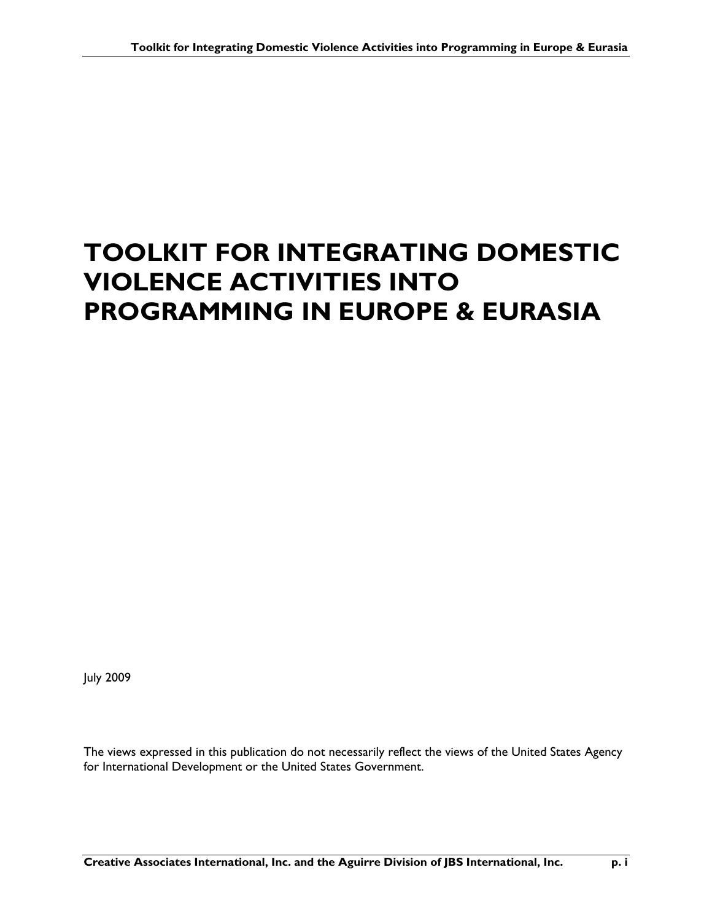# TOOLKIT FOR INTEGRATING DOMESTIC VIOLENCE ACTIVITIES INTO PROGRAMMING IN EUROPE & EURASIA

July 2009

The views expressed in this publication do not necessarily reflect the views of the United States Agency for International Development or the United States Government.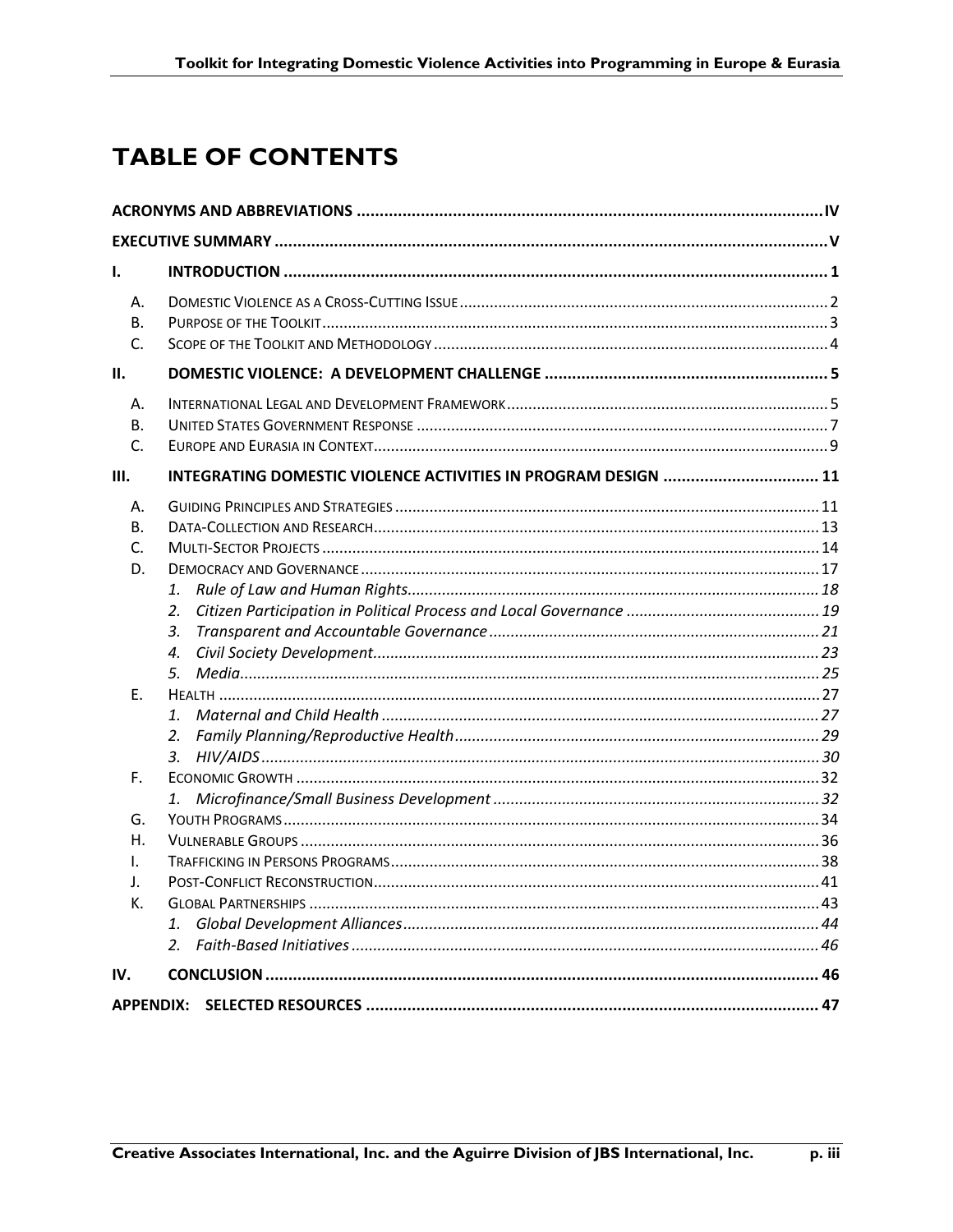# TABLE OF CONTENTS

ACRONYMS AND ABBREVIATIONS ....................................................................................................... IV

EXECUTIVE SUMMARY ........................................................................................................................ V

I. INTRODUCTION ................................................................................................................................ 1

- A. Domestic Violence as a Cross-Cutting Issue ..................................................................................... 2
- B. Purpose of the Toolkit ..................................................................................................................... 3
- C. Scope of the Toolkit and Methodology ............................................................................................ 4

II. DOMESTIC VIOLENCE: A DEVELOPMENT CHALLENGE ............................................................... 5

- A. International Legal and Development Framework ........................................................................... 5
- B. United States Government Response .............................................................................................. 7
- C. Europe and Eurasia in Context ......................................................................................................... 9

III. INTEGRATING DOMESTIC VIOLENCE ACTIVITIES IN PROGRAM DESIGN .................................. 11

- A. Guiding Principles and Strategies ................................................................................................... 11
- B. Data-Collection and Research ........................................................................................................ 13
- C. Multi-Sector Projects ..................................................................................................................... 14
- D. Democracy and Governance ........................................................................................................... 17
  1. *Rule of Law and Human Rights* ................................................................................................ 18
  2. *Citizen Participation in Political Process and Local Governance* ............................................. 19
  3. *Transparent and Accountable Governance* ............................................................................. 21
  4. *Civil Society Development* ........................................................................................................ 23
  5. *Media* ....................................................................................................................................... 25
- E. Health ............................................................................................................................................ 27
  1. *Maternal and Child Health* ...................................................................................................... 27
  2. *Family Planning/Reproductive Health* ..................................................................................... 29
  3. *HIV/AIDS* .................................................................................................................................. 30
- F. Economic Growth ........................................................................................................................... 32
  1. *Microfinance/Small Business Development* ............................................................................ 32
- G. Youth Programs ............................................................................................................................. 34
- H. Vulnerable Groups ......................................................................................................................... 36
- I. Trafficking in Persons Programs ..................................................................................................... 38
- J. Post-Conflict Reconstruction .......................................................................................................... 41
- K. Global Partnerships ....................................................................................................................... 43
  1. *Global Development Alliances* ................................................................................................. 44
  2. *Faith-Based Initiatives* ............................................................................................................. 46

IV. CONCLUSION ................................................................................................................................. 46

APPENDIX: SELECTED RESOURCES ..................................................................................................... 47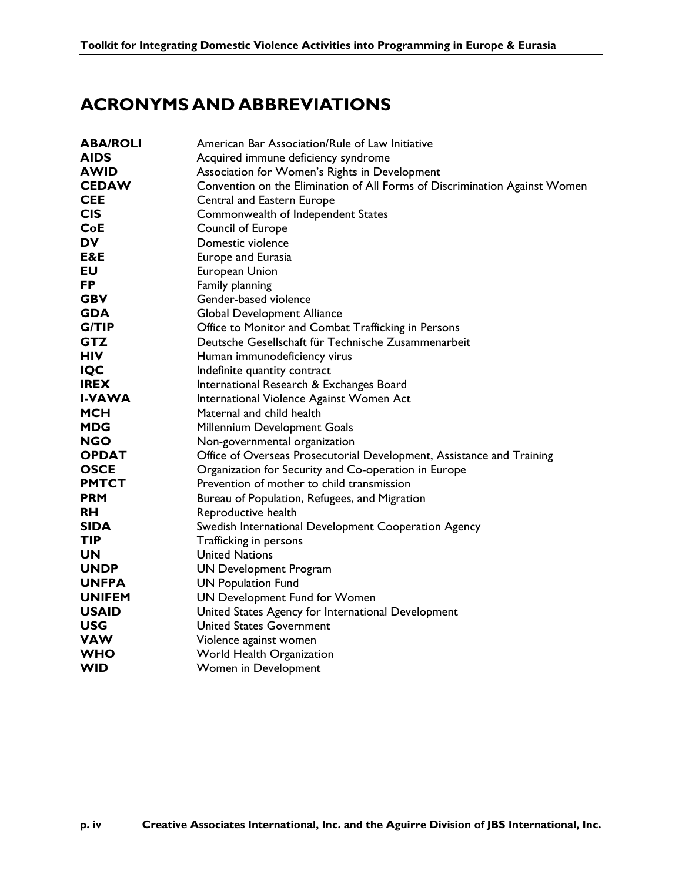# ACRONYMS AND ABBREVIATIONS

| | |
|---|---|
| **ABA/ROLI** | American Bar Association/Rule of Law Initiative |
| **AIDS** | Acquired immune deficiency syndrome |
| **AWID** | Association for Women's Rights in Development |
| **CEDAW** | Convention on the Elimination of All Forms of Discrimination Against Women |
| **CEE** | Central and Eastern Europe |
| **CIS** | Commonwealth of Independent States |
| **CoE** | Council of Europe |
| **DV** | Domestic violence |
| **E&E** | Europe and Eurasia |
| **EU** | European Union |
| **FP** | Family planning |
| **GBV** | Gender-based violence |
| **GDA** | Global Development Alliance |
| **G/TIP** | Office to Monitor and Combat Trafficking in Persons |
| **GTZ** | Deutsche Gesellschaft für Technische Zusammenarbeit |
| **HIV** | Human immunodeficiency virus |
| **IQC** | Indefinite quantity contract |
| **IREX** | International Research & Exchanges Board |
| **I-VAWA** | International Violence Against Women Act |
| **MCH** | Maternal and child health |
| **MDG** | Millennium Development Goals |
| **NGO** | Non-governmental organization |
| **OPDAT** | Office of Overseas Prosecutorial Development, Assistance and Training |
| **OSCE** | Organization for Security and Co-operation in Europe |
| **PMTCT** | Prevention of mother to child transmission |
| **PRM** | Bureau of Population, Refugees, and Migration |
| **RH** | Reproductive health |
| **SIDA** | Swedish International Development Cooperation Agency |
| **TIP** | Trafficking in persons |
| **UN** | United Nations |
| **UNDP** | UN Development Program |
| **UNFPA** | UN Population Fund |
| **UNIFEM** | UN Development Fund for Women |
| **USAID** | United States Agency for International Development |
| **USG** | United States Government |
| **VAW** | Violence against women |
| **WHO** | World Health Organization |
| **WID** | Women in Development |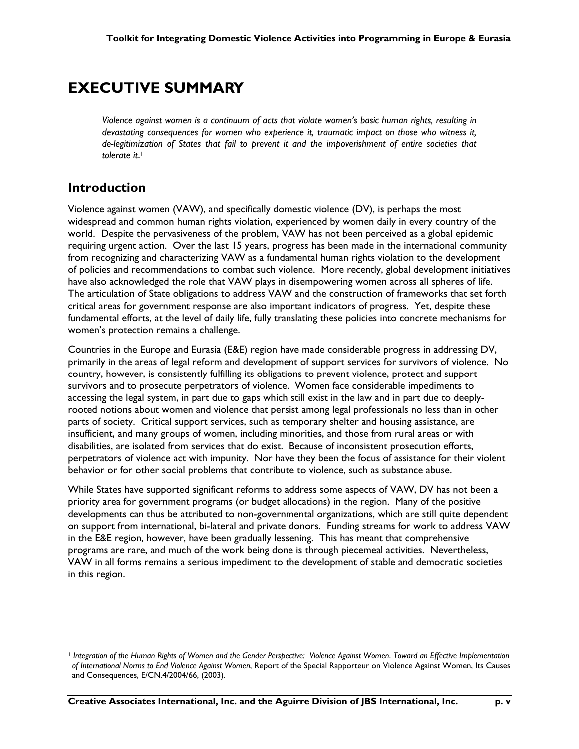# EXECUTIVE SUMMARY

*Violence against women is a continuum of acts that violate women's basic human rights, resulting in devastating consequences for women who experience it, traumatic impact on those who witness it, de-legitimization of States that fail to prevent it and the impoverishment of entire societies that tolerate it.*[1]

## Introduction

Violence against women (VAW), and specifically domestic violence (DV), is perhaps the most widespread and common human rights violation, experienced by women daily in every country of the world. Despite the pervasiveness of the problem, VAW has not been perceived as a global epidemic requiring urgent action. Over the last 15 years, progress has been made in the international community from recognizing and characterizing VAW as a fundamental human rights violation to the development of policies and recommendations to combat such violence. More recently, global development initiatives have also acknowledged the role that VAW plays in disempowering women across all spheres of life. The articulation of State obligations to address VAW and the construction of frameworks that set forth critical areas for government response are also important indicators of progress. Yet, despite these fundamental efforts, at the level of daily life, fully translating these policies into concrete mechanisms for women's protection remains a challenge.

Countries in the Europe and Eurasia (E&E) region have made considerable progress in addressing DV, primarily in the areas of legal reform and development of support services for survivors of violence. No country, however, is consistently fulfilling its obligations to prevent violence, protect and support survivors and to prosecute perpetrators of violence. Women face considerable impediments to accessing the legal system, in part due to gaps which still exist in the law and in part due to deeply-rooted notions about women and violence that persist among legal professionals no less than in other parts of society. Critical support services, such as temporary shelter and housing assistance, are insufficient, and many groups of women, including minorities, and those from rural areas or with disabilities, are isolated from services that do exist. Because of inconsistent prosecution efforts, perpetrators of violence act with impunity. Nor have they been the focus of assistance for their violent behavior or for other social problems that contribute to violence, such as substance abuse.

While States have supported significant reforms to address some aspects of VAW, DV has not been a priority area for government programs (or budget allocations) in the region. Many of the positive developments can thus be attributed to non-governmental organizations, which are still quite dependent on support from international, bi-lateral and private donors. Funding streams for work to address VAW in the E&E region, however, have been gradually lessening. This has meant that comprehensive programs are rare, and much of the work being done is through piecemeal activities. Nevertheless, VAW in all forms remains a serious impediment to the development of stable and democratic societies in this region.

---

[1] *Integration of the Human Rights of Women and the Gender Perspective: Violence Against Women. Toward an Effective Implementation of International Norms to End Violence Against Women*, Report of the Special Rapporteur on Violence Against Women, Its Causes and Consequences, E/CN.4/2004/66, (2003).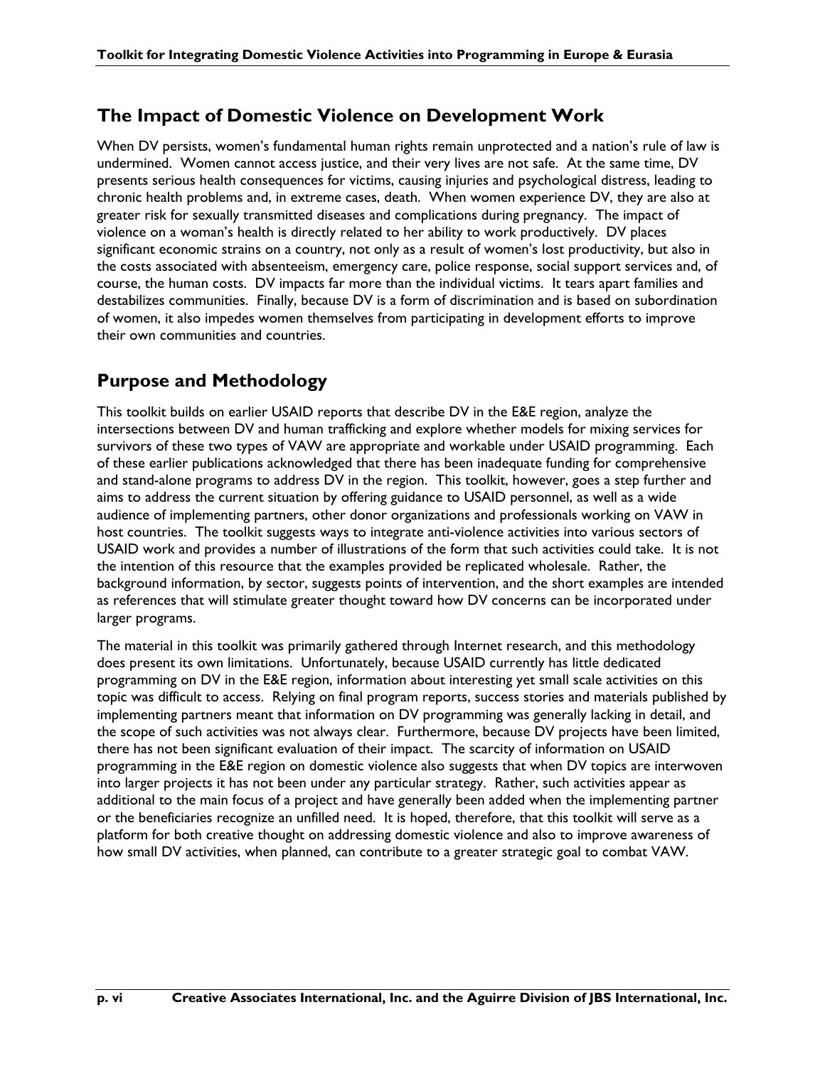## The Impact of Domestic Violence on Development Work

When DV persists, women's fundamental human rights remain unprotected and a nation's rule of law is undermined. Women cannot access justice, and their very lives are not safe. At the same time, DV presents serious health consequences for victims, causing injuries and psychological distress, leading to chronic health problems and, in extreme cases, death. When women experience DV, they are also at greater risk for sexually transmitted diseases and complications during pregnancy. The impact of violence on a woman's health is directly related to her ability to work productively. DV places significant economic strains on a country, not only as a result of women's lost productivity, but also in the costs associated with absenteeism, emergency care, police response, social support services and, of course, the human costs. DV impacts far more than the individual victims. It tears apart families and destabilizes communities. Finally, because DV is a form of discrimination and is based on subordination of women, it also impedes women themselves from participating in development efforts to improve their own communities and countries.

## Purpose and Methodology

This toolkit builds on earlier USAID reports that describe DV in the E&E region, analyze the intersections between DV and human trafficking and explore whether models for mixing services for survivors of these two types of VAW are appropriate and workable under USAID programming. Each of these earlier publications acknowledged that there has been inadequate funding for comprehensive and stand-alone programs to address DV in the region. This toolkit, however, goes a step further and aims to address the current situation by offering guidance to USAID personnel, as well as a wide audience of implementing partners, other donor organizations and professionals working on VAW in host countries. The toolkit suggests ways to integrate anti-violence activities into various sectors of USAID work and provides a number of illustrations of the form that such activities could take. It is not the intention of this resource that the examples provided be replicated wholesale. Rather, the background information, by sector, suggests points of intervention, and the short examples are intended as references that will stimulate greater thought toward how DV concerns can be incorporated under larger programs.

The material in this toolkit was primarily gathered through Internet research, and this methodology does present its own limitations. Unfortunately, because USAID currently has little dedicated programming on DV in the E&E region, information about interesting yet small scale activities on this topic was difficult to access. Relying on final program reports, success stories and materials published by implementing partners meant that information on DV programming was generally lacking in detail, and the scope of such activities was not always clear. Furthermore, because DV projects have been limited, there has not been significant evaluation of their impact. The scarcity of information on USAID programming in the E&E region on domestic violence also suggests that when DV topics are interwoven into larger projects it has not been under any particular strategy. Rather, such activities appear as additional to the main focus of a project and have generally been added when the implementing partner or the beneficiaries recognize an unfilled need. It is hoped, therefore, that this toolkit will serve as a platform for both creative thought on addressing domestic violence and also to improve awareness of how small DV activities, when planned, can contribute to a greater strategic goal to combat VAW.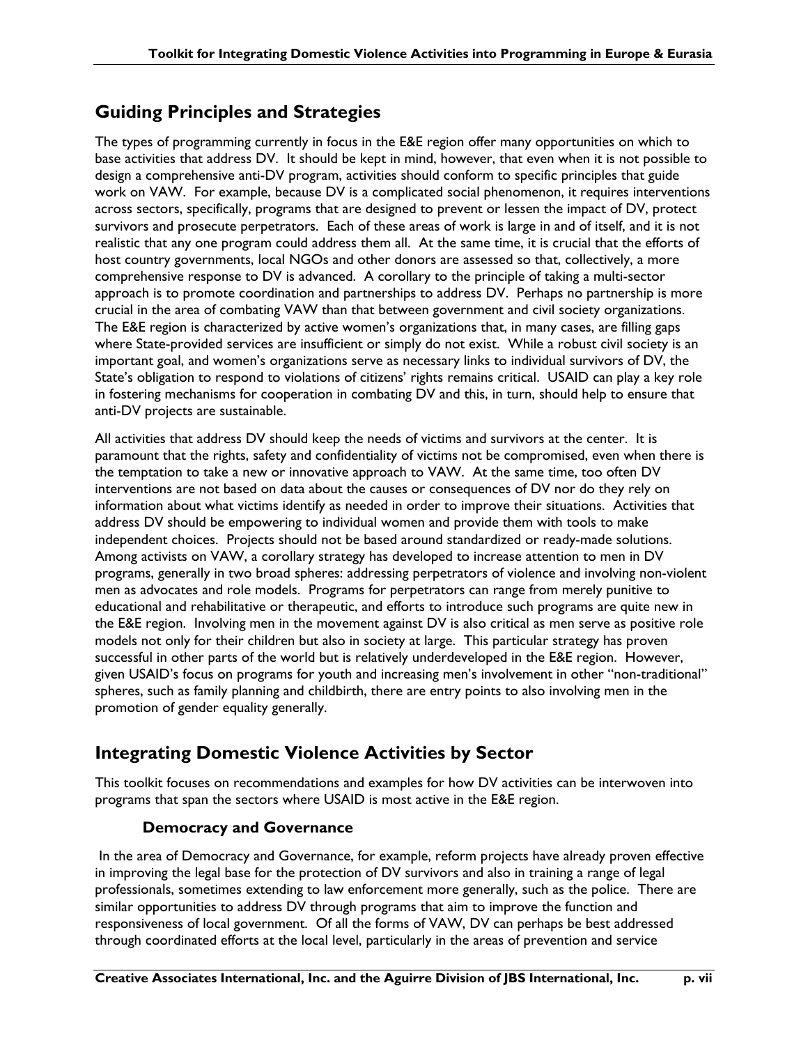## Guiding Principles and Strategies

The types of programming currently in focus in the E&E region offer many opportunities on which to base activities that address DV. It should be kept in mind, however, that even when it is not possible to design a comprehensive anti-DV program, activities should conform to specific principles that guide work on VAW. For example, because DV is a complicated social phenomenon, it requires interventions across sectors, specifically, programs that are designed to prevent or lessen the impact of DV, protect survivors and prosecute perpetrators. Each of these areas of work is large in and of itself, and it is not realistic that any one program could address them all. At the same time, it is crucial that the efforts of host country governments, local NGOs and other donors are assessed so that, collectively, a more comprehensive response to DV is advanced. A corollary to the principle of taking a multi-sector approach is to promote coordination and partnerships to address DV. Perhaps no partnership is more crucial in the area of combating VAW than that between government and civil society organizations. The E&E region is characterized by active women's organizations that, in many cases, are filling gaps where State-provided services are insufficient or simply do not exist. While a robust civil society is an important goal, and women's organizations serve as necessary links to individual survivors of DV, the State's obligation to respond to violations of citizens' rights remains critical. USAID can play a key role in fostering mechanisms for cooperation in combating DV and this, in turn, should help to ensure that anti-DV projects are sustainable.

All activities that address DV should keep the needs of victims and survivors at the center. It is paramount that the rights, safety and confidentiality of victims not be compromised, even when there is the temptation to take a new or innovative approach to VAW. At the same time, too often DV interventions are not based on data about the causes or consequences of DV nor do they rely on information about what victims identify as needed in order to improve their situations. Activities that address DV should be empowering to individual women and provide them with tools to make independent choices. Projects should not be based around standardized or ready-made solutions. Among activists on VAW, a corollary strategy has developed to increase attention to men in DV programs, generally in two broad spheres: addressing perpetrators of violence and involving non-violent men as advocates and role models. Programs for perpetrators can range from merely punitive to educational and rehabilitative or therapeutic, and efforts to introduce such programs are quite new in the E&E region. Involving men in the movement against DV is also critical as men serve as positive role models not only for their children but also in society at large. This particular strategy has proven successful in other parts of the world but is relatively underdeveloped in the E&E region. However, given USAID's focus on programs for youth and increasing men's involvement in other "non-traditional" spheres, such as family planning and childbirth, there are entry points to also involving men in the promotion of gender equality generally.

## Integrating Domestic Violence Activities by Sector

This toolkit focuses on recommendations and examples for how DV activities can be interwoven into programs that span the sectors where USAID is most active in the E&E region.

### Democracy and Governance

In the area of Democracy and Governance, for example, reform projects have already proven effective in improving the legal base for the protection of DV survivors and also in training a range of legal professionals, sometimes extending to law enforcement more generally, such as the police. There are similar opportunities to address DV through programs that aim to improve the function and responsiveness of local government. Of all the forms of VAW, DV can perhaps be best addressed through coordinated efforts at the local level, particularly in the areas of prevention and service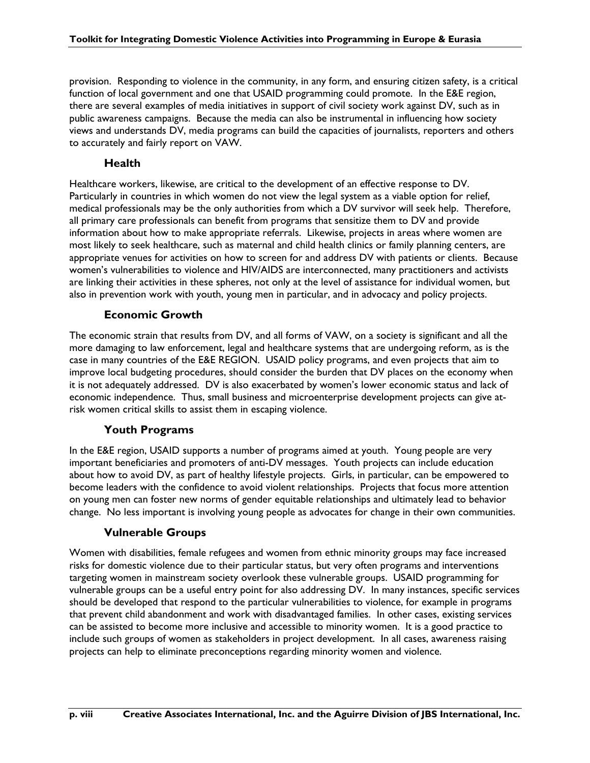provision. Responding to violence in the community, in any form, and ensuring citizen safety, is a critical function of local government and one that USAID programming could promote. In the E&E region, there are several examples of media initiatives in support of civil society work against DV, such as in public awareness campaigns. Because the media can also be instrumental in influencing how society views and understands DV, media programs can build the capacities of journalists, reporters and others to accurately and fairly report on VAW.

### Health

Healthcare workers, likewise, are critical to the development of an effective response to DV. Particularly in countries in which women do not view the legal system as a viable option for relief, medical professionals may be the only authorities from which a DV survivor will seek help. Therefore, all primary care professionals can benefit from programs that sensitize them to DV and provide information about how to make appropriate referrals. Likewise, projects in areas where women are most likely to seek healthcare, such as maternal and child health clinics or family planning centers, are appropriate venues for activities on how to screen for and address DV with patients or clients. Because women's vulnerabilities to violence and HIV/AIDS are interconnected, many practitioners and activists are linking their activities in these spheres, not only at the level of assistance for individual women, but also in prevention work with youth, young men in particular, and in advocacy and policy projects.

### Economic Growth

The economic strain that results from DV, and all forms of VAW, on a society is significant and all the more damaging to law enforcement, legal and healthcare systems that are undergoing reform, as is the case in many countries of the E&E REGION. USAID policy programs, and even projects that aim to improve local budgeting procedures, should consider the burden that DV places on the economy when it is not adequately addressed. DV is also exacerbated by women's lower economic status and lack of economic independence. Thus, small business and microenterprise development projects can give at-risk women critical skills to assist them in escaping violence.

### Youth Programs

In the E&E region, USAID supports a number of programs aimed at youth. Young people are very important beneficiaries and promoters of anti-DV messages. Youth projects can include education about how to avoid DV, as part of healthy lifestyle projects. Girls, in particular, can be empowered to become leaders with the confidence to avoid violent relationships. Projects that focus more attention on young men can foster new norms of gender equitable relationships and ultimately lead to behavior change. No less important is involving young people as advocates for change in their own communities.

### Vulnerable Groups

Women with disabilities, female refugees and women from ethnic minority groups may face increased risks for domestic violence due to their particular status, but very often programs and interventions targeting women in mainstream society overlook these vulnerable groups. USAID programming for vulnerable groups can be a useful entry point for also addressing DV. In many instances, specific services should be developed that respond to the particular vulnerabilities to violence, for example in programs that prevent child abandonment and work with disadvantaged families. In other cases, existing services can be assisted to become more inclusive and accessible to minority women. It is a good practice to include such groups of women as stakeholders in project development. In all cases, awareness raising projects can help to eliminate preconceptions regarding minority women and violence.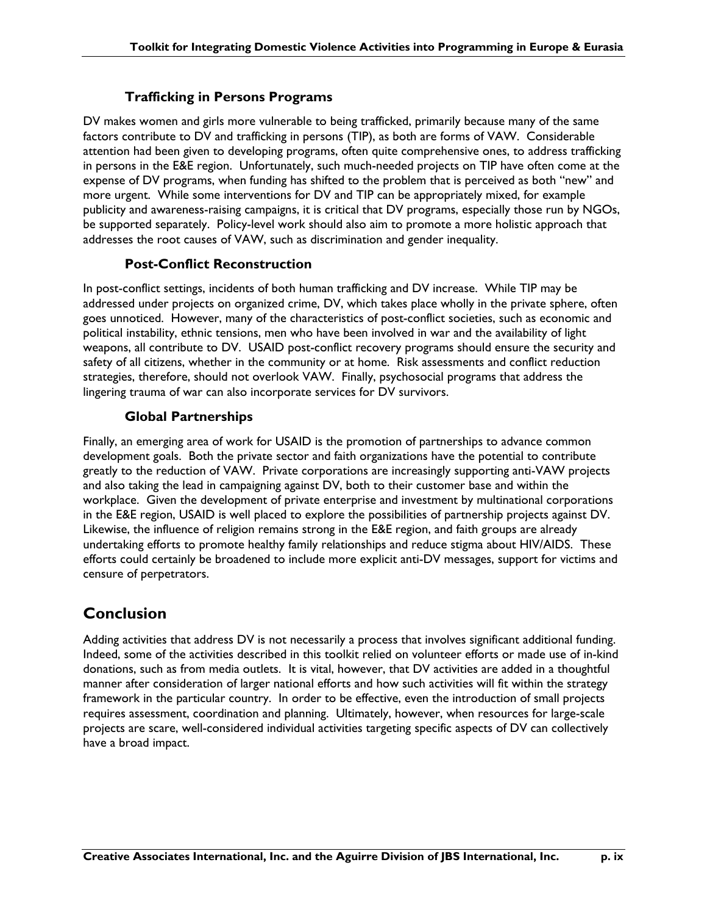### Trafficking in Persons Programs

DV makes women and girls more vulnerable to being trafficked, primarily because many of the same factors contribute to DV and trafficking in persons (TIP), as both are forms of VAW. Considerable attention had been given to developing programs, often quite comprehensive ones, to address trafficking in persons in the E&E region. Unfortunately, such much-needed projects on TIP have often come at the expense of DV programs, when funding has shifted to the problem that is perceived as both "new" and more urgent. While some interventions for DV and TIP can be appropriately mixed, for example publicity and awareness-raising campaigns, it is critical that DV programs, especially those run by NGOs, be supported separately. Policy-level work should also aim to promote a more holistic approach that addresses the root causes of VAW, such as discrimination and gender inequality.

### Post-Conflict Reconstruction

In post-conflict settings, incidents of both human trafficking and DV increase. While TIP may be addressed under projects on organized crime, DV, which takes place wholly in the private sphere, often goes unnoticed. However, many of the characteristics of post-conflict societies, such as economic and political instability, ethnic tensions, men who have been involved in war and the availability of light weapons, all contribute to DV. USAID post-conflict recovery programs should ensure the security and safety of all citizens, whether in the community or at home. Risk assessments and conflict reduction strategies, therefore, should not overlook VAW. Finally, psychosocial programs that address the lingering trauma of war can also incorporate services for DV survivors.

### Global Partnerships

Finally, an emerging area of work for USAID is the promotion of partnerships to advance common development goals. Both the private sector and faith organizations have the potential to contribute greatly to the reduction of VAW. Private corporations are increasingly supporting anti-VAW projects and also taking the lead in campaigning against DV, both to their customer base and within the workplace. Given the development of private enterprise and investment by multinational corporations in the E&E region, USAID is well placed to explore the possibilities of partnership projects against DV. Likewise, the influence of religion remains strong in the E&E region, and faith groups are already undertaking efforts to promote healthy family relationships and reduce stigma about HIV/AIDS. These efforts could certainly be broadened to include more explicit anti-DV messages, support for victims and censure of perpetrators.

## Conclusion

Adding activities that address DV is not necessarily a process that involves significant additional funding. Indeed, some of the activities described in this toolkit relied on volunteer efforts or made use of in-kind donations, such as from media outlets. It is vital, however, that DV activities are added in a thoughtful manner after consideration of larger national efforts and how such activities will fit within the strategy framework in the particular country. In order to be effective, even the introduction of small projects requires assessment, coordination and planning. Ultimately, however, when resources for large-scale projects are scare, well-considered individual activities targeting specific aspects of DV can collectively have a broad impact.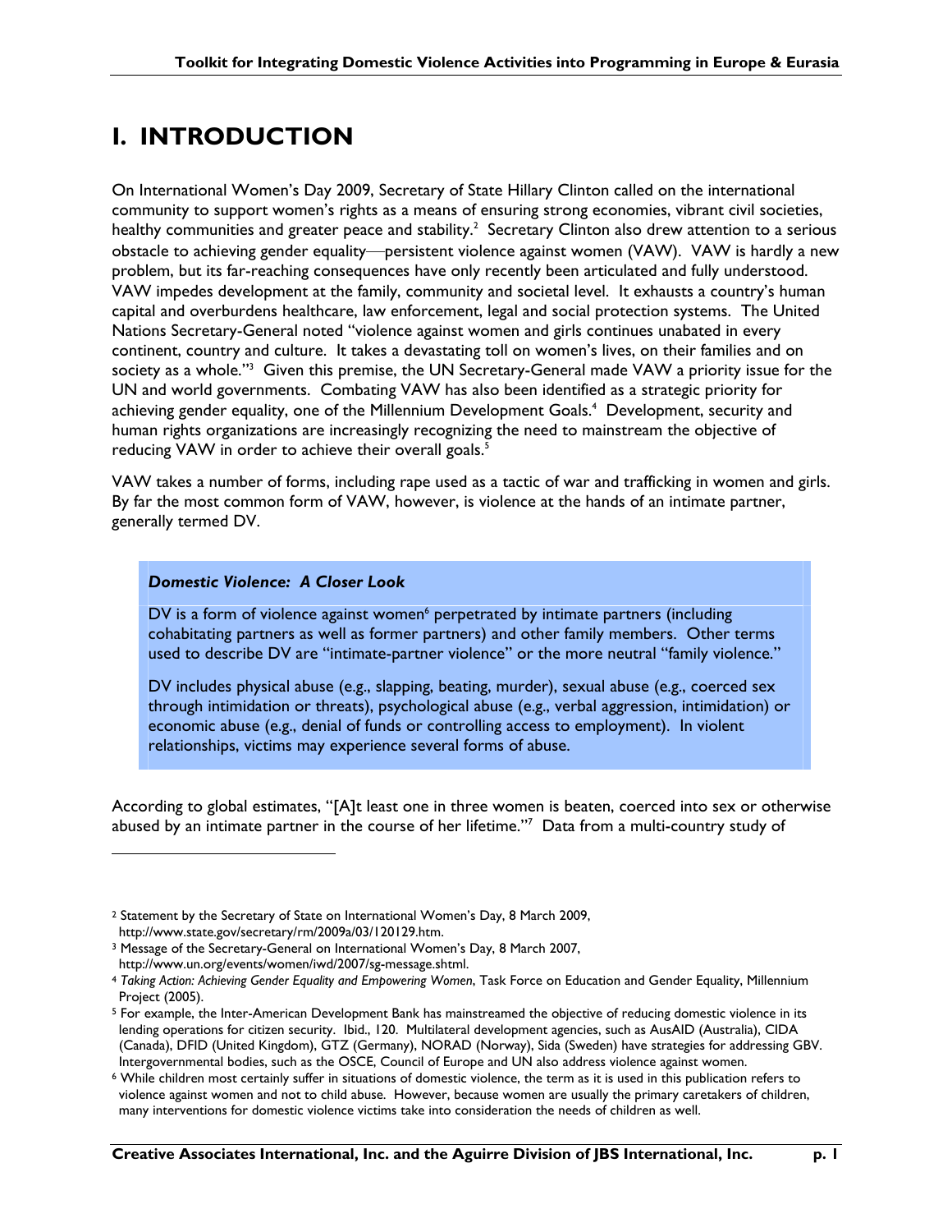# I. INTRODUCTION

On International Women's Day 2009, Secretary of State Hillary Clinton called on the international community to support women's rights as a means of ensuring strong economies, vibrant civil societies, healthy communities and greater peace and stability.[2] Secretary Clinton also drew attention to a serious obstacle to achieving gender equality—persistent violence against women (VAW). VAW is hardly a new problem, but its far-reaching consequences have only recently been articulated and fully understood. VAW impedes development at the family, community and societal level. It exhausts a country's human capital and overburdens healthcare, law enforcement, legal and social protection systems. The United Nations Secretary-General noted "violence against women and girls continues unabated in every continent, country and culture. It takes a devastating toll on women's lives, on their families and on society as a whole."[3] Given this premise, the UN Secretary-General made VAW a priority issue for the UN and world governments. Combating VAW has also been identified as a strategic priority for achieving gender equality, one of the Millennium Development Goals.[4] Development, security and human rights organizations are increasingly recognizing the need to mainstream the objective of reducing VAW in order to achieve their overall goals.[5]

VAW takes a number of forms, including rape used as a tactic of war and trafficking in women and girls. By far the most common form of VAW, however, is violence at the hands of an intimate partner, generally termed DV.

> ***Domestic Violence: A Closer Look***
>
> DV is a form of violence against women[6] perpetrated by intimate partners (including cohabitating partners as well as former partners) and other family members. Other terms used to describe DV are "intimate-partner violence" or the more neutral "family violence."
>
> DV includes physical abuse (e.g., slapping, beating, murder), sexual abuse (e.g., coerced sex through intimidation or threats), psychological abuse (e.g., verbal aggression, intimidation) or economic abuse (e.g., denial of funds or controlling access to employment). In violent relationships, victims may experience several forms of abuse.

According to global estimates, "[A]t least one in three women is beaten, coerced into sex or otherwise abused by an intimate partner in the course of her lifetime."[7] Data from a multi-country study of

---

[2] Statement by the Secretary of State on International Women's Day, 8 March 2009, http://www.state.gov/secretary/rm/2009a/03/120129.htm.

[3] Message of the Secretary-General on International Women's Day, 8 March 2007, http://www.un.org/events/women/iwd/2007/sg-message.shtml.

[4] *Taking Action: Achieving Gender Equality and Empowering Women*, Task Force on Education and Gender Equality, Millennium Project (2005).

[5] For example, the Inter-American Development Bank has mainstreamed the objective of reducing domestic violence in its lending operations for citizen security. Ibid., 120. Multilateral development agencies, such as AusAID (Australia), CIDA (Canada), DFID (United Kingdom), GTZ (Germany), NORAD (Norway), Sida (Sweden) have strategies for addressing GBV. Intergovernmental bodies, such as the OSCE, Council of Europe and UN also address violence against women.

[6] While children most certainly suffer in situations of domestic violence, the term as it is used in this publication refers to violence against women and not to child abuse. However, because women are usually the primary caretakers of children, many interventions for domestic violence victims take into consideration the needs of children as well.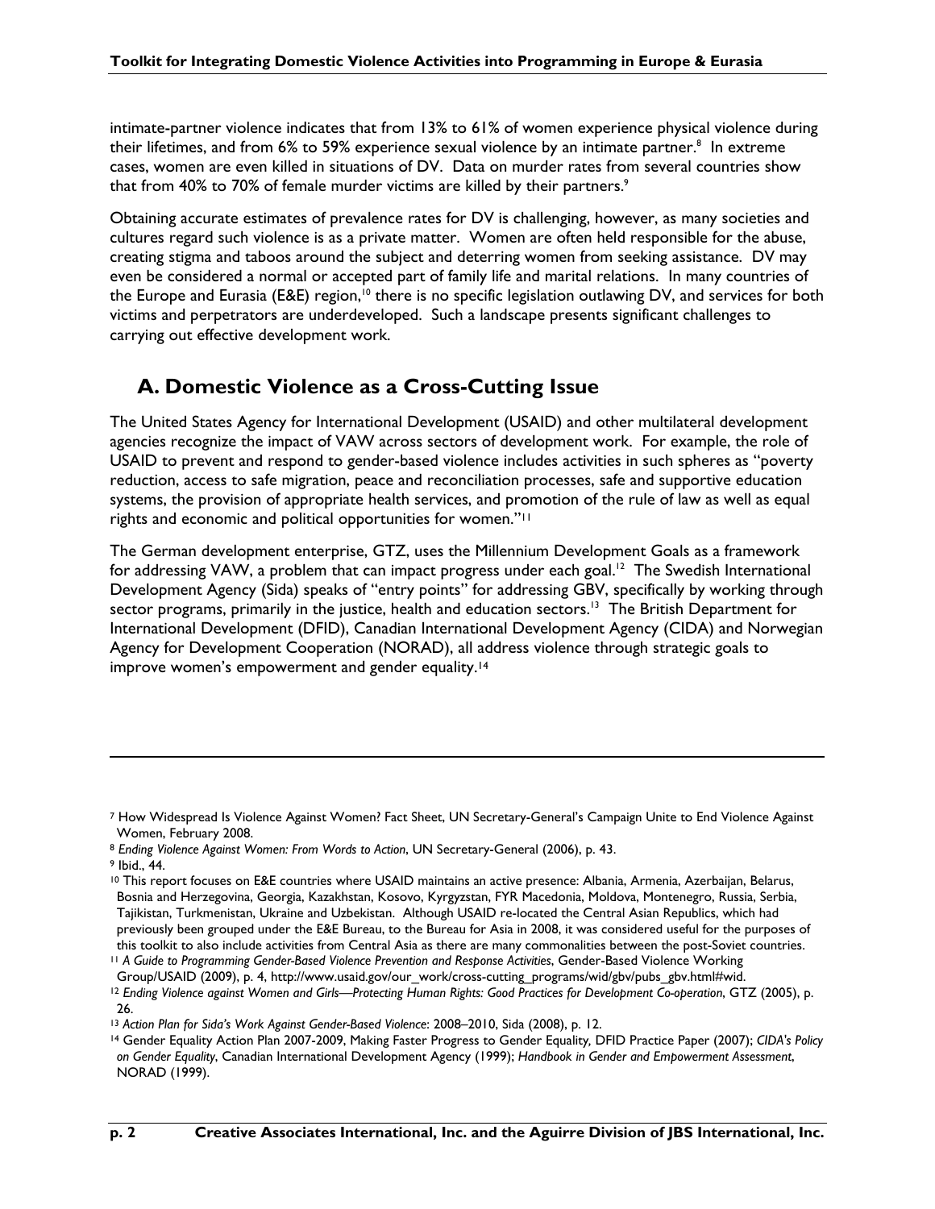intimate-partner violence indicates that from 13% to 61% of women experience physical violence during their lifetimes, and from 6% to 59% experience sexual violence by an intimate partner.[8] In extreme cases, women are even killed in situations of DV. Data on murder rates from several countries show that from 40% to 70% of female murder victims are killed by their partners.[9]

Obtaining accurate estimates of prevalence rates for DV is challenging, however, as many societies and cultures regard such violence is as a private matter. Women are often held responsible for the abuse, creating stigma and taboos around the subject and deterring women from seeking assistance. DV may even be considered a normal or accepted part of family life and marital relations. In many countries of the Europe and Eurasia (E&E) region,[10] there is no specific legislation outlawing DV, and services for both victims and perpetrators are underdeveloped. Such a landscape presents significant challenges to carrying out effective development work.

## A. Domestic Violence as a Cross-Cutting Issue

The United States Agency for International Development (USAID) and other multilateral development agencies recognize the impact of VAW across sectors of development work. For example, the role of USAID to prevent and respond to gender-based violence includes activities in such spheres as "poverty reduction, access to safe migration, peace and reconciliation processes, safe and supportive education systems, the provision of appropriate health services, and promotion of the rule of law as well as equal rights and economic and political opportunities for women."[11]

The German development enterprise, GTZ, uses the Millennium Development Goals as a framework for addressing VAW, a problem that can impact progress under each goal.[12] The Swedish International Development Agency (Sida) speaks of "entry points" for addressing GBV, specifically by working through sector programs, primarily in the justice, health and education sectors.[13] The British Department for International Development (DFID), Canadian International Development Agency (CIDA) and Norwegian Agency for Development Cooperation (NORAD), all address violence through strategic goals to improve women's empowerment and gender equality.[14]

---

[7] How Widespread Is Violence Against Women? Fact Sheet, UN Secretary-General's Campaign Unite to End Violence Against Women, February 2008.

[8] *Ending Violence Against Women: From Words to Action*, UN Secretary-General (2006), p. 43.

[9] Ibid., 44.

[10] This report focuses on E&E countries where USAID maintains an active presence: Albania, Armenia, Azerbaijan, Belarus, Bosnia and Herzegovina, Georgia, Kazakhstan, Kosovo, Kyrgyzstan, FYR Macedonia, Moldova, Montenegro, Russia, Serbia, Tajikistan, Turkmenistan, Ukraine and Uzbekistan. Although USAID re-located the Central Asian Republics, which had previously been grouped under the E&E Bureau, to the Bureau for Asia in 2008, it was considered useful for the purposes of this toolkit to also include activities from Central Asia as there are many commonalities between the post-Soviet countries.

[11] *A Guide to Programming Gender-Based Violence Prevention and Response Activities*, Gender-Based Violence Working Group/USAID (2009), p. 4, http://www.usaid.gov/our_work/cross-cutting_programs/wid/gbv/pubs_gbv.html#wid.

[12] *Ending Violence against Women and Girls—Protecting Human Rights: Good Practices for Development Co-operation*, GTZ (2005), p. 26.

[13] *Action Plan for Sida's Work Against Gender-Based Violence*: 2008–2010, Sida (2008), p. 12.

[14] Gender Equality Action Plan 2007-2009, Making Faster Progress to Gender Equality, DFID Practice Paper (2007); *CIDA's Policy on Gender Equality*, Canadian International Development Agency (1999); *Handbook in Gender and Empowerment Assessment*, NORAD (1999).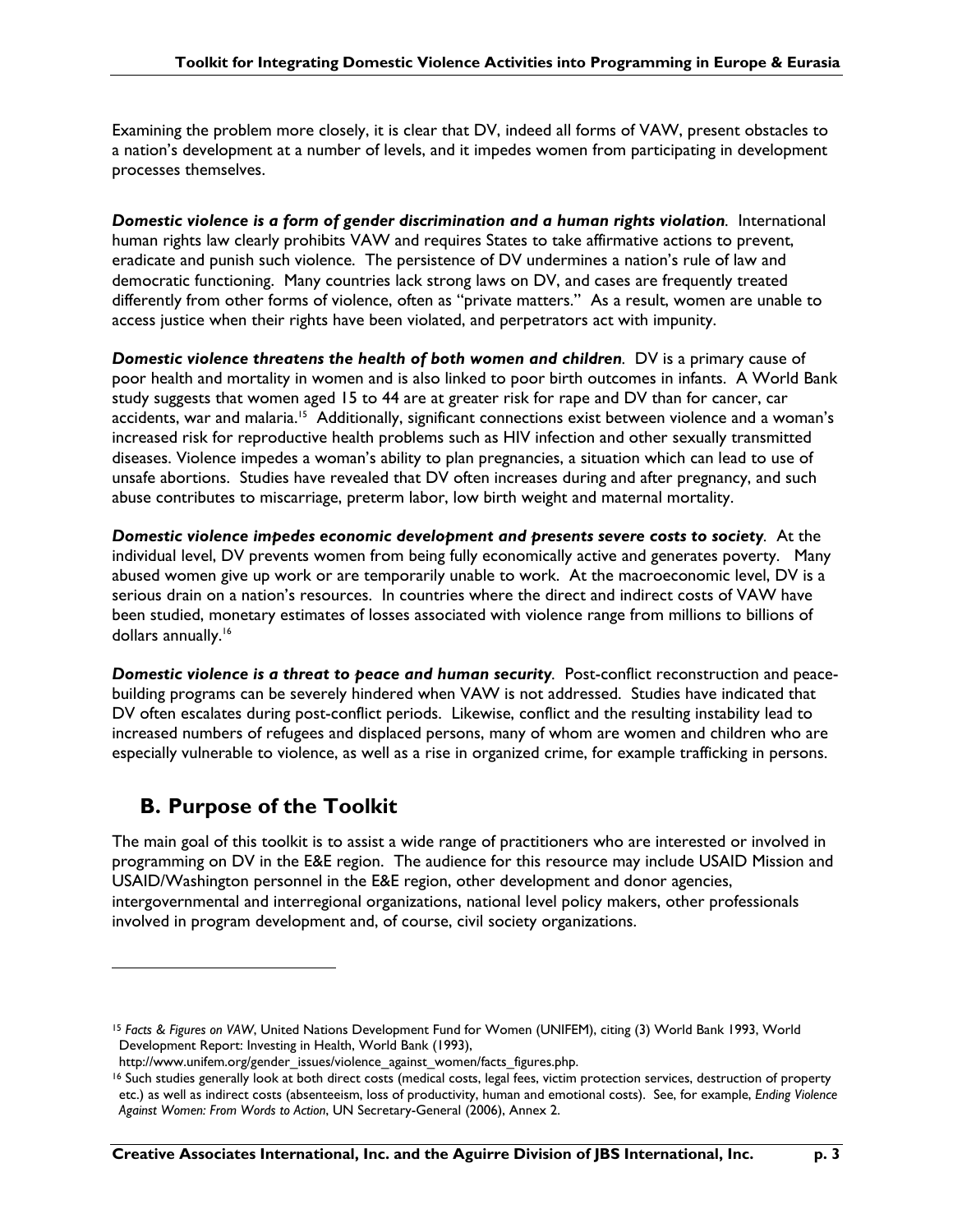Examining the problem more closely, it is clear that DV, indeed all forms of VAW, present obstacles to a nation's development at a number of levels, and it impedes women from participating in development processes themselves.

***Domestic violence is a form of gender discrimination and a human rights violation***. International human rights law clearly prohibits VAW and requires States to take affirmative actions to prevent, eradicate and punish such violence. The persistence of DV undermines a nation's rule of law and democratic functioning. Many countries lack strong laws on DV, and cases are frequently treated differently from other forms of violence, often as "private matters." As a result, women are unable to access justice when their rights have been violated, and perpetrators act with impunity.

***Domestic violence threatens the health of both women and children***. DV is a primary cause of poor health and mortality in women and is also linked to poor birth outcomes in infants. A World Bank study suggests that women aged 15 to 44 are at greater risk for rape and DV than for cancer, car accidents, war and malaria.[15] Additionally, significant connections exist between violence and a woman's increased risk for reproductive health problems such as HIV infection and other sexually transmitted diseases. Violence impedes a woman's ability to plan pregnancies, a situation which can lead to use of unsafe abortions. Studies have revealed that DV often increases during and after pregnancy, and such abuse contributes to miscarriage, preterm labor, low birth weight and maternal mortality.

***Domestic violence impedes economic development and presents severe costs to society***. At the individual level, DV prevents women from being fully economically active and generates poverty. Many abused women give up work or are temporarily unable to work. At the macroeconomic level, DV is a serious drain on a nation's resources. In countries where the direct and indirect costs of VAW have been studied, monetary estimates of losses associated with violence range from millions to billions of dollars annually.[16]

***Domestic violence is a threat to peace and human security***. Post-conflict reconstruction and peace-building programs can be severely hindered when VAW is not addressed. Studies have indicated that DV often escalates during post-conflict periods. Likewise, conflict and the resulting instability lead to increased numbers of refugees and displaced persons, many of whom are women and children who are especially vulnerable to violence, as well as a rise in organized crime, for example trafficking in persons.

## B. Purpose of the Toolkit

The main goal of this toolkit is to assist a wide range of practitioners who are interested or involved in programming on DV in the E&E region. The audience for this resource may include USAID Mission and USAID/Washington personnel in the E&E region, other development and donor agencies, intergovernmental and interregional organizations, national level policy makers, other professionals involved in program development and, of course, civil society organizations.

---

[15] *Facts & Figures on VAW*, United Nations Development Fund for Women (UNIFEM), citing (3) World Bank 1993, World Development Report: Investing in Health, World Bank (1993), http://www.unifem.org/gender_issues/violence_against_women/facts_figures.php.

[16] Such studies generally look at both direct costs (medical costs, legal fees, victim protection services, destruction of property etc.) as well as indirect costs (absenteeism, loss of productivity, human and emotional costs). See, for example, *Ending Violence Against Women: From Words to Action*, UN Secretary-General (2006), Annex 2.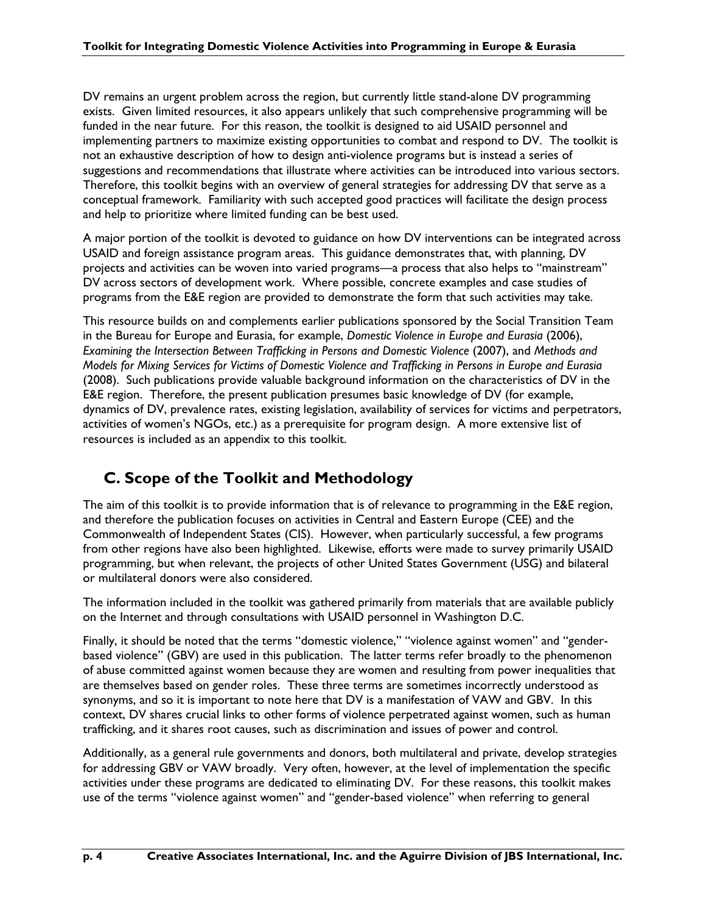DV remains an urgent problem across the region, but currently little stand-alone DV programming exists. Given limited resources, it also appears unlikely that such comprehensive programming will be funded in the near future. For this reason, the toolkit is designed to aid USAID personnel and implementing partners to maximize existing opportunities to combat and respond to DV. The toolkit is not an exhaustive description of how to design anti-violence programs but is instead a series of suggestions and recommendations that illustrate where activities can be introduced into various sectors. Therefore, this toolkit begins with an overview of general strategies for addressing DV that serve as a conceptual framework. Familiarity with such accepted good practices will facilitate the design process and help to prioritize where limited funding can be best used.

A major portion of the toolkit is devoted to guidance on how DV interventions can be integrated across USAID and foreign assistance program areas. This guidance demonstrates that, with planning, DV projects and activities can be woven into varied programs—a process that also helps to "mainstream" DV across sectors of development work. Where possible, concrete examples and case studies of programs from the E&E region are provided to demonstrate the form that such activities may take.

This resource builds on and complements earlier publications sponsored by the Social Transition Team in the Bureau for Europe and Eurasia, for example, *Domestic Violence in Europe and Eurasia* (2006), *Examining the Intersection Between Trafficking in Persons and Domestic Violence* (2007), and *Methods and Models for Mixing Services for Victims of Domestic Violence and Trafficking in Persons in Europe and Eurasia* (2008). Such publications provide valuable background information on the characteristics of DV in the E&E region. Therefore, the present publication presumes basic knowledge of DV (for example, dynamics of DV, prevalence rates, existing legislation, availability of services for victims and perpetrators, activities of women's NGOs, etc.) as a prerequisite for program design. A more extensive list of resources is included as an appendix to this toolkit.

## C. Scope of the Toolkit and Methodology

The aim of this toolkit is to provide information that is of relevance to programming in the E&E region, and therefore the publication focuses on activities in Central and Eastern Europe (CEE) and the Commonwealth of Independent States (CIS). However, when particularly successful, a few programs from other regions have also been highlighted. Likewise, efforts were made to survey primarily USAID programming, but when relevant, the projects of other United States Government (USG) and bilateral or multilateral donors were also considered.

The information included in the toolkit was gathered primarily from materials that are available publicly on the Internet and through consultations with USAID personnel in Washington D.C.

Finally, it should be noted that the terms "domestic violence," "violence against women" and "gender-based violence" (GBV) are used in this publication. The latter terms refer broadly to the phenomenon of abuse committed against women because they are women and resulting from power inequalities that are themselves based on gender roles. These three terms are sometimes incorrectly understood as synonyms, and so it is important to note here that DV is a manifestation of VAW and GBV. In this context, DV shares crucial links to other forms of violence perpetrated against women, such as human trafficking, and it shares root causes, such as discrimination and issues of power and control.

Additionally, as a general rule governments and donors, both multilateral and private, develop strategies for addressing GBV or VAW broadly. Very often, however, at the level of implementation the specific activities under these programs are dedicated to eliminating DV. For these reasons, this toolkit makes use of the terms "violence against women" and "gender-based violence" when referring to general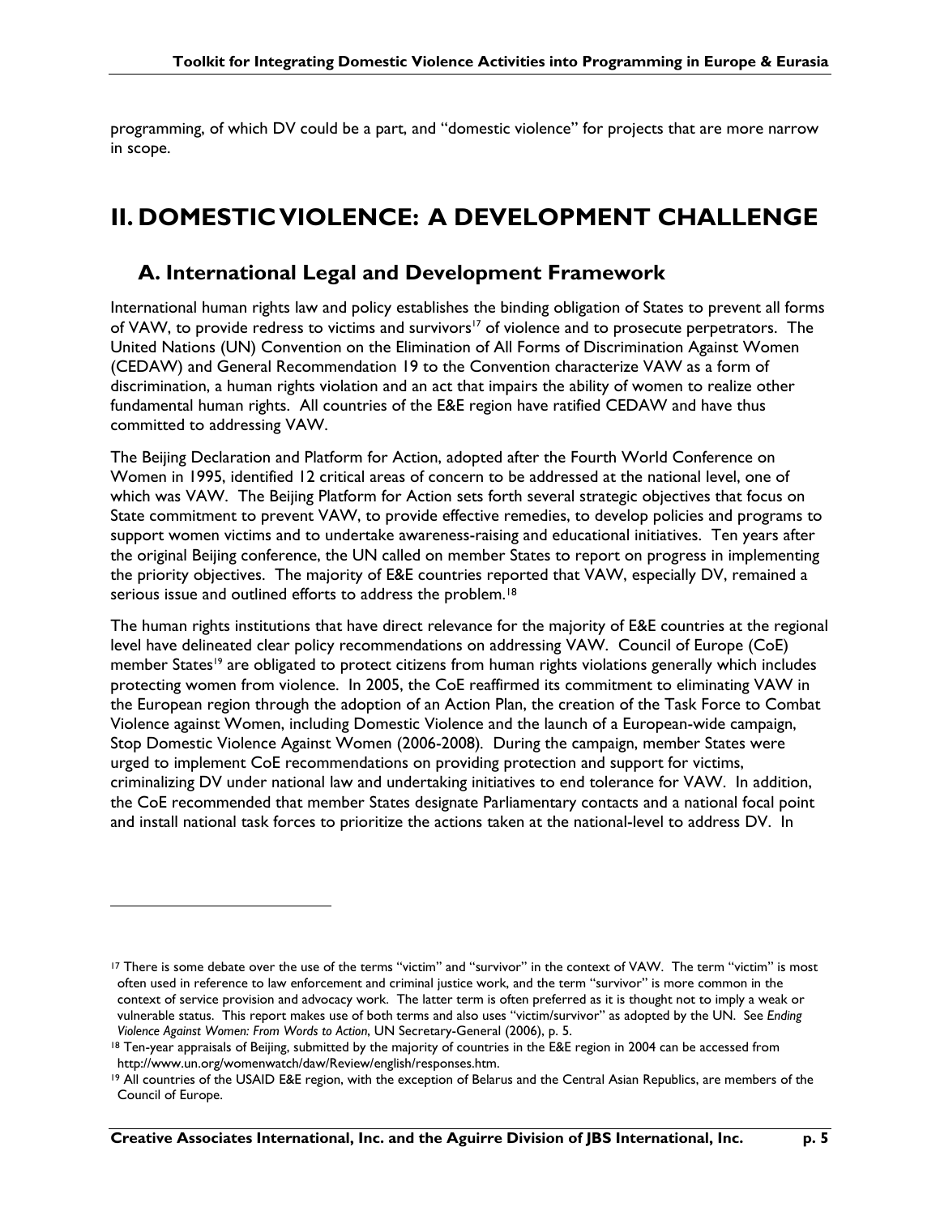programming, of which DV could be a part, and "domestic violence" for projects that are more narrow in scope.

# II. DOMESTIC VIOLENCE: A DEVELOPMENT CHALLENGE

## A. International Legal and Development Framework

International human rights law and policy establishes the binding obligation of States to prevent all forms of VAW, to provide redress to victims and survivors[17] of violence and to prosecute perpetrators. The United Nations (UN) Convention on the Elimination of All Forms of Discrimination Against Women (CEDAW) and General Recommendation 19 to the Convention characterize VAW as a form of discrimination, a human rights violation and an act that impairs the ability of women to realize other fundamental human rights. All countries of the E&E region have ratified CEDAW and have thus committed to addressing VAW.

The Beijing Declaration and Platform for Action, adopted after the Fourth World Conference on Women in 1995, identified 12 critical areas of concern to be addressed at the national level, one of which was VAW. The Beijing Platform for Action sets forth several strategic objectives that focus on State commitment to prevent VAW, to provide effective remedies, to develop policies and programs to support women victims and to undertake awareness-raising and educational initiatives. Ten years after the original Beijing conference, the UN called on member States to report on progress in implementing the priority objectives. The majority of E&E countries reported that VAW, especially DV, remained a serious issue and outlined efforts to address the problem.[18]

The human rights institutions that have direct relevance for the majority of E&E countries at the regional level have delineated clear policy recommendations on addressing VAW. Council of Europe (CoE) member States[19] are obligated to protect citizens from human rights violations generally which includes protecting women from violence. In 2005, the CoE reaffirmed its commitment to eliminating VAW in the European region through the adoption of an Action Plan, the creation of the Task Force to Combat Violence against Women, including Domestic Violence and the launch of a European-wide campaign, Stop Domestic Violence Against Women (2006-2008). During the campaign, member States were urged to implement CoE recommendations on providing protection and support for victims, criminalizing DV under national law and undertaking initiatives to end tolerance for VAW. In addition, the CoE recommended that member States designate Parliamentary contacts and a national focal point and install national task forces to prioritize the actions taken at the national-level to address DV. In

---

[17] There is some debate over the use of the terms "victim" and "survivor" in the context of VAW. The term "victim" is most often used in reference to law enforcement and criminal justice work, and the term "survivor" is more common in the context of service provision and advocacy work. The latter term is often preferred as it is thought not to imply a weak or vulnerable status. This report makes use of both terms and also uses "victim/survivor" as adopted by the UN. See *Ending Violence Against Women: From Words to Action*, UN Secretary-General (2006), p. 5.

[18] Ten-year appraisals of Beijing, submitted by the majority of countries in the E&E region in 2004 can be accessed from http://www.un.org/womenwatch/daw/Review/english/responses.htm.

[19] All countries of the USAID E&E region, with the exception of Belarus and the Central Asian Republics, are members of the Council of Europe.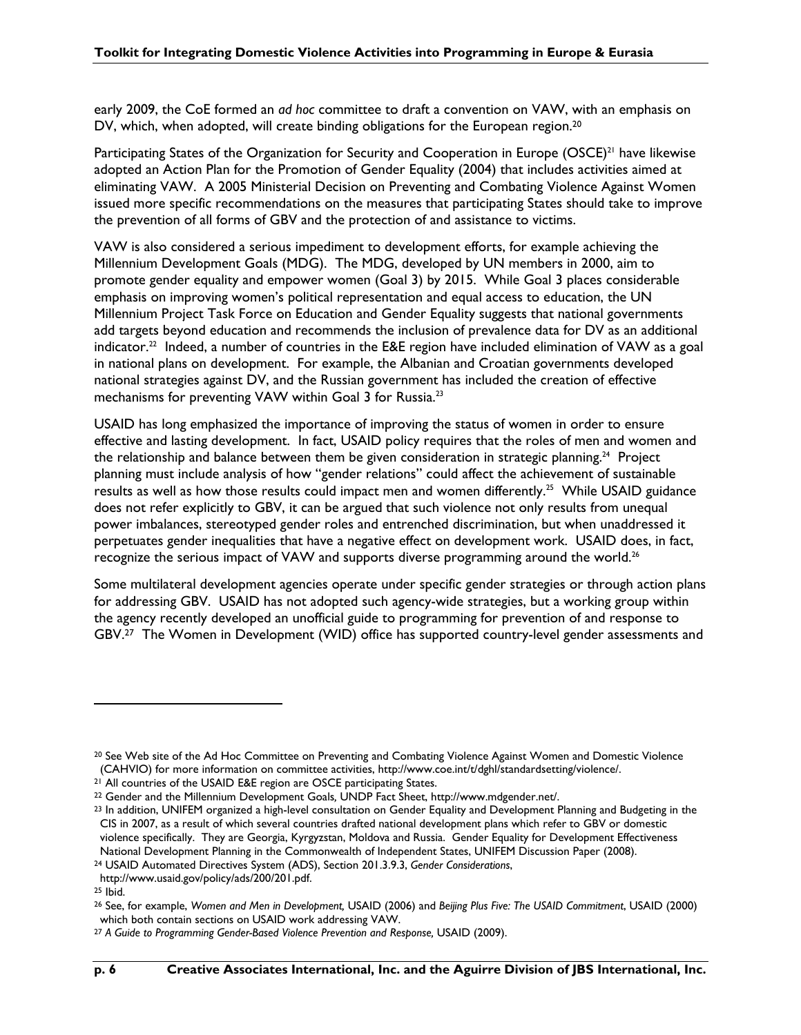early 2009, the CoE formed an *ad hoc* committee to draft a convention on VAW, with an emphasis on DV, which, when adopted, will create binding obligations for the European region.[20]

Participating States of the Organization for Security and Cooperation in Europe (OSCE)[21] have likewise adopted an Action Plan for the Promotion of Gender Equality (2004) that includes activities aimed at eliminating VAW. A 2005 Ministerial Decision on Preventing and Combating Violence Against Women issued more specific recommendations on the measures that participating States should take to improve the prevention of all forms of GBV and the protection of and assistance to victims.

VAW is also considered a serious impediment to development efforts, for example achieving the Millennium Development Goals (MDG). The MDG, developed by UN members in 2000, aim to promote gender equality and empower women (Goal 3) by 2015. While Goal 3 places considerable emphasis on improving women's political representation and equal access to education, the UN Millennium Project Task Force on Education and Gender Equality suggests that national governments add targets beyond education and recommends the inclusion of prevalence data for DV as an additional indicator.[22] Indeed, a number of countries in the E&E region have included elimination of VAW as a goal in national plans on development. For example, the Albanian and Croatian governments developed national strategies against DV, and the Russian government has included the creation of effective mechanisms for preventing VAW within Goal 3 for Russia.[23]

USAID has long emphasized the importance of improving the status of women in order to ensure effective and lasting development. In fact, USAID policy requires that the roles of men and women and the relationship and balance between them be given consideration in strategic planning.[24] Project planning must include analysis of how "gender relations" could affect the achievement of sustainable results as well as how those results could impact men and women differently.[25] While USAID guidance does not refer explicitly to GBV, it can be argued that such violence not only results from unequal power imbalances, stereotyped gender roles and entrenched discrimination, but when unaddressed it perpetuates gender inequalities that have a negative effect on development work. USAID does, in fact, recognize the serious impact of VAW and supports diverse programming around the world.[26]

Some multilateral development agencies operate under specific gender strategies or through action plans for addressing GBV. USAID has not adopted such agency-wide strategies, but a working group within the agency recently developed an unofficial guide to programming for prevention of and response to GBV.[27] The Women in Development (WID) office has supported country-level gender assessments and

---

[20] See Web site of the Ad Hoc Committee on Preventing and Combating Violence Against Women and Domestic Violence (CAHVIO) for more information on committee activities, http://www.coe.int/t/dghl/standardsetting/violence/.

[21] All countries of the USAID E&E region are OSCE participating States.

[22] Gender and the Millennium Development Goals, UNDP Fact Sheet, http://www.mdgender.net/.

[23] In addition, UNIFEM organized a high-level consultation on Gender Equality and Development Planning and Budgeting in the CIS in 2007, as a result of which several countries drafted national development plans which refer to GBV or domestic violence specifically. They are Georgia, Kyrgyzstan, Moldova and Russia. Gender Equality for Development Effectiveness National Development Planning in the Commonwealth of Independent States, UNIFEM Discussion Paper (2008).

[24] USAID Automated Directives System (ADS), Section 201.3.9.3, *Gender Considerations*, http://www.usaid.gov/policy/ads/200/201.pdf.

[25] Ibid.

[26] See, for example, *Women and Men in Development,* USAID (2006) and *Beijing Plus Five: The USAID Commitment*, USAID (2000) which both contain sections on USAID work addressing VAW.

[27] *A Guide to Programming Gender-Based Violence Prevention and Response,* USAID (2009).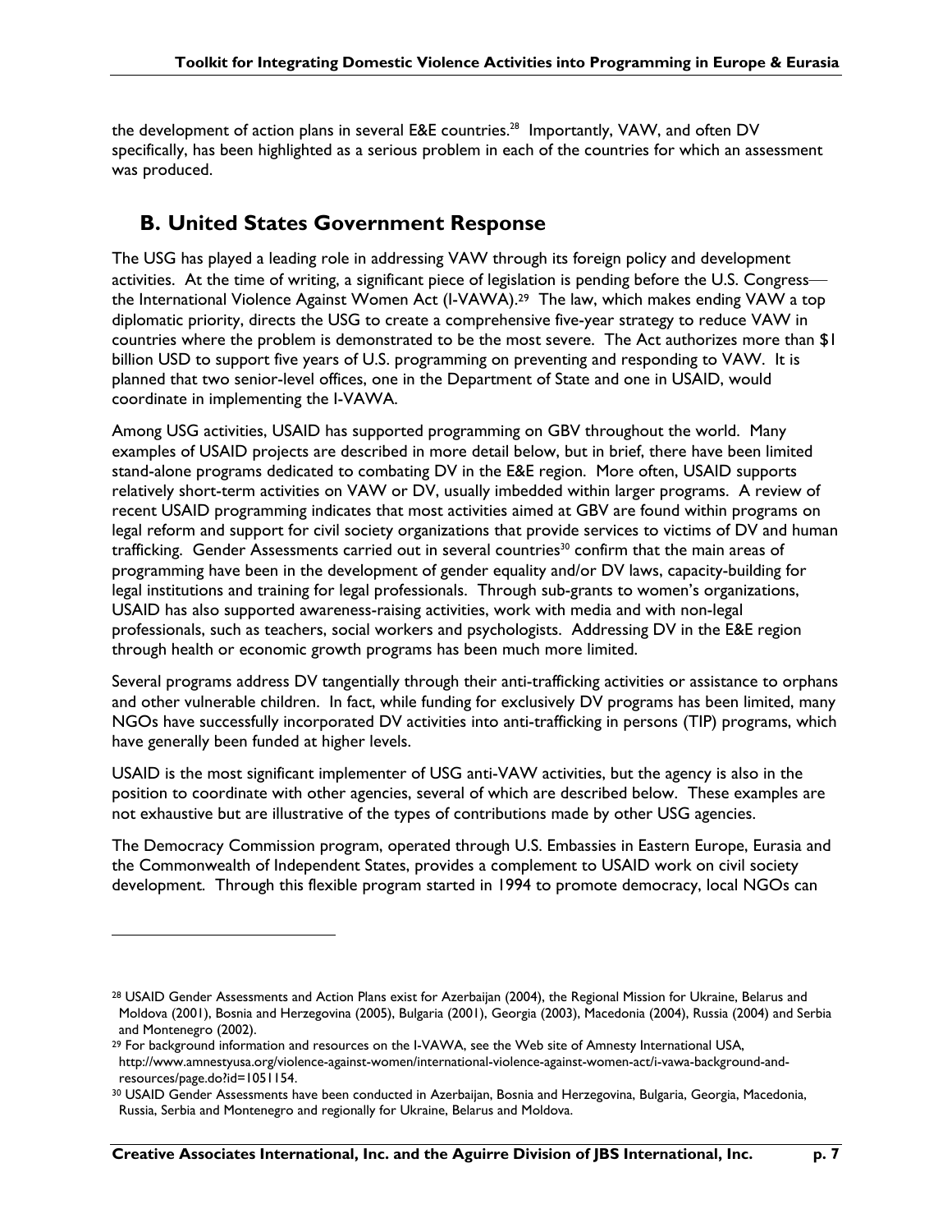the development of action plans in several E&E countries.[28] Importantly, VAW, and often DV specifically, has been highlighted as a serious problem in each of the countries for which an assessment was produced.

## B. United States Government Response

The USG has played a leading role in addressing VAW through its foreign policy and development activities. At the time of writing, a significant piece of legislation is pending before the U.S. Congress—the International Violence Against Women Act (I-VAWA).[29] The law, which makes ending VAW a top diplomatic priority, directs the USG to create a comprehensive five-year strategy to reduce VAW in countries where the problem is demonstrated to be the most severe. The Act authorizes more than $1 billion USD to support five years of U.S. programming on preventing and responding to VAW. It is planned that two senior-level offices, one in the Department of State and one in USAID, would coordinate in implementing the I-VAWA.

Among USG activities, USAID has supported programming on GBV throughout the world. Many examples of USAID projects are described in more detail below, but in brief, there have been limited stand-alone programs dedicated to combating DV in the E&E region. More often, USAID supports relatively short-term activities on VAW or DV, usually imbedded within larger programs. A review of recent USAID programming indicates that most activities aimed at GBV are found within programs on legal reform and support for civil society organizations that provide services to victims of DV and human trafficking. Gender Assessments carried out in several countries[30] confirm that the main areas of programming have been in the development of gender equality and/or DV laws, capacity-building for legal institutions and training for legal professionals. Through sub-grants to women's organizations, USAID has also supported awareness-raising activities, work with media and with non-legal professionals, such as teachers, social workers and psychologists. Addressing DV in the E&E region through health or economic growth programs has been much more limited.

Several programs address DV tangentially through their anti-trafficking activities or assistance to orphans and other vulnerable children. In fact, while funding for exclusively DV programs has been limited, many NGOs have successfully incorporated DV activities into anti-trafficking in persons (TIP) programs, which have generally been funded at higher levels.

USAID is the most significant implementer of USG anti-VAW activities, but the agency is also in the position to coordinate with other agencies, several of which are described below. These examples are not exhaustive but are illustrative of the types of contributions made by other USG agencies.

The Democracy Commission program, operated through U.S. Embassies in Eastern Europe, Eurasia and the Commonwealth of Independent States, provides a complement to USAID work on civil society development. Through this flexible program started in 1994 to promote democracy, local NGOs can

---

[28] USAID Gender Assessments and Action Plans exist for Azerbaijan (2004), the Regional Mission for Ukraine, Belarus and Moldova (2001), Bosnia and Herzegovina (2005), Bulgaria (2001), Georgia (2003), Macedonia (2004), Russia (2004) and Serbia and Montenegro (2002).

[29] For background information and resources on the I-VAWA, see the Web site of Amnesty International USA, http://www.amnestyusa.org/violence-against-women/international-violence-against-women-act/i-vawa-background-and-resources/page.do?id=1051154.

[30] USAID Gender Assessments have been conducted in Azerbaijan, Bosnia and Herzegovina, Bulgaria, Georgia, Macedonia, Russia, Serbia and Montenegro and regionally for Ukraine, Belarus and Moldova.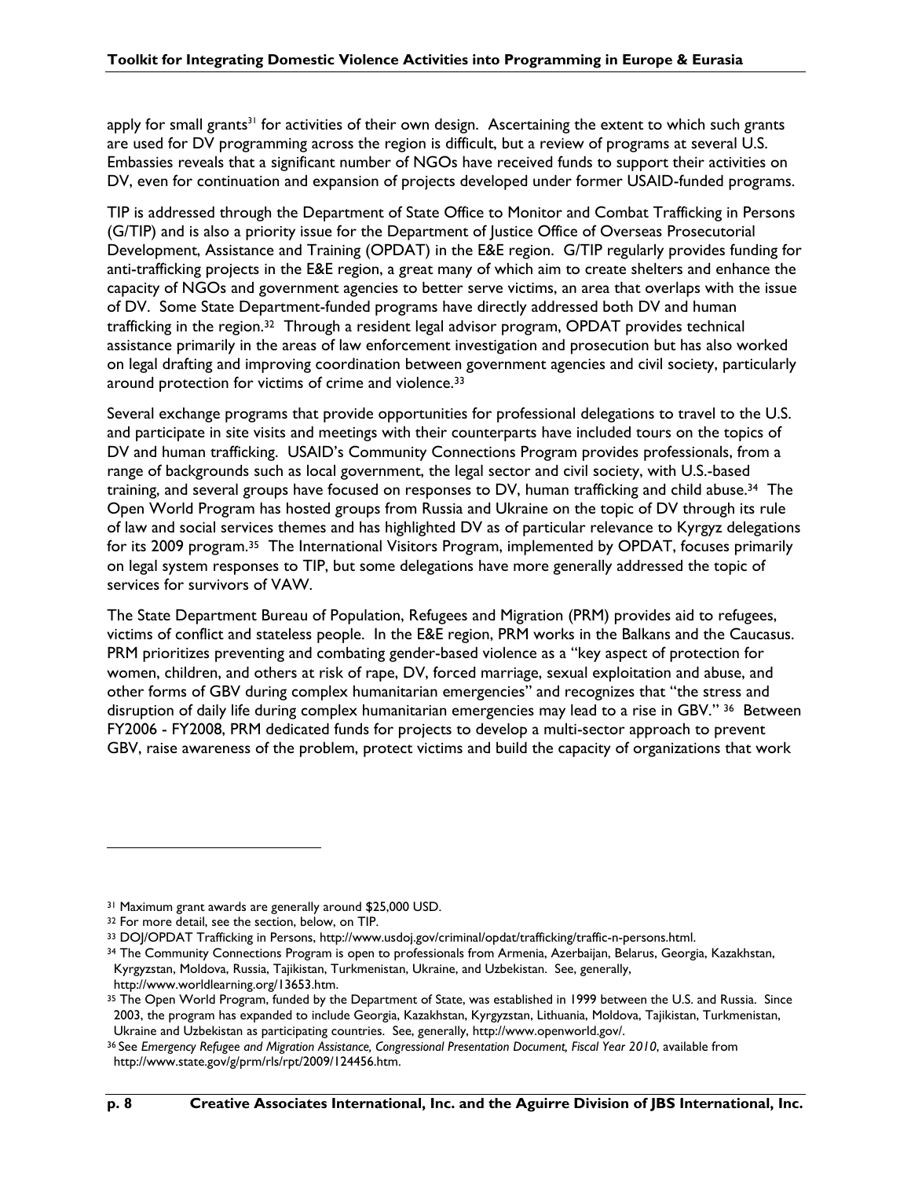apply for small grants[31] for activities of their own design. Ascertaining the extent to which such grants are used for DV programming across the region is difficult, but a review of programs at several U.S. Embassies reveals that a significant number of NGOs have received funds to support their activities on DV, even for continuation and expansion of projects developed under former USAID-funded programs.

TIP is addressed through the Department of State Office to Monitor and Combat Trafficking in Persons (G/TIP) and is also a priority issue for the Department of Justice Office of Overseas Prosecutorial Development, Assistance and Training (OPDAT) in the E&E region. G/TIP regularly provides funding for anti-trafficking projects in the E&E region, a great many of which aim to create shelters and enhance the capacity of NGOs and government agencies to better serve victims, an area that overlaps with the issue of DV. Some State Department-funded programs have directly addressed both DV and human trafficking in the region.[32] Through a resident legal advisor program, OPDAT provides technical assistance primarily in the areas of law enforcement investigation and prosecution but has also worked on legal drafting and improving coordination between government agencies and civil society, particularly around protection for victims of crime and violence.[33]

Several exchange programs that provide opportunities for professional delegations to travel to the U.S. and participate in site visits and meetings with their counterparts have included tours on the topics of DV and human trafficking. USAID's Community Connections Program provides professionals, from a range of backgrounds such as local government, the legal sector and civil society, with U.S.-based training, and several groups have focused on responses to DV, human trafficking and child abuse.[34] The Open World Program has hosted groups from Russia and Ukraine on the topic of DV through its rule of law and social services themes and has highlighted DV as of particular relevance to Kyrgyz delegations for its 2009 program.[35] The International Visitors Program, implemented by OPDAT, focuses primarily on legal system responses to TIP, but some delegations have more generally addressed the topic of services for survivors of VAW.

The State Department Bureau of Population, Refugees and Migration (PRM) provides aid to refugees, victims of conflict and stateless people. In the E&E region, PRM works in the Balkans and the Caucasus. PRM prioritizes preventing and combating gender-based violence as a "key aspect of protection for women, children, and others at risk of rape, DV, forced marriage, sexual exploitation and abuse, and other forms of GBV during complex humanitarian emergencies" and recognizes that "the stress and disruption of daily life during complex humanitarian emergencies may lead to a rise in GBV." [36] Between FY2006 - FY2008, PRM dedicated funds for projects to develop a multi-sector approach to prevent GBV, raise awareness of the problem, protect victims and build the capacity of organizations that work

---

[31] Maximum grant awards are generally around $25,000 USD.

[32] For more detail, see the section, below, on TIP.

[33] DOJ/OPDAT Trafficking in Persons, http://www.usdoj.gov/criminal/opdat/trafficking/traffic-n-persons.html.

[34] The Community Connections Program is open to professionals from Armenia, Azerbaijan, Belarus, Georgia, Kazakhstan, Kyrgyzstan, Moldova, Russia, Tajikistan, Turkmenistan, Ukraine, and Uzbekistan. See, generally, http://www.worldlearning.org/13653.htm.

[35] The Open World Program, funded by the Department of State, was established in 1999 between the U.S. and Russia. Since 2003, the program has expanded to include Georgia, Kazakhstan, Kyrgyzstan, Lithuania, Moldova, Tajikistan, Turkmenistan, Ukraine and Uzbekistan as participating countries. See, generally, http://www.openworld.gov/.

[36] See *Emergency Refugee and Migration Assistance, Congressional Presentation Document, Fiscal Year 2010*, available from http://www.state.gov/g/prm/rls/rpt/2009/124456.htm.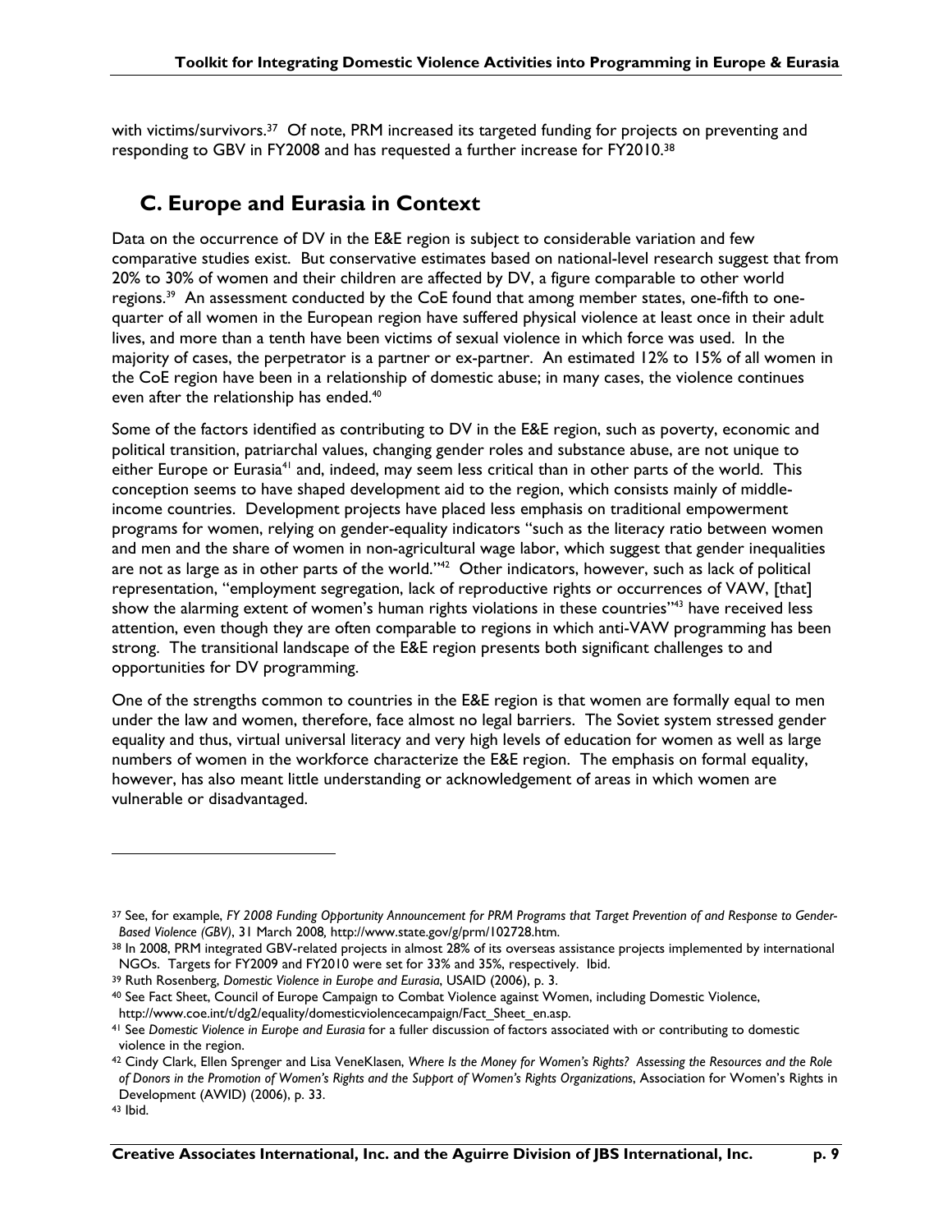with victims/survivors.[37] Of note, PRM increased its targeted funding for projects on preventing and responding to GBV in FY2008 and has requested a further increase for FY2010.[38]

## C. Europe and Eurasia in Context

Data on the occurrence of DV in the E&E region is subject to considerable variation and few comparative studies exist. But conservative estimates based on national-level research suggest that from 20% to 30% of women and their children are affected by DV, a figure comparable to other world regions.[39] An assessment conducted by the CoE found that among member states, one-fifth to one-quarter of all women in the European region have suffered physical violence at least once in their adult lives, and more than a tenth have been victims of sexual violence in which force was used. In the majority of cases, the perpetrator is a partner or ex-partner. An estimated 12% to 15% of all women in the CoE region have been in a relationship of domestic abuse; in many cases, the violence continues even after the relationship has ended.[40]

Some of the factors identified as contributing to DV in the E&E region, such as poverty, economic and political transition, patriarchal values, changing gender roles and substance abuse, are not unique to either Europe or Eurasia[41] and, indeed, may seem less critical than in other parts of the world. This conception seems to have shaped development aid to the region, which consists mainly of middle-income countries. Development projects have placed less emphasis on traditional empowerment programs for women, relying on gender-equality indicators "such as the literacy ratio between women and men and the share of women in non-agricultural wage labor, which suggest that gender inequalities are not as large as in other parts of the world."[42] Other indicators, however, such as lack of political representation, "employment segregation, lack of reproductive rights or occurrences of VAW, [that] show the alarming extent of women's human rights violations in these countries"[43] have received less attention, even though they are often comparable to regions in which anti-VAW programming has been strong. The transitional landscape of the E&E region presents both significant challenges to and opportunities for DV programming.

One of the strengths common to countries in the E&E region is that women are formally equal to men under the law and women, therefore, face almost no legal barriers. The Soviet system stressed gender equality and thus, virtual universal literacy and very high levels of education for women as well as large numbers of women in the workforce characterize the E&E region. The emphasis on formal equality, however, has also meant little understanding or acknowledgement of areas in which women are vulnerable or disadvantaged.

---

[37] See, for example, *FY 2008 Funding Opportunity Announcement for PRM Programs that Target Prevention of and Response to Gender-Based Violence (GBV)*, 31 March 2008, http://www.state.gov/g/prm/102728.htm.

[38] In 2008, PRM integrated GBV-related projects in almost 28% of its overseas assistance projects implemented by international NGOs. Targets for FY2009 and FY2010 were set for 33% and 35%, respectively. Ibid.

[39] Ruth Rosenberg, *Domestic Violence in Europe and Eurasia*, USAID (2006), p. 3.

[40] See Fact Sheet, Council of Europe Campaign to Combat Violence against Women, including Domestic Violence, http://www.coe.int/t/dg2/equality/domesticviolencecampaign/Fact_Sheet_en.asp.

[41] See *Domestic Violence in Europe and Eurasia* for a fuller discussion of factors associated with or contributing to domestic violence in the region.

[42] Cindy Clark, Ellen Sprenger and Lisa VeneKlasen, *Where Is the Money for Women's Rights? Assessing the Resources and the Role of Donors in the Promotion of Women's Rights and the Support of Women's Rights Organizations*, Association for Women's Rights in Development (AWID) (2006), p. 33.

[43] Ibid.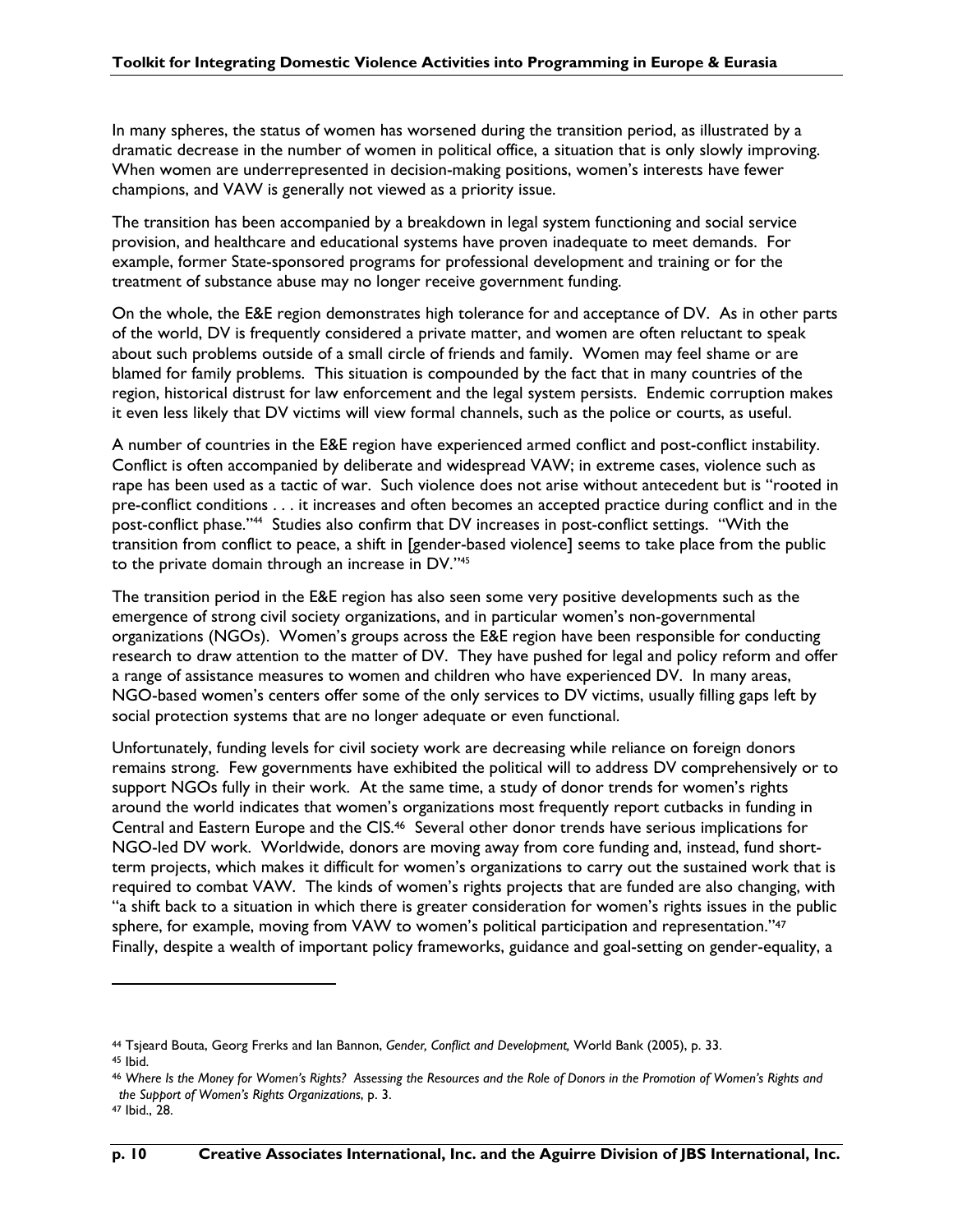In many spheres, the status of women has worsened during the transition period, as illustrated by a dramatic decrease in the number of women in political office, a situation that is only slowly improving. When women are underrepresented in decision-making positions, women's interests have fewer champions, and VAW is generally not viewed as a priority issue.

The transition has been accompanied by a breakdown in legal system functioning and social service provision, and healthcare and educational systems have proven inadequate to meet demands. For example, former State-sponsored programs for professional development and training or for the treatment of substance abuse may no longer receive government funding.

On the whole, the E&E region demonstrates high tolerance for and acceptance of DV. As in other parts of the world, DV is frequently considered a private matter, and women are often reluctant to speak about such problems outside of a small circle of friends and family. Women may feel shame or are blamed for family problems. This situation is compounded by the fact that in many countries of the region, historical distrust for law enforcement and the legal system persists. Endemic corruption makes it even less likely that DV victims will view formal channels, such as the police or courts, as useful.

A number of countries in the E&E region have experienced armed conflict and post-conflict instability. Conflict is often accompanied by deliberate and widespread VAW; in extreme cases, violence such as rape has been used as a tactic of war. Such violence does not arise without antecedent but is "rooted in pre-conflict conditions . . . it increases and often becomes an accepted practice during conflict and in the post-conflict phase."[44] Studies also confirm that DV increases in post-conflict settings. "With the transition from conflict to peace, a shift in [gender-based violence] seems to take place from the public to the private domain through an increase in DV."[45]

The transition period in the E&E region has also seen some very positive developments such as the emergence of strong civil society organizations, and in particular women's non-governmental organizations (NGOs). Women's groups across the E&E region have been responsible for conducting research to draw attention to the matter of DV. They have pushed for legal and policy reform and offer a range of assistance measures to women and children who have experienced DV. In many areas, NGO-based women's centers offer some of the only services to DV victims, usually filling gaps left by social protection systems that are no longer adequate or even functional.

Unfortunately, funding levels for civil society work are decreasing while reliance on foreign donors remains strong. Few governments have exhibited the political will to address DV comprehensively or to support NGOs fully in their work. At the same time, a study of donor trends for women's rights around the world indicates that women's organizations most frequently report cutbacks in funding in Central and Eastern Europe and the CIS.[46] Several other donor trends have serious implications for NGO-led DV work. Worldwide, donors are moving away from core funding and, instead, fund short-term projects, which makes it difficult for women's organizations to carry out the sustained work that is required to combat VAW. The kinds of women's rights projects that are funded are also changing, with "a shift back to a situation in which there is greater consideration for women's rights issues in the public sphere, for example, moving from VAW to women's political participation and representation."[47] Finally, despite a wealth of important policy frameworks, guidance and goal-setting on gender-equality, a

---

[44] Tsjeard Bouta, Georg Frerks and Ian Bannon, *Gender, Conflict and Development,* World Bank (2005), p. 33.

[45] Ibid.

[46] *Where Is the Money for Women's Rights? Assessing the Resources and the Role of Donors in the Promotion of Women's Rights and the Support of Women's Rights Organizations*, p. 3.

[47] Ibid., 28.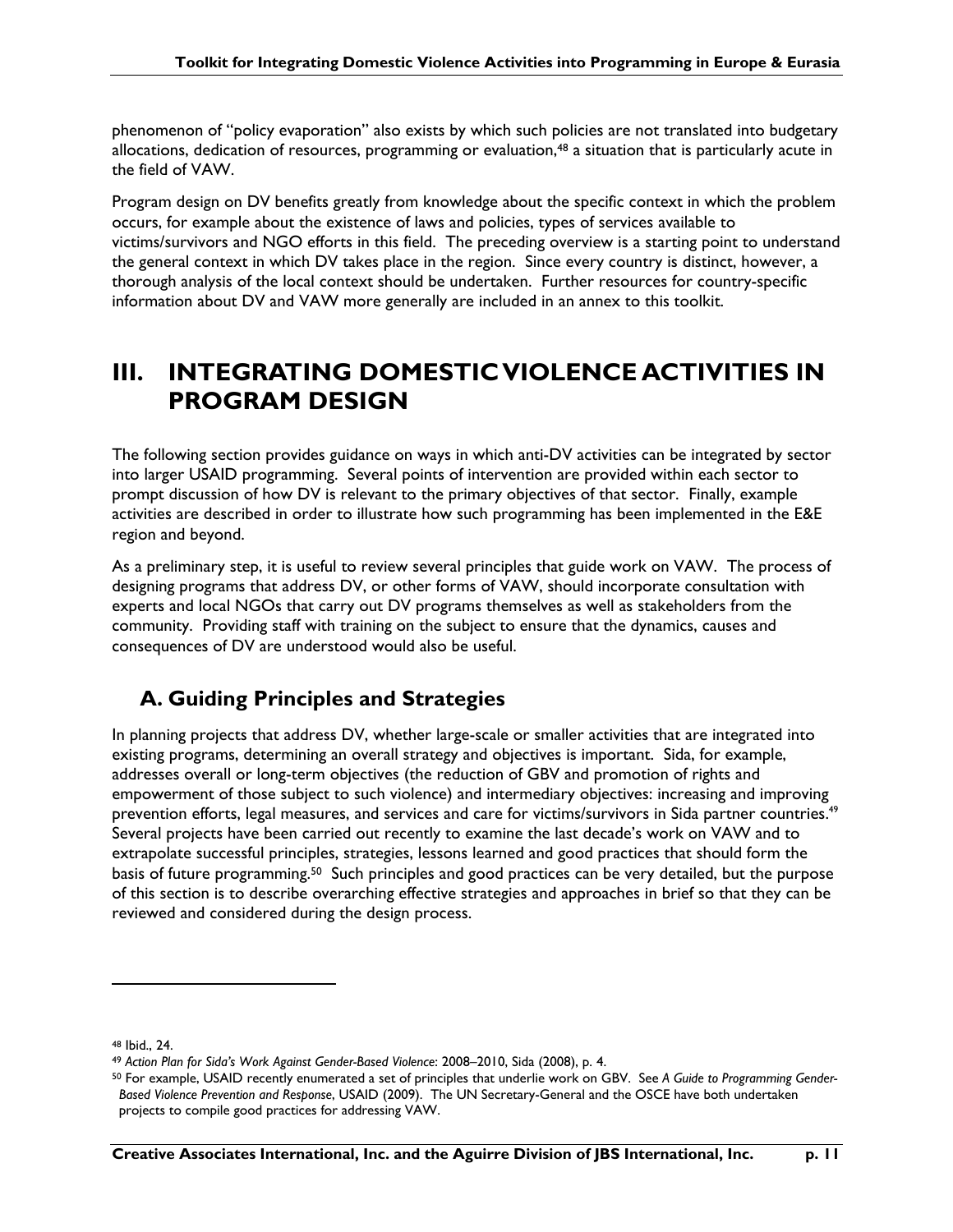phenomenon of "policy evaporation" also exists by which such policies are not translated into budgetary allocations, dedication of resources, programming or evaluation,[48] a situation that is particularly acute in the field of VAW.

Program design on DV benefits greatly from knowledge about the specific context in which the problem occurs, for example about the existence of laws and policies, types of services available to victims/survivors and NGO efforts in this field. The preceding overview is a starting point to understand the general context in which DV takes place in the region. Since every country is distinct, however, a thorough analysis of the local context should be undertaken. Further resources for country-specific information about DV and VAW more generally are included in an annex to this toolkit.

# III. INTEGRATING DOMESTIC VIOLENCE ACTIVITIES IN PROGRAM DESIGN

The following section provides guidance on ways in which anti-DV activities can be integrated by sector into larger USAID programming. Several points of intervention are provided within each sector to prompt discussion of how DV is relevant to the primary objectives of that sector. Finally, example activities are described in order to illustrate how such programming has been implemented in the E&E region and beyond.

As a preliminary step, it is useful to review several principles that guide work on VAW. The process of designing programs that address DV, or other forms of VAW, should incorporate consultation with experts and local NGOs that carry out DV programs themselves as well as stakeholders from the community. Providing staff with training on the subject to ensure that the dynamics, causes and consequences of DV are understood would also be useful.

## A. Guiding Principles and Strategies

In planning projects that address DV, whether large-scale or smaller activities that are integrated into existing programs, determining an overall strategy and objectives is important. Sida, for example, addresses overall or long-term objectives (the reduction of GBV and promotion of rights and empowerment of those subject to such violence) and intermediary objectives: increasing and improving prevention efforts, legal measures, and services and care for victims/survivors in Sida partner countries.[49] Several projects have been carried out recently to examine the last decade's work on VAW and to extrapolate successful principles, strategies, lessons learned and good practices that should form the basis of future programming.[50] Such principles and good practices can be very detailed, but the purpose of this section is to describe overarching effective strategies and approaches in brief so that they can be reviewed and considered during the design process.

---

[48] Ibid., 24.

[49] *Action Plan for Sida's Work Against Gender-Based Violence*: 2008–2010, Sida (2008), p. 4.

[50] For example, USAID recently enumerated a set of principles that underlie work on GBV. See *A Guide to Programming Gender-Based Violence Prevention and Response*, USAID (2009). The UN Secretary-General and the OSCE have both undertaken projects to compile good practices for addressing VAW.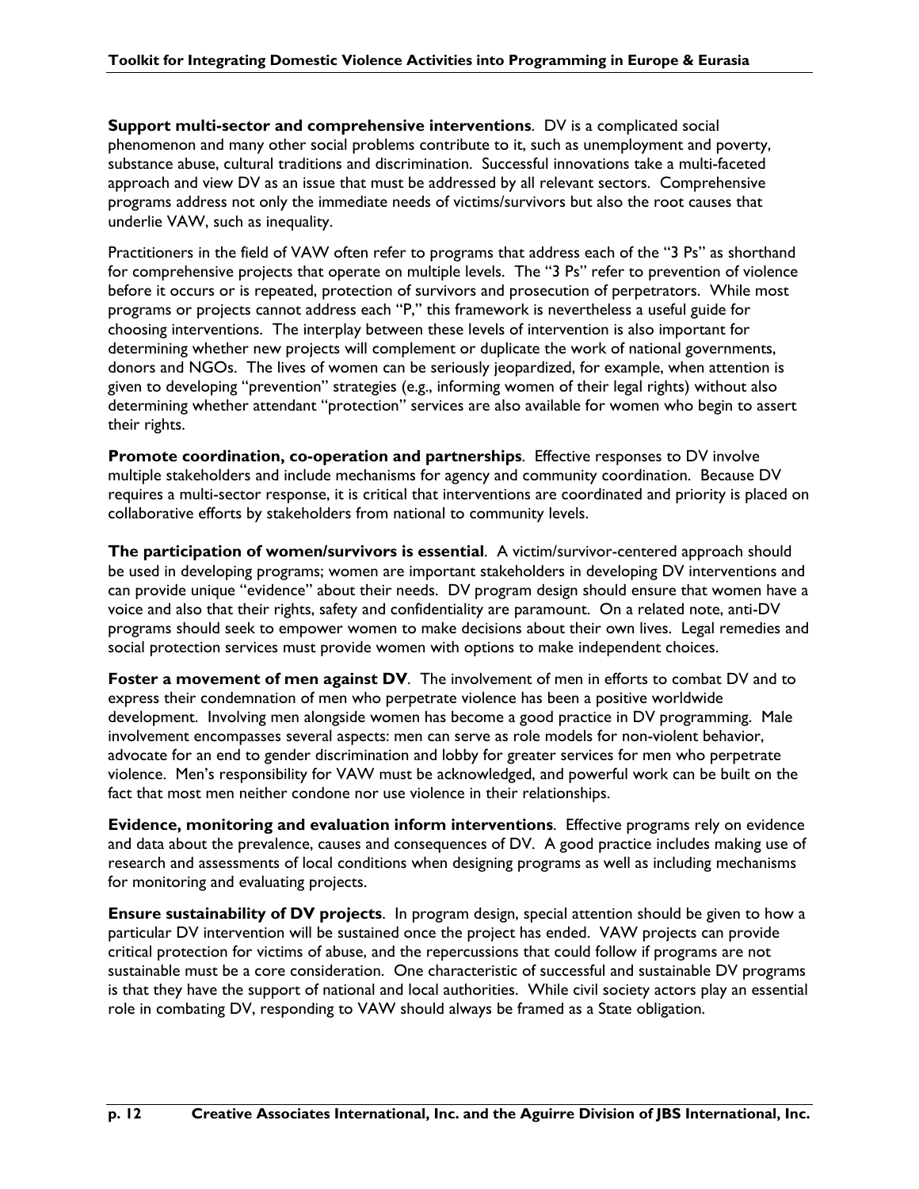**Support multi-sector and comprehensive interventions**. DV is a complicated social phenomenon and many other social problems contribute to it, such as unemployment and poverty, substance abuse, cultural traditions and discrimination. Successful innovations take a multi-faceted approach and view DV as an issue that must be addressed by all relevant sectors. Comprehensive programs address not only the immediate needs of victims/survivors but also the root causes that underlie VAW, such as inequality.

Practitioners in the field of VAW often refer to programs that address each of the "3 Ps" as shorthand for comprehensive projects that operate on multiple levels. The "3 Ps" refer to prevention of violence before it occurs or is repeated, protection of survivors and prosecution of perpetrators. While most programs or projects cannot address each "P," this framework is nevertheless a useful guide for choosing interventions. The interplay between these levels of intervention is also important for determining whether new projects will complement or duplicate the work of national governments, donors and NGOs. The lives of women can be seriously jeopardized, for example, when attention is given to developing "prevention" strategies (e.g., informing women of their legal rights) without also determining whether attendant "protection" services are also available for women who begin to assert their rights.

**Promote coordination, co-operation and partnerships**. Effective responses to DV involve multiple stakeholders and include mechanisms for agency and community coordination. Because DV requires a multi-sector response, it is critical that interventions are coordinated and priority is placed on collaborative efforts by stakeholders from national to community levels.

**The participation of women/survivors is essential**. A victim/survivor-centered approach should be used in developing programs; women are important stakeholders in developing DV interventions and can provide unique "evidence" about their needs. DV program design should ensure that women have a voice and also that their rights, safety and confidentiality are paramount. On a related note, anti-DV programs should seek to empower women to make decisions about their own lives. Legal remedies and social protection services must provide women with options to make independent choices.

**Foster a movement of men against DV**. The involvement of men in efforts to combat DV and to express their condemnation of men who perpetrate violence has been a positive worldwide development. Involving men alongside women has become a good practice in DV programming. Male involvement encompasses several aspects: men can serve as role models for non-violent behavior, advocate for an end to gender discrimination and lobby for greater services for men who perpetrate violence. Men's responsibility for VAW must be acknowledged, and powerful work can be built on the fact that most men neither condone nor use violence in their relationships.

**Evidence, monitoring and evaluation inform interventions**. Effective programs rely on evidence and data about the prevalence, causes and consequences of DV. A good practice includes making use of research and assessments of local conditions when designing programs as well as including mechanisms for monitoring and evaluating projects.

**Ensure sustainability of DV projects**. In program design, special attention should be given to how a particular DV intervention will be sustained once the project has ended. VAW projects can provide critical protection for victims of abuse, and the repercussions that could follow if programs are not sustainable must be a core consideration. One characteristic of successful and sustainable DV programs is that they have the support of national and local authorities. While civil society actors play an essential role in combating DV, responding to VAW should always be framed as a State obligation.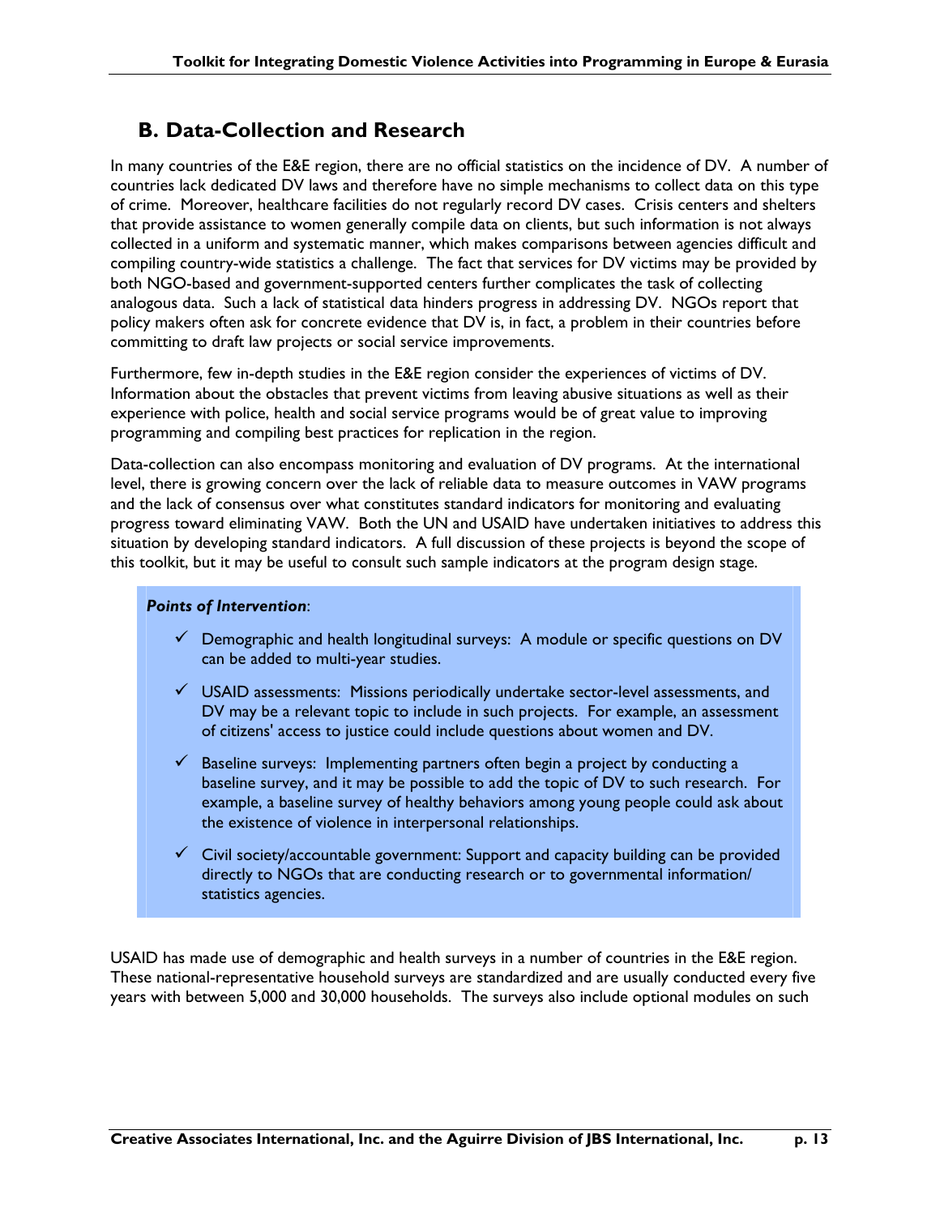## B. Data-Collection and Research

In many countries of the E&E region, there are no official statistics on the incidence of DV. A number of countries lack dedicated DV laws and therefore have no simple mechanisms to collect data on this type of crime. Moreover, healthcare facilities do not regularly record DV cases. Crisis centers and shelters that provide assistance to women generally compile data on clients, but such information is not always collected in a uniform and systematic manner, which makes comparisons between agencies difficult and compiling country-wide statistics a challenge. The fact that services for DV victims may be provided by both NGO-based and government-supported centers further complicates the task of collecting analogous data. Such a lack of statistical data hinders progress in addressing DV. NGOs report that policy makers often ask for concrete evidence that DV is, in fact, a problem in their countries before committing to draft law projects or social service improvements.

Furthermore, few in-depth studies in the E&E region consider the experiences of victims of DV. Information about the obstacles that prevent victims from leaving abusive situations as well as their experience with police, health and social service programs would be of great value to improving programming and compiling best practices for replication in the region.

Data-collection can also encompass monitoring and evaluation of DV programs. At the international level, there is growing concern over the lack of reliable data to measure outcomes in VAW programs and the lack of consensus over what constitutes standard indicators for monitoring and evaluating progress toward eliminating VAW. Both the UN and USAID have undertaken initiatives to address this situation by developing standard indicators. A full discussion of these projects is beyond the scope of this toolkit, but it may be useful to consult such sample indicators at the program design stage.

***Points of Intervention***:

- ✓ Demographic and health longitudinal surveys: A module or specific questions on DV can be added to multi-year studies.
- ✓ USAID assessments: Missions periodically undertake sector-level assessments, and DV may be a relevant topic to include in such projects. For example, an assessment of citizens' access to justice could include questions about women and DV.
- ✓ Baseline surveys: Implementing partners often begin a project by conducting a baseline survey, and it may be possible to add the topic of DV to such research. For example, a baseline survey of healthy behaviors among young people could ask about the existence of violence in interpersonal relationships.
- ✓ Civil society/accountable government: Support and capacity building can be provided directly to NGOs that are conducting research or to governmental information/ statistics agencies.

USAID has made use of demographic and health surveys in a number of countries in the E&E region. These national-representative household surveys are standardized and are usually conducted every five years with between 5,000 and 30,000 households. The surveys also include optional modules on such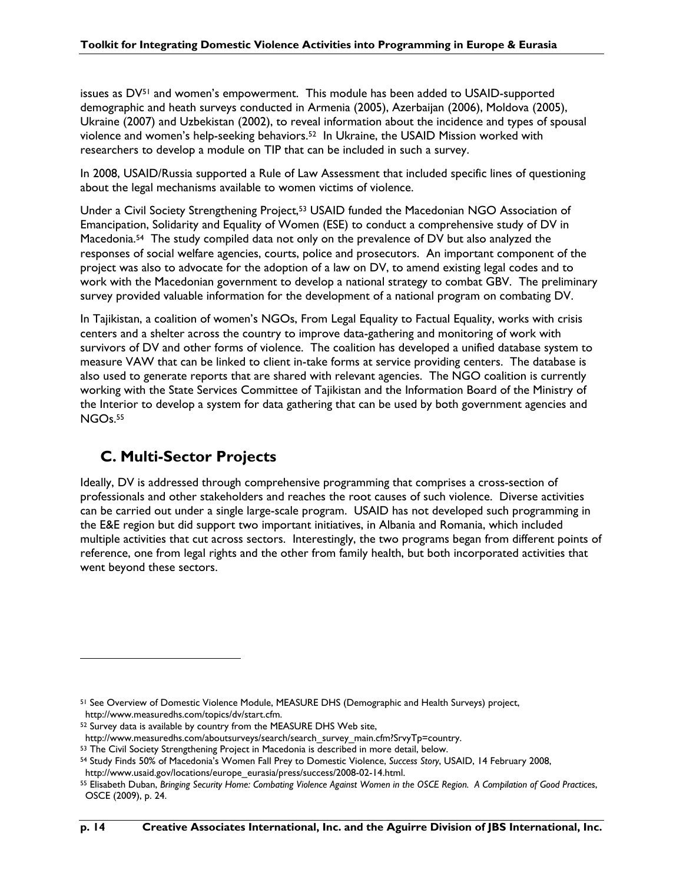issues as DV[51] and women's empowerment. This module has been added to USAID-supported demographic and heath surveys conducted in Armenia (2005), Azerbaijan (2006), Moldova (2005), Ukraine (2007) and Uzbekistan (2002), to reveal information about the incidence and types of spousal violence and women's help-seeking behaviors.[52] In Ukraine, the USAID Mission worked with researchers to develop a module on TIP that can be included in such a survey.

In 2008, USAID/Russia supported a Rule of Law Assessment that included specific lines of questioning about the legal mechanisms available to women victims of violence.

Under a Civil Society Strengthening Project,[53] USAID funded the Macedonian NGO Association of Emancipation, Solidarity and Equality of Women (ESE) to conduct a comprehensive study of DV in Macedonia.[54] The study compiled data not only on the prevalence of DV but also analyzed the responses of social welfare agencies, courts, police and prosecutors. An important component of the project was also to advocate for the adoption of a law on DV, to amend existing legal codes and to work with the Macedonian government to develop a national strategy to combat GBV. The preliminary survey provided valuable information for the development of a national program on combating DV.

In Tajikistan, a coalition of women's NGOs, From Legal Equality to Factual Equality, works with crisis centers and a shelter across the country to improve data-gathering and monitoring of work with survivors of DV and other forms of violence. The coalition has developed a unified database system to measure VAW that can be linked to client in-take forms at service providing centers. The database is also used to generate reports that are shared with relevant agencies. The NGO coalition is currently working with the State Services Committee of Tajikistan and the Information Board of the Ministry of the Interior to develop a system for data gathering that can be used by both government agencies and NGOs.[55]

## C. Multi-Sector Projects

Ideally, DV is addressed through comprehensive programming that comprises a cross-section of professionals and other stakeholders and reaches the root causes of such violence. Diverse activities can be carried out under a single large-scale program. USAID has not developed such programming in the E&E region but did support two important initiatives, in Albania and Romania, which included multiple activities that cut across sectors. Interestingly, the two programs began from different points of reference, one from legal rights and the other from family health, but both incorporated activities that went beyond these sectors.

---

[51] See Overview of Domestic Violence Module, MEASURE DHS (Demographic and Health Surveys) project, http://www.measuredhs.com/topics/dv/start.cfm.

[52] Survey data is available by country from the MEASURE DHS Web site, http://www.measuredhs.com/aboutsurveys/search/search_survey_main.cfm?SrvyTp=country.

[53] The Civil Society Strengthening Project in Macedonia is described in more detail, below.

[54] Study Finds 50% of Macedonia's Women Fall Prey to Domestic Violence, *Success Story*, USAID, 14 February 2008, http://www.usaid.gov/locations/europe_eurasia/press/success/2008-02-14.html.

[55] Elisabeth Duban, *Bringing Security Home: Combating Violence Against Women in the OSCE Region. A Compilation of Good Practices*, OSCE (2009), p. 24.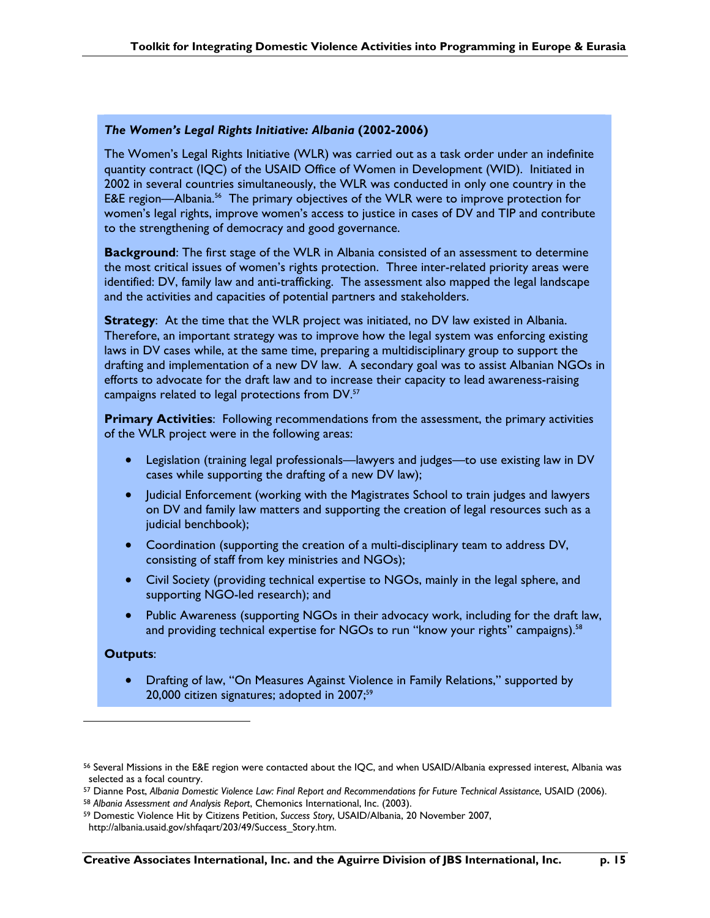***The Women's Legal Rights Initiative: Albania* (2002-2006)**

The Women's Legal Rights Initiative (WLR) was carried out as a task order under an indefinite quantity contract (IQC) of the USAID Office of Women in Development (WID). Initiated in 2002 in several countries simultaneously, the WLR was conducted in only one country in the E&E region—Albania.[56] The primary objectives of the WLR were to improve protection for women's legal rights, improve women's access to justice in cases of DV and TIP and contribute to the strengthening of democracy and good governance.

**Background**: The first stage of the WLR in Albania consisted of an assessment to determine the most critical issues of women's rights protection. Three inter-related priority areas were identified: DV, family law and anti-trafficking. The assessment also mapped the legal landscape and the activities and capacities of potential partners and stakeholders.

**Strategy**: At the time that the WLR project was initiated, no DV law existed in Albania. Therefore, an important strategy was to improve how the legal system was enforcing existing laws in DV cases while, at the same time, preparing a multidisciplinary group to support the drafting and implementation of a new DV law. A secondary goal was to assist Albanian NGOs in efforts to advocate for the draft law and to increase their capacity to lead awareness-raising campaigns related to legal protections from DV.[57]

**Primary Activities**: Following recommendations from the assessment, the primary activities of the WLR project were in the following areas:

- Legislation (training legal professionals—lawyers and judges—to use existing law in DV cases while supporting the drafting of a new DV law);
- Judicial Enforcement (working with the Magistrates School to train judges and lawyers on DV and family law matters and supporting the creation of legal resources such as a judicial benchbook);
- Coordination (supporting the creation of a multi-disciplinary team to address DV, consisting of staff from key ministries and NGOs);
- Civil Society (providing technical expertise to NGOs, mainly in the legal sphere, and supporting NGO-led research); and
- Public Awareness (supporting NGOs in their advocacy work, including for the draft law, and providing technical expertise for NGOs to run "know your rights" campaigns).[58]

**Outputs**:

- Drafting of law, "On Measures Against Violence in Family Relations," supported by 20,000 citizen signatures; adopted in 2007;[59]

---

[56] Several Missions in the E&E region were contacted about the IQC, and when USAID/Albania expressed interest, Albania was selected as a focal country.

[57] Dianne Post, *Albania Domestic Violence Law: Final Report and Recommendations for Future Technical Assistance*, USAID (2006).

[58] *Albania Assessment and Analysis Report*, Chemonics International, Inc. (2003).

[59] Domestic Violence Hit by Citizens Petition, *Success Story*, USAID/Albania, 20 November 2007, http://albania.usaid.gov/shfaqart/203/49/Success_Story.htm.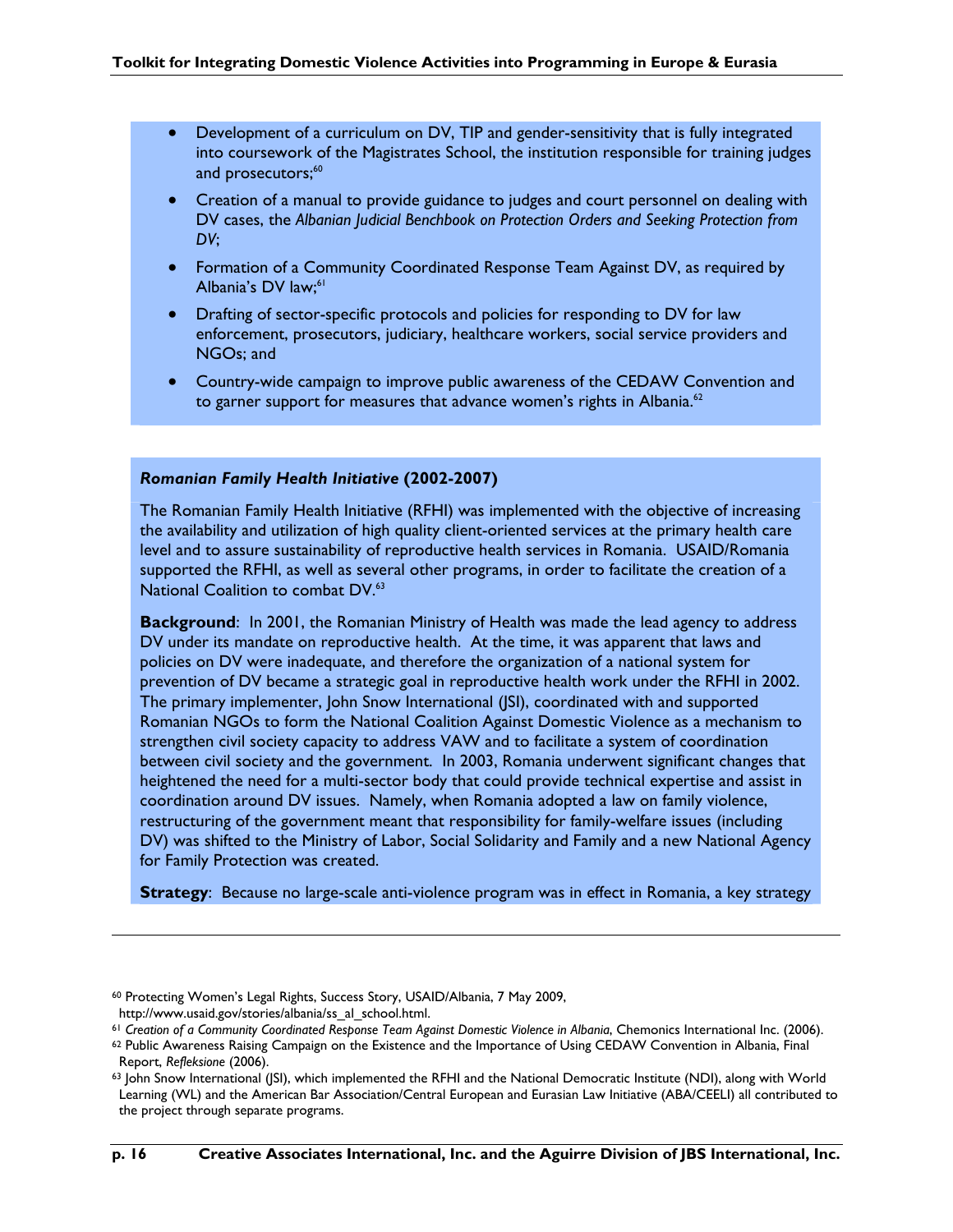- Development of a curriculum on DV, TIP and gender-sensitivity that is fully integrated into coursework of the Magistrates School, the institution responsible for training judges and prosecutors;[60]
- Creation of a manual to provide guidance to judges and court personnel on dealing with DV cases, the *Albanian Judicial Benchbook on Protection Orders and Seeking Protection from DV*;
- Formation of a Community Coordinated Response Team Against DV, as required by Albania's DV law;[61]
- Drafting of sector-specific protocols and policies for responding to DV for law enforcement, prosecutors, judiciary, healthcare workers, social service providers and NGOs; and
- Country-wide campaign to improve public awareness of the CEDAW Convention and to garner support for measures that advance women's rights in Albania.[62]

***Romanian Family Health Initiative* (2002-2007)**

The Romanian Family Health Initiative (RFHI) was implemented with the objective of increasing the availability and utilization of high quality client-oriented services at the primary health care level and to assure sustainability of reproductive health services in Romania. USAID/Romania supported the RFHI, as well as several other programs, in order to facilitate the creation of a National Coalition to combat DV.[63]

**Background**: In 2001, the Romanian Ministry of Health was made the lead agency to address DV under its mandate on reproductive health. At the time, it was apparent that laws and policies on DV were inadequate, and therefore the organization of a national system for prevention of DV became a strategic goal in reproductive health work under the RFHI in 2002. The primary implementer, John Snow International (JSI), coordinated with and supported Romanian NGOs to form the National Coalition Against Domestic Violence as a mechanism to strengthen civil society capacity to address VAW and to facilitate a system of coordination between civil society and the government. In 2003, Romania underwent significant changes that heightened the need for a multi-sector body that could provide technical expertise and assist in coordination around DV issues. Namely, when Romania adopted a law on family violence, restructuring of the government meant that responsibility for family-welfare issues (including DV) was shifted to the Ministry of Labor, Social Solidarity and Family and a new National Agency for Family Protection was created.

**Strategy**: Because no large-scale anti-violence program was in effect in Romania, a key strategy

---

[60] Protecting Women's Legal Rights, Success Story, USAID/Albania, 7 May 2009, http://www.usaid.gov/stories/albania/ss_al_school.html.

[61] *Creation of a Community Coordinated Response Team Against Domestic Violence in Albania*, Chemonics International Inc. (2006).

[62] Public Awareness Raising Campaign on the Existence and the Importance of Using CEDAW Convention in Albania, Final Report, *Refleksione* (2006).

[63] John Snow International (JSI), which implemented the RFHI and the National Democratic Institute (NDI), along with World Learning (WL) and the American Bar Association/Central European and Eurasian Law Initiative (ABA/CEELI) all contributed to the project through separate programs.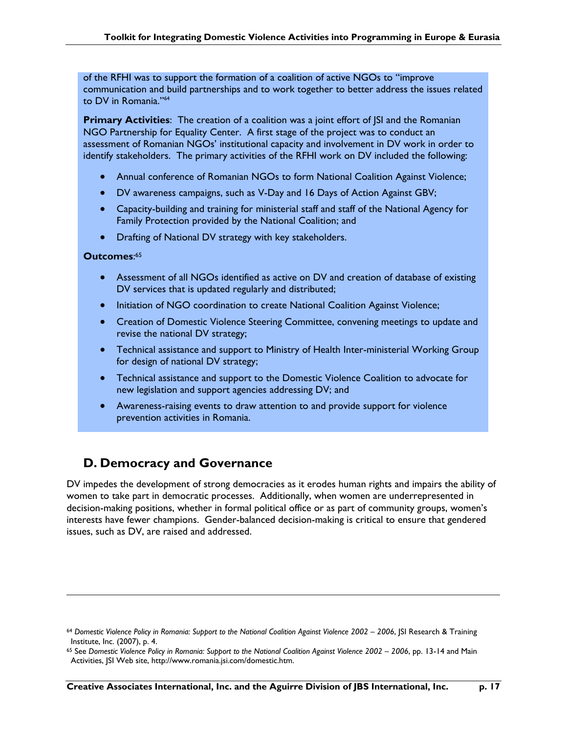of the RFHI was to support the formation of a coalition of active NGOs to "improve communication and build partnerships and to work together to better address the issues related to DV in Romania."[64]

**Primary Activities**: The creation of a coalition was a joint effort of JSI and the Romanian NGO Partnership for Equality Center. A first stage of the project was to conduct an assessment of Romanian NGOs' institutional capacity and involvement in DV work in order to identify stakeholders. The primary activities of the RFHI work on DV included the following:

- Annual conference of Romanian NGOs to form National Coalition Against Violence;
- DV awareness campaigns, such as V-Day and 16 Days of Action Against GBV;
- Capacity-building and training for ministerial staff and staff of the National Agency for Family Protection provided by the National Coalition; and
- Drafting of National DV strategy with key stakeholders.

**Outcomes**:[65]

- Assessment of all NGOs identified as active on DV and creation of database of existing DV services that is updated regularly and distributed;
- Initiation of NGO coordination to create National Coalition Against Violence;
- Creation of Domestic Violence Steering Committee, convening meetings to update and revise the national DV strategy;
- Technical assistance and support to Ministry of Health Inter-ministerial Working Group for design of national DV strategy;
- Technical assistance and support to the Domestic Violence Coalition to advocate for new legislation and support agencies addressing DV; and
- Awareness-raising events to draw attention to and provide support for violence prevention activities in Romania.

## D. Democracy and Governance

DV impedes the development of strong democracies as it erodes human rights and impairs the ability of women to take part in democratic processes. Additionally, when women are underrepresented in decision-making positions, whether in formal political office or as part of community groups, women's interests have fewer champions. Gender-balanced decision-making is critical to ensure that gendered issues, such as DV, are raised and addressed.

---

[64] *Domestic Violence Policy in Romania: Support to the National Coalition Against Violence 2002 – 2006*, JSI Research & Training Institute, Inc. (2007), p. 4.

[65] See *Domestic Violence Policy in Romania: Support to the National Coalition Against Violence 2002 – 2006*, pp. 13-14 and Main Activities, JSI Web site, http://www.romania.jsi.com/domestic.htm.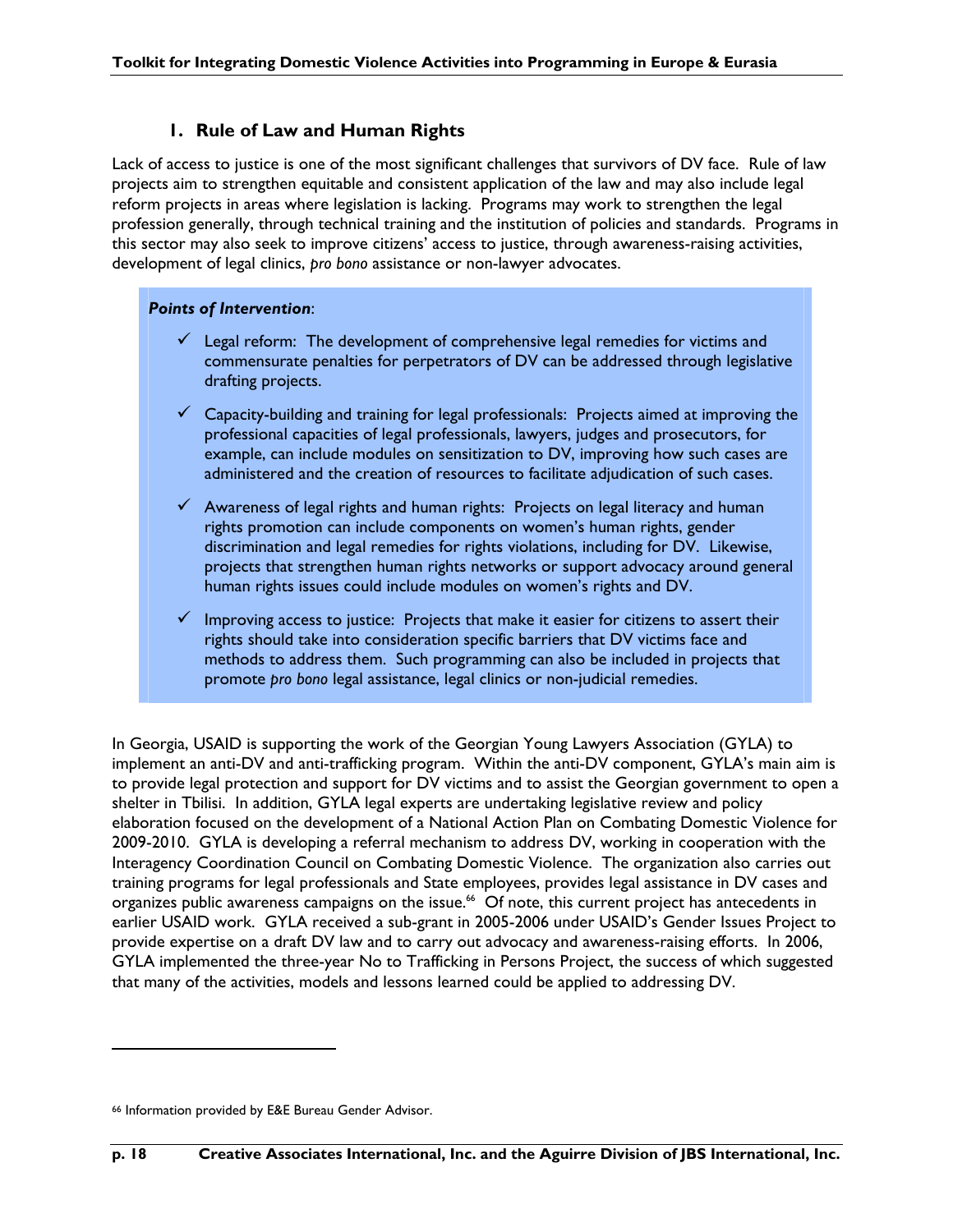### 1. Rule of Law and Human Rights

Lack of access to justice is one of the most significant challenges that survivors of DV face. Rule of law projects aim to strengthen equitable and consistent application of the law and may also include legal reform projects in areas where legislation is lacking. Programs may work to strengthen the legal profession generally, through technical training and the institution of policies and standards. Programs in this sector may also seek to improve citizens' access to justice, through awareness-raising activities, development of legal clinics, *pro bono* assistance or non-lawyer advocates.

***Points of Intervention***:

- ✓ Legal reform: The development of comprehensive legal remedies for victims and commensurate penalties for perpetrators of DV can be addressed through legislative drafting projects.
- ✓ Capacity-building and training for legal professionals: Projects aimed at improving the professional capacities of legal professionals, lawyers, judges and prosecutors, for example, can include modules on sensitization to DV, improving how such cases are administered and the creation of resources to facilitate adjudication of such cases.
- ✓ Awareness of legal rights and human rights: Projects on legal literacy and human rights promotion can include components on women's human rights, gender discrimination and legal remedies for rights violations, including for DV. Likewise, projects that strengthen human rights networks or support advocacy around general human rights issues could include modules on women's rights and DV.
- ✓ Improving access to justice: Projects that make it easier for citizens to assert their rights should take into consideration specific barriers that DV victims face and methods to address them. Such programming can also be included in projects that promote *pro bono* legal assistance, legal clinics or non-judicial remedies.

In Georgia, USAID is supporting the work of the Georgian Young Lawyers Association (GYLA) to implement an anti-DV and anti-trafficking program. Within the anti-DV component, GYLA's main aim is to provide legal protection and support for DV victims and to assist the Georgian government to open a shelter in Tbilisi. In addition, GYLA legal experts are undertaking legislative review and policy elaboration focused on the development of a National Action Plan on Combating Domestic Violence for 2009-2010. GYLA is developing a referral mechanism to address DV, working in cooperation with the Interagency Coordination Council on Combating Domestic Violence. The organization also carries out training programs for legal professionals and State employees, provides legal assistance in DV cases and organizes public awareness campaigns on the issue.[66] Of note, this current project has antecedents in earlier USAID work. GYLA received a sub-grant in 2005-2006 under USAID's Gender Issues Project to provide expertise on a draft DV law and to carry out advocacy and awareness-raising efforts. In 2006, GYLA implemented the three-year No to Trafficking in Persons Project, the success of which suggested that many of the activities, models and lessons learned could be applied to addressing DV.

---

[66] Information provided by E&E Bureau Gender Advisor.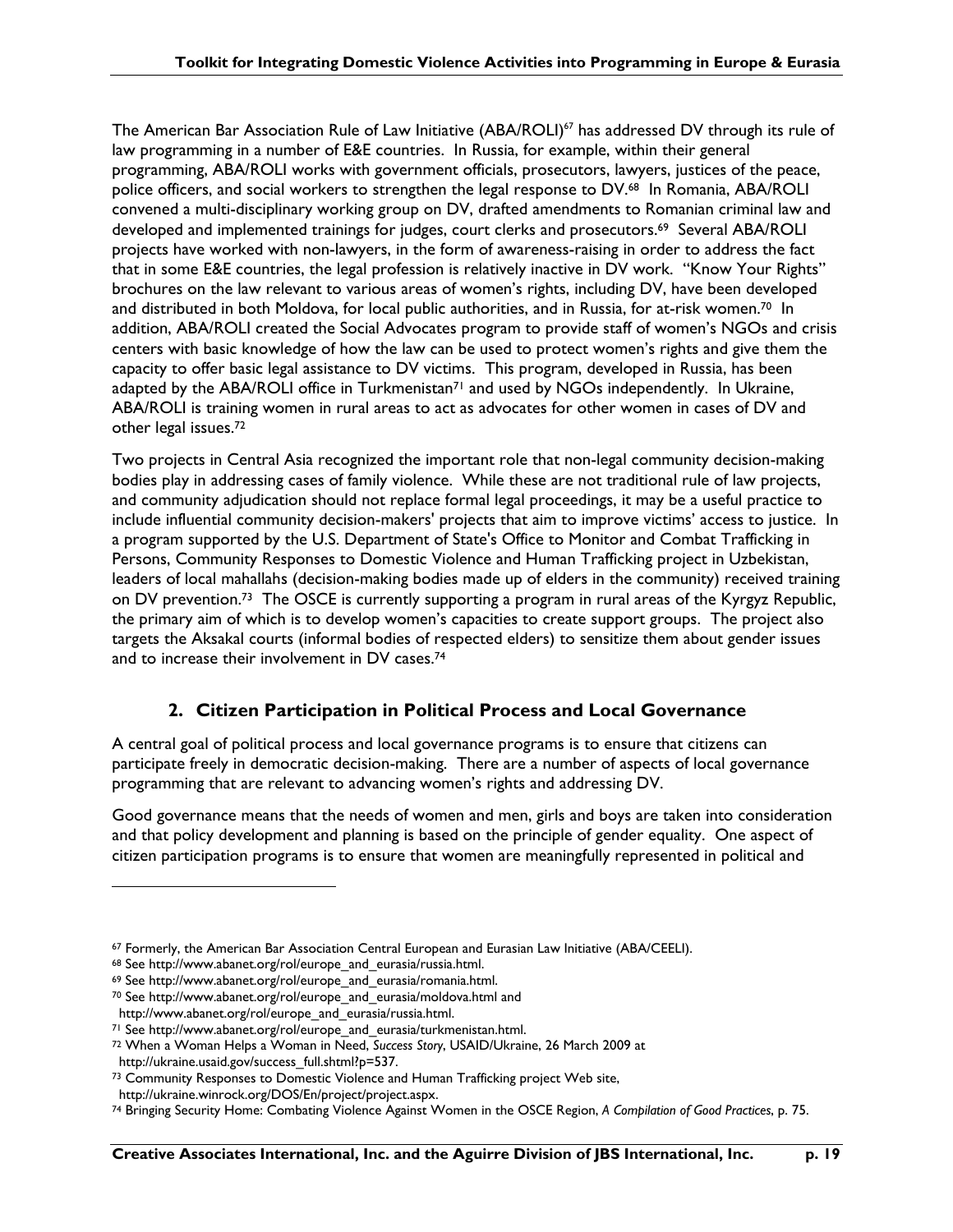The American Bar Association Rule of Law Initiative (ABA/ROLI)[67] has addressed DV through its rule of law programming in a number of E&E countries. In Russia, for example, within their general programming, ABA/ROLI works with government officials, prosecutors, lawyers, justices of the peace, police officers, and social workers to strengthen the legal response to DV.[68] In Romania, ABA/ROLI convened a multi-disciplinary working group on DV, drafted amendments to Romanian criminal law and developed and implemented trainings for judges, court clerks and prosecutors.[69] Several ABA/ROLI projects have worked with non-lawyers, in the form of awareness-raising in order to address the fact that in some E&E countries, the legal profession is relatively inactive in DV work. "Know Your Rights" brochures on the law relevant to various areas of women's rights, including DV, have been developed and distributed in both Moldova, for local public authorities, and in Russia, for at-risk women.[70] In addition, ABA/ROLI created the Social Advocates program to provide staff of women's NGOs and crisis centers with basic knowledge of how the law can be used to protect women's rights and give them the capacity to offer basic legal assistance to DV victims. This program, developed in Russia, has been adapted by the ABA/ROLI office in Turkmenistan[71] and used by NGOs independently. In Ukraine, ABA/ROLI is training women in rural areas to act as advocates for other women in cases of DV and other legal issues.[72]

Two projects in Central Asia recognized the important role that non-legal community decision-making bodies play in addressing cases of family violence. While these are not traditional rule of law projects, and community adjudication should not replace formal legal proceedings, it may be a useful practice to include influential community decision-makers' projects that aim to improve victims' access to justice. In a program supported by the U.S. Department of State's Office to Monitor and Combat Trafficking in Persons, Community Responses to Domestic Violence and Human Trafficking project in Uzbekistan, leaders of local mahallahs (decision-making bodies made up of elders in the community) received training on DV prevention.[73] The OSCE is currently supporting a program in rural areas of the Kyrgyz Republic, the primary aim of which is to develop women's capacities to create support groups. The project also targets the Aksakal courts (informal bodies of respected elders) to sensitize them about gender issues and to increase their involvement in DV cases.[74]

## 2. Citizen Participation in Political Process and Local Governance

A central goal of political process and local governance programs is to ensure that citizens can participate freely in democratic decision-making. There are a number of aspects of local governance programming that are relevant to advancing women's rights and addressing DV.

Good governance means that the needs of women and men, girls and boys are taken into consideration and that policy development and planning is based on the principle of gender equality. One aspect of citizen participation programs is to ensure that women are meaningfully represented in political and

---

[67] Formerly, the American Bar Association Central European and Eurasian Law Initiative (ABA/CEELI).

[68] See http://www.abanet.org/rol/europe_and_eurasia/russia.html.

[69] See http://www.abanet.org/rol/europe_and_eurasia/romania.html.

[70] See http://www.abanet.org/rol/europe_and_eurasia/moldova.html and http://www.abanet.org/rol/europe_and_eurasia/russia.html.

[71] See http://www.abanet.org/rol/europe_and_eurasia/turkmenistan.html.

[72] When a Woman Helps a Woman in Need, *Success Story*, USAID/Ukraine, 26 March 2009 at http://ukraine.usaid.gov/success_full.shtml?p=537.

[73] Community Responses to Domestic Violence and Human Trafficking project Web site, http://ukraine.winrock.org/DOS/En/project/project.aspx.

[74] Bringing Security Home: Combating Violence Against Women in the OSCE Region, *A Compilation of Good Practices*, p. 75.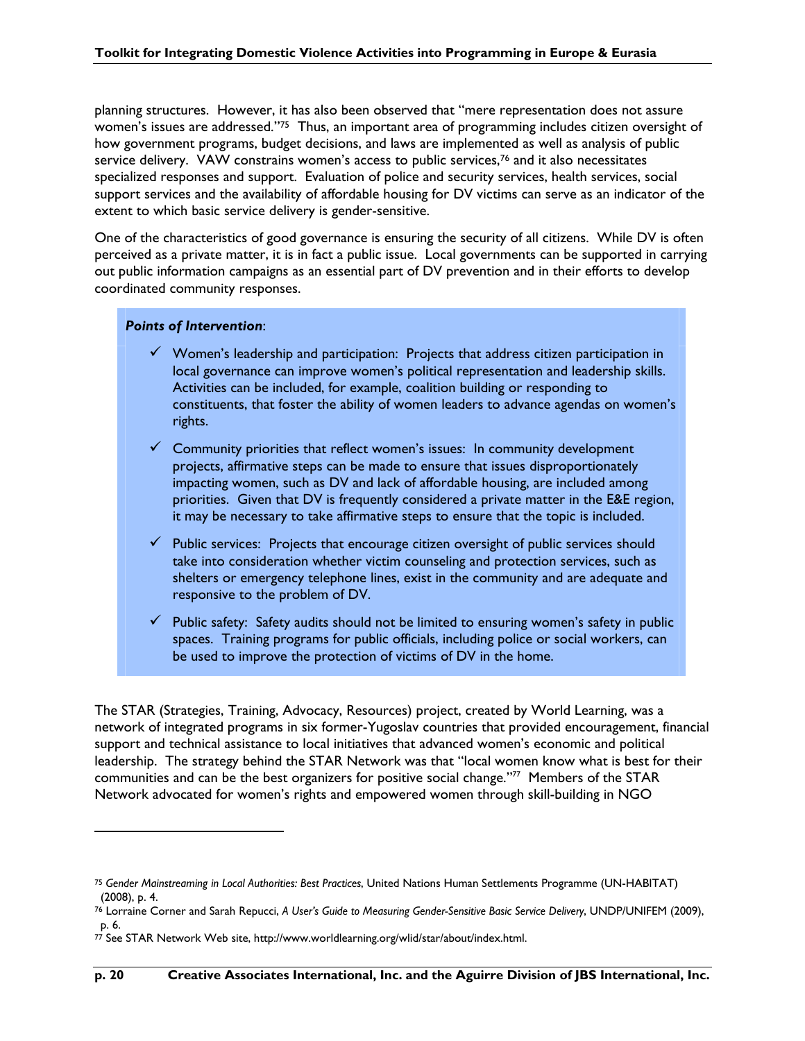planning structures. However, it has also been observed that "mere representation does not assure women's issues are addressed."[75] Thus, an important area of programming includes citizen oversight of how government programs, budget decisions, and laws are implemented as well as analysis of public service delivery. VAW constrains women's access to public services,[76] and it also necessitates specialized responses and support. Evaluation of police and security services, health services, social support services and the availability of affordable housing for DV victims can serve as an indicator of the extent to which basic service delivery is gender-sensitive.

One of the characteristics of good governance is ensuring the security of all citizens. While DV is often perceived as a private matter, it is in fact a public issue. Local governments can be supported in carrying out public information campaigns as an essential part of DV prevention and in their efforts to develop coordinated community responses.

> ***Points of Intervention***:
>
> - ✓ Women's leadership and participation: Projects that address citizen participation in local governance can improve women's political representation and leadership skills. Activities can be included, for example, coalition building or responding to constituents, that foster the ability of women leaders to advance agendas on women's rights.
> - ✓ Community priorities that reflect women's issues: In community development projects, affirmative steps can be made to ensure that issues disproportionately impacting women, such as DV and lack of affordable housing, are included among priorities. Given that DV is frequently considered a private matter in the E&E region, it may be necessary to take affirmative steps to ensure that the topic is included.
> - ✓ Public services: Projects that encourage citizen oversight of public services should take into consideration whether victim counseling and protection services, such as shelters or emergency telephone lines, exist in the community and are adequate and responsive to the problem of DV.
> - ✓ Public safety: Safety audits should not be limited to ensuring women's safety in public spaces. Training programs for public officials, including police or social workers, can be used to improve the protection of victims of DV in the home.

The STAR (Strategies, Training, Advocacy, Resources) project, created by World Learning, was a network of integrated programs in six former-Yugoslav countries that provided encouragement, financial support and technical assistance to local initiatives that advanced women's economic and political leadership. The strategy behind the STAR Network was that "local women know what is best for their communities and can be the best organizers for positive social change."[77] Members of the STAR Network advocated for women's rights and empowered women through skill-building in NGO

---

[75] *Gender Mainstreaming in Local Authorities: Best Practices*, United Nations Human Settlements Programme (UN-HABITAT) (2008), p. 4.

[76] Lorraine Corner and Sarah Repucci, *A User's Guide to Measuring Gender-Sensitive Basic Service Delivery*, UNDP/UNIFEM (2009), p. 6.

[77] See STAR Network Web site, http://www.worldlearning.org/wlid/star/about/index.html.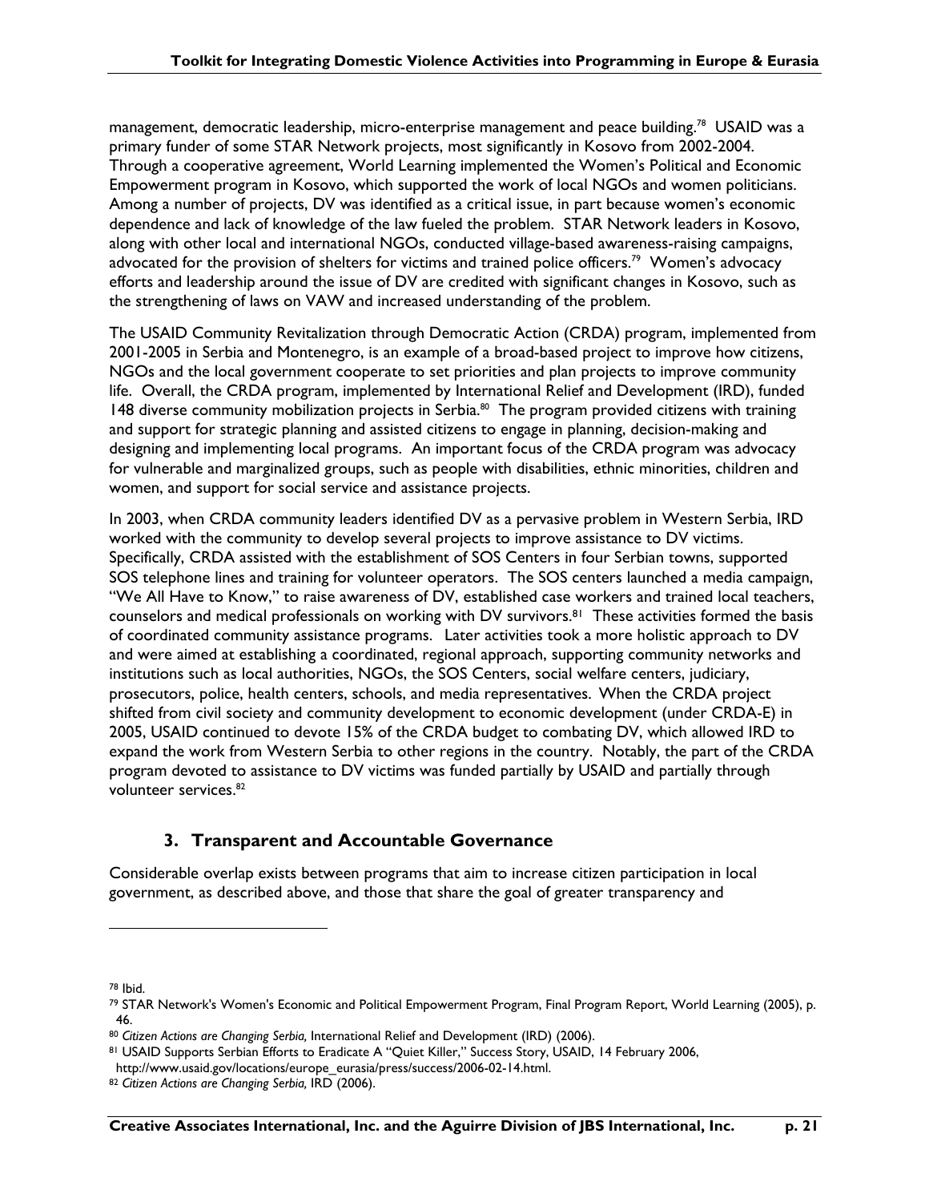management, democratic leadership, micro-enterprise management and peace building.[78] USAID was a primary funder of some STAR Network projects, most significantly in Kosovo from 2002-2004. Through a cooperative agreement, World Learning implemented the Women's Political and Economic Empowerment program in Kosovo, which supported the work of local NGOs and women politicians. Among a number of projects, DV was identified as a critical issue, in part because women's economic dependence and lack of knowledge of the law fueled the problem. STAR Network leaders in Kosovo, along with other local and international NGOs, conducted village-based awareness-raising campaigns, advocated for the provision of shelters for victims and trained police officers.[79] Women's advocacy efforts and leadership around the issue of DV are credited with significant changes in Kosovo, such as the strengthening of laws on VAW and increased understanding of the problem.

The USAID Community Revitalization through Democratic Action (CRDA) program, implemented from 2001-2005 in Serbia and Montenegro, is an example of a broad-based project to improve how citizens, NGOs and the local government cooperate to set priorities and plan projects to improve community life. Overall, the CRDA program, implemented by International Relief and Development (IRD), funded 148 diverse community mobilization projects in Serbia.[80] The program provided citizens with training and support for strategic planning and assisted citizens to engage in planning, decision-making and designing and implementing local programs. An important focus of the CRDA program was advocacy for vulnerable and marginalized groups, such as people with disabilities, ethnic minorities, children and women, and support for social service and assistance projects.

In 2003, when CRDA community leaders identified DV as a pervasive problem in Western Serbia, IRD worked with the community to develop several projects to improve assistance to DV victims. Specifically, CRDA assisted with the establishment of SOS Centers in four Serbian towns, supported SOS telephone lines and training for volunteer operators. The SOS centers launched a media campaign, "We All Have to Know," to raise awareness of DV, established case workers and trained local teachers, counselors and medical professionals on working with DV survivors.[81] These activities formed the basis of coordinated community assistance programs. Later activities took a more holistic approach to DV and were aimed at establishing a coordinated, regional approach, supporting community networks and institutions such as local authorities, NGOs, the SOS Centers, social welfare centers, judiciary, prosecutors, police, health centers, schools, and media representatives. When the CRDA project shifted from civil society and community development to economic development (under CRDA-E) in 2005, USAID continued to devote 15% of the CRDA budget to combating DV, which allowed IRD to expand the work from Western Serbia to other regions in the country. Notably, the part of the CRDA program devoted to assistance to DV victims was funded partially by USAID and partially through volunteer services.[82]

### 3. Transparent and Accountable Governance

Considerable overlap exists between programs that aim to increase citizen participation in local government, as described above, and those that share the goal of greater transparency and

---

[78] Ibid.

[79] STAR Network's Women's Economic and Political Empowerment Program, Final Program Report, World Learning (2005), p. 46.

[80] *Citizen Actions are Changing Serbia,* International Relief and Development (IRD) (2006).

[81] USAID Supports Serbian Efforts to Eradicate A "Quiet Killer," Success Story, USAID, 14 February 2006, http://www.usaid.gov/locations/europe_eurasia/press/success/2006-02-14.html.

[82] *Citizen Actions are Changing Serbia,* IRD (2006).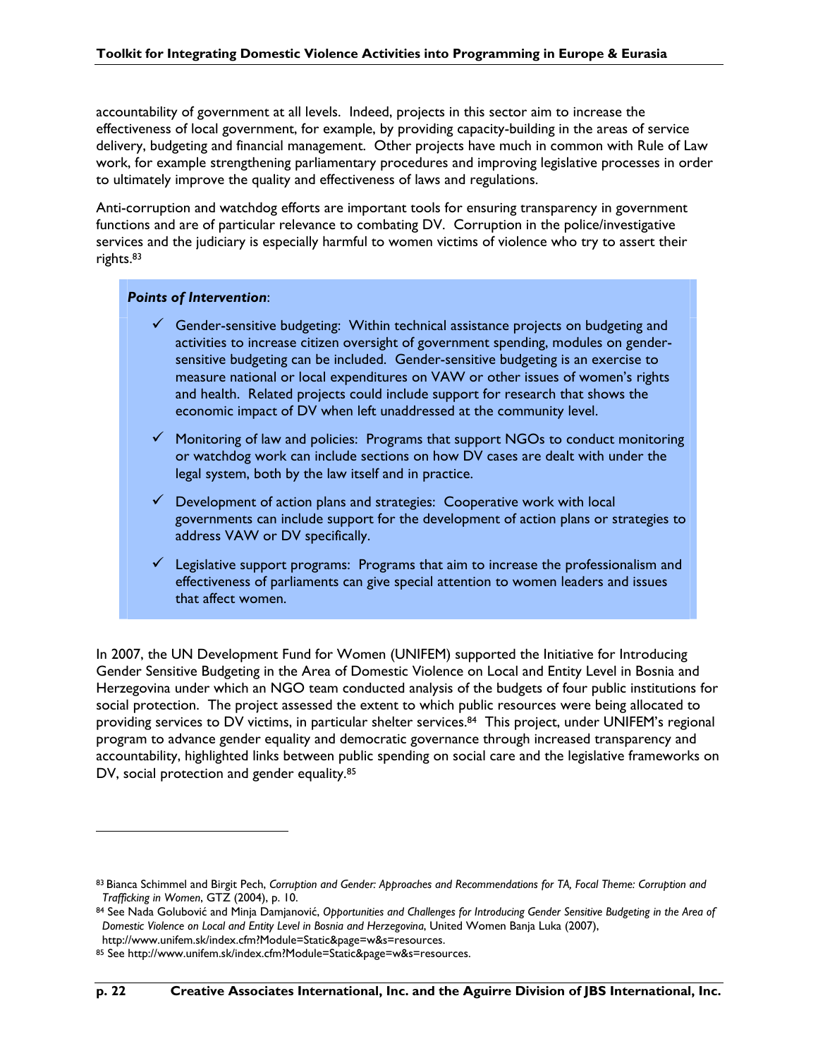accountability of government at all levels. Indeed, projects in this sector aim to increase the effectiveness of local government, for example, by providing capacity-building in the areas of service delivery, budgeting and financial management. Other projects have much in common with Rule of Law work, for example strengthening parliamentary procedures and improving legislative processes in order to ultimately improve the quality and effectiveness of laws and regulations.

Anti-corruption and watchdog efforts are important tools for ensuring transparency in government functions and are of particular relevance to combating DV. Corruption in the police/investigative services and the judiciary is especially harmful to women victims of violence who try to assert their rights.[83]

> ***Points of Intervention***:
>
> - ✓ Gender-sensitive budgeting: Within technical assistance projects on budgeting and activities to increase citizen oversight of government spending, modules on gender-sensitive budgeting can be included. Gender-sensitive budgeting is an exercise to measure national or local expenditures on VAW or other issues of women's rights and health. Related projects could include support for research that shows the economic impact of DV when left unaddressed at the community level.
> - ✓ Monitoring of law and policies: Programs that support NGOs to conduct monitoring or watchdog work can include sections on how DV cases are dealt with under the legal system, both by the law itself and in practice.
> - ✓ Development of action plans and strategies: Cooperative work with local governments can include support for the development of action plans or strategies to address VAW or DV specifically.
> - ✓ Legislative support programs: Programs that aim to increase the professionalism and effectiveness of parliaments can give special attention to women leaders and issues that affect women.

In 2007, the UN Development Fund for Women (UNIFEM) supported the Initiative for Introducing Gender Sensitive Budgeting in the Area of Domestic Violence on Local and Entity Level in Bosnia and Herzegovina under which an NGO team conducted analysis of the budgets of four public institutions for social protection. The project assessed the extent to which public resources were being allocated to providing services to DV victims, in particular shelter services.[84] This project, under UNIFEM's regional program to advance gender equality and democratic governance through increased transparency and accountability, highlighted links between public spending on social care and the legislative frameworks on DV, social protection and gender equality.[85]

---

[83] Bianca Schimmel and Birgit Pech, *Corruption and Gender: Approaches and Recommendations for TA, Focal Theme: Corruption and Trafficking in Women*, GTZ (2004), p. 10.

[84] See Nada Golubović and Minja Damjanović, *Opportunities and Challenges for Introducing Gender Sensitive Budgeting in the Area of Domestic Violence on Local and Entity Level in Bosnia and Herzegovina*, United Women Banja Luka (2007), http://www.unifem.sk/index.cfm?Module=Static&page=w&s=resources.

[85] See http://www.unifem.sk/index.cfm?Module=Static&page=w&s=resources.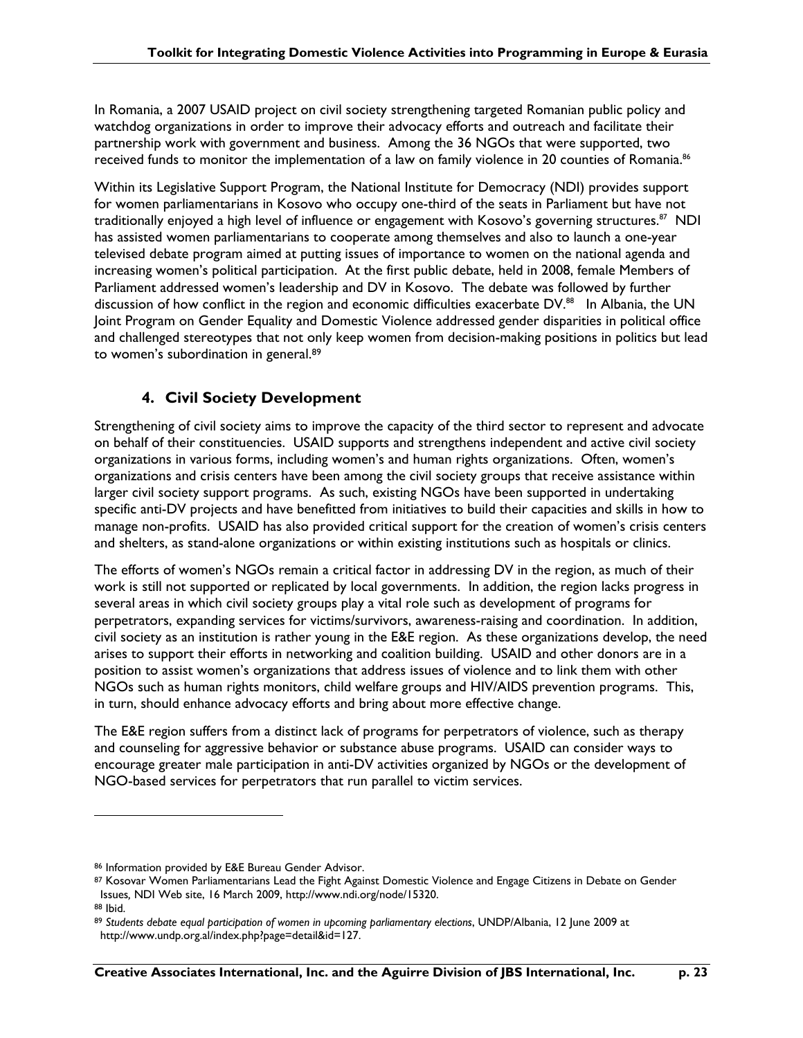In Romania, a 2007 USAID project on civil society strengthening targeted Romanian public policy and watchdog organizations in order to improve their advocacy efforts and outreach and facilitate their partnership work with government and business. Among the 36 NGOs that were supported, two received funds to monitor the implementation of a law on family violence in 20 counties of Romania.[86]

Within its Legislative Support Program, the National Institute for Democracy (NDI) provides support for women parliamentarians in Kosovo who occupy one-third of the seats in Parliament but have not traditionally enjoyed a high level of influence or engagement with Kosovo's governing structures.[87] NDI has assisted women parliamentarians to cooperate among themselves and also to launch a one-year televised debate program aimed at putting issues of importance to women on the national agenda and increasing women's political participation. At the first public debate, held in 2008, female Members of Parliament addressed women's leadership and DV in Kosovo. The debate was followed by further discussion of how conflict in the region and economic difficulties exacerbate DV.[88] In Albania, the UN Joint Program on Gender Equality and Domestic Violence addressed gender disparities in political office and challenged stereotypes that not only keep women from decision-making positions in politics but lead to women's subordination in general.[89]

## 4. Civil Society Development

Strengthening of civil society aims to improve the capacity of the third sector to represent and advocate on behalf of their constituencies. USAID supports and strengthens independent and active civil society organizations in various forms, including women's and human rights organizations. Often, women's organizations and crisis centers have been among the civil society groups that receive assistance within larger civil society support programs. As such, existing NGOs have been supported in undertaking specific anti-DV projects and have benefitted from initiatives to build their capacities and skills in how to manage non-profits. USAID has also provided critical support for the creation of women's crisis centers and shelters, as stand-alone organizations or within existing institutions such as hospitals or clinics.

The efforts of women's NGOs remain a critical factor in addressing DV in the region, as much of their work is still not supported or replicated by local governments. In addition, the region lacks progress in several areas in which civil society groups play a vital role such as development of programs for perpetrators, expanding services for victims/survivors, awareness-raising and coordination. In addition, civil society as an institution is rather young in the E&E region. As these organizations develop, the need arises to support their efforts in networking and coalition building. USAID and other donors are in a position to assist women's organizations that address issues of violence and to link them with other NGOs such as human rights monitors, child welfare groups and HIV/AIDS prevention programs. This, in turn, should enhance advocacy efforts and bring about more effective change.

The E&E region suffers from a distinct lack of programs for perpetrators of violence, such as therapy and counseling for aggressive behavior or substance abuse programs. USAID can consider ways to encourage greater male participation in anti-DV activities organized by NGOs or the development of NGO-based services for perpetrators that run parallel to victim services.

---

[86] Information provided by E&E Bureau Gender Advisor.

[87] Kosovar Women Parliamentarians Lead the Fight Against Domestic Violence and Engage Citizens in Debate on Gender Issues, NDI Web site, 16 March 2009, http://www.ndi.org/node/15320.

[88] Ibid.

[89] *Students debate equal participation of women in upcoming parliamentary elections*, UNDP/Albania, 12 June 2009 at http://www.undp.org.al/index.php?page=detail&id=127.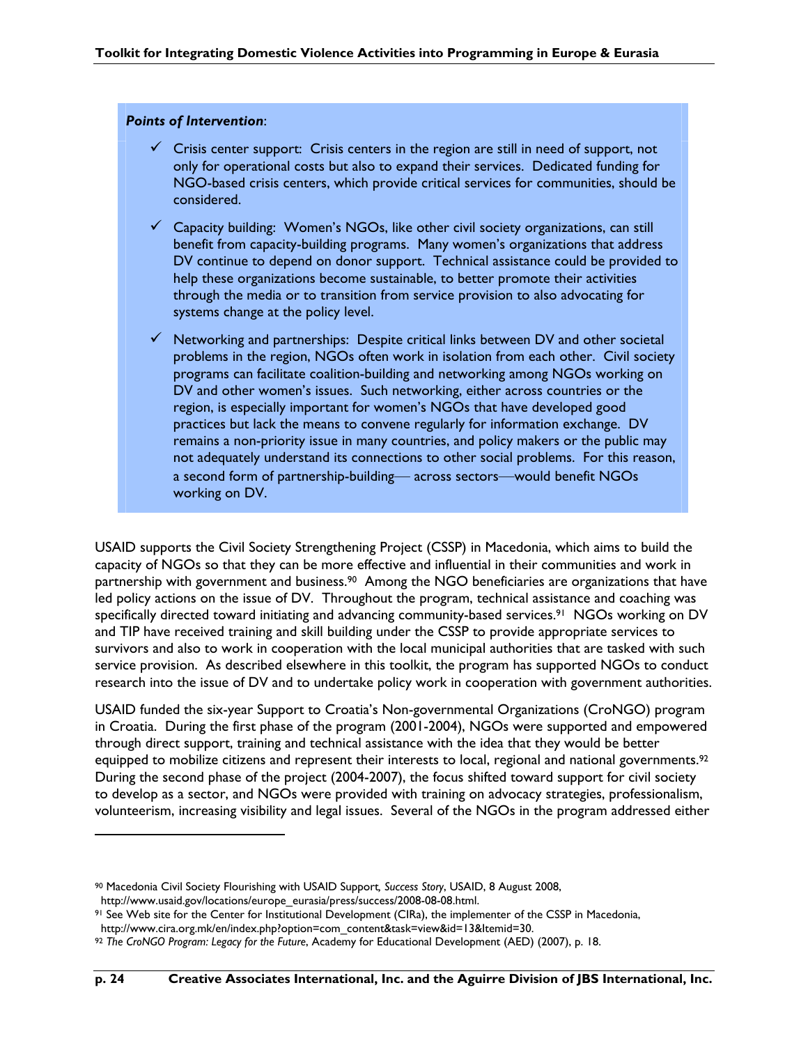***Points of Intervention***:

- ✓ Crisis center support: Crisis centers in the region are still in need of support, not only for operational costs but also to expand their services. Dedicated funding for NGO-based crisis centers, which provide critical services for communities, should be considered.
- ✓ Capacity building: Women's NGOs, like other civil society organizations, can still benefit from capacity-building programs. Many women's organizations that address DV continue to depend on donor support. Technical assistance could be provided to help these organizations become sustainable, to better promote their activities through the media or to transition from service provision to also advocating for systems change at the policy level.
- ✓ Networking and partnerships: Despite critical links between DV and other societal problems in the region, NGOs often work in isolation from each other. Civil society programs can facilitate coalition-building and networking among NGOs working on DV and other women's issues. Such networking, either across countries or the region, is especially important for women's NGOs that have developed good practices but lack the means to convene regularly for information exchange. DV remains a non-priority issue in many countries, and policy makers or the public may not adequately understand its connections to other social problems. For this reason, a second form of partnership-building— across sectors—would benefit NGOs working on DV.

USAID supports the Civil Society Strengthening Project (CSSP) in Macedonia, which aims to build the capacity of NGOs so that they can be more effective and influential in their communities and work in partnership with government and business.[90] Among the NGO beneficiaries are organizations that have led policy actions on the issue of DV. Throughout the program, technical assistance and coaching was specifically directed toward initiating and advancing community-based services.[91] NGOs working on DV and TIP have received training and skill building under the CSSP to provide appropriate services to survivors and also to work in cooperation with the local municipal authorities that are tasked with such service provision. As described elsewhere in this toolkit, the program has supported NGOs to conduct research into the issue of DV and to undertake policy work in cooperation with government authorities.

USAID funded the six-year Support to Croatia's Non-governmental Organizations (CroNGO) program in Croatia. During the first phase of the program (2001-2004), NGOs were supported and empowered through direct support, training and technical assistance with the idea that they would be better equipped to mobilize citizens and represent their interests to local, regional and national governments.[92] During the second phase of the project (2004-2007), the focus shifted toward support for civil society to develop as a sector, and NGOs were provided with training on advocacy strategies, professionalism, volunteerism, increasing visibility and legal issues. Several of the NGOs in the program addressed either

---

[90] Macedonia Civil Society Flourishing with USAID Support, *Success Story*, USAID, 8 August 2008, http://www.usaid.gov/locations/europe_eurasia/press/success/2008-08-08.html.

[91] See Web site for the Center for Institutional Development (CIRa), the implementer of the CSSP in Macedonia, http://www.cira.org.mk/en/index.php?option=com_content&task=view&id=13&Itemid=30.

[92] *The CroNGO Program: Legacy for the Future*, Academy for Educational Development (AED) (2007), p. 18.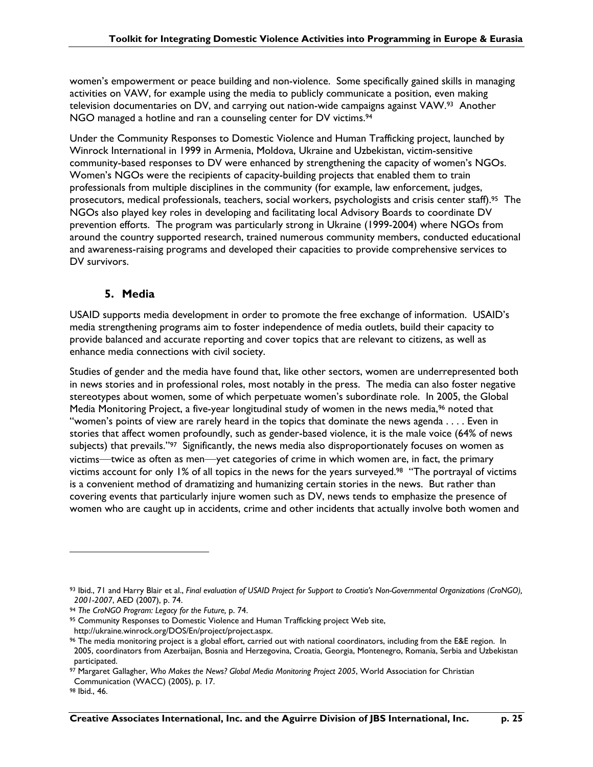women's empowerment or peace building and non-violence. Some specifically gained skills in managing activities on VAW, for example using the media to publicly communicate a position, even making television documentaries on DV, and carrying out nation-wide campaigns against VAW.[93] Another NGO managed a hotline and ran a counseling center for DV victims.[94]

Under the Community Responses to Domestic Violence and Human Trafficking project, launched by Winrock International in 1999 in Armenia, Moldova, Ukraine and Uzbekistan, victim-sensitive community-based responses to DV were enhanced by strengthening the capacity of women's NGOs. Women's NGOs were the recipients of capacity-building projects that enabled them to train professionals from multiple disciplines in the community (for example, law enforcement, judges, prosecutors, medical professionals, teachers, social workers, psychologists and crisis center staff).[95] The NGOs also played key roles in developing and facilitating local Advisory Boards to coordinate DV prevention efforts. The program was particularly strong in Ukraine (1999-2004) where NGOs from around the country supported research, trained numerous community members, conducted educational and awareness-raising programs and developed their capacities to provide comprehensive services to DV survivors.

### 5. Media

USAID supports media development in order to promote the free exchange of information. USAID's media strengthening programs aim to foster independence of media outlets, build their capacity to provide balanced and accurate reporting and cover topics that are relevant to citizens, as well as enhance media connections with civil society.

Studies of gender and the media have found that, like other sectors, women are underrepresented both in news stories and in professional roles, most notably in the press. The media can also foster negative stereotypes about women, some of which perpetuate women's subordinate role. In 2005, the Global Media Monitoring Project, a five-year longitudinal study of women in the news media,[96] noted that "women's points of view are rarely heard in the topics that dominate the news agenda . . . . Even in stories that affect women profoundly, such as gender-based violence, it is the male voice (64% of news subjects) that prevails."[97] Significantly, the news media also disproportionately focuses on women as victims—twice as often as men—yet categories of crime in which women are, in fact, the primary victims account for only 1% of all topics in the news for the years surveyed.[98] "The portrayal of victims is a convenient method of dramatizing and humanizing certain stories in the news. But rather than covering events that particularly injure women such as DV, news tends to emphasize the presence of women who are caught up in accidents, crime and other incidents that actually involve both women and

---

[93] Ibid., 71 and Harry Blair et al., *Final evaluation of USAID Project for Support to Croatia's Non-Governmental Organizations (CroNGO), 2001-2007*, AED (2007), p. 74.

[94] *The CroNGO Program: Legacy for the Future,* p. 74.

[95] Community Responses to Domestic Violence and Human Trafficking project Web site, http://ukraine.winrock.org/DOS/En/project/project.aspx.

[96] The media monitoring project is a global effort, carried out with national coordinators, including from the E&E region. In 2005, coordinators from Azerbaijan, Bosnia and Herzegovina, Croatia, Georgia, Montenegro, Romania, Serbia and Uzbekistan participated.

[97] Margaret Gallagher, *Who Makes the News? Global Media Monitoring Project 2005*, World Association for Christian Communication (WACC) (2005), p. 17.

[98] Ibid., 46.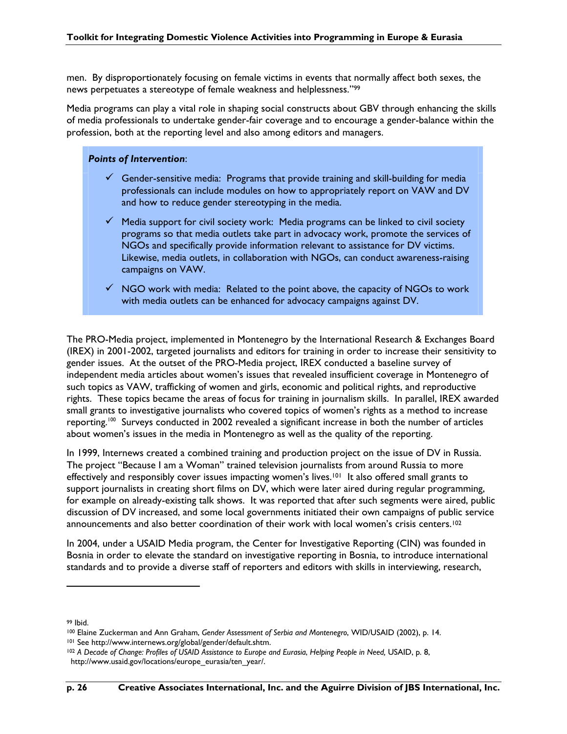men. By disproportionately focusing on female victims in events that normally affect both sexes, the news perpetuates a stereotype of female weakness and helplessness."[99]

Media programs can play a vital role in shaping social constructs about GBV through enhancing the skills of media professionals to undertake gender-fair coverage and to encourage a gender-balance within the profession, both at the reporting level and also among editors and managers.

***Points of Intervention***:

- ✓ Gender-sensitive media: Programs that provide training and skill-building for media professionals can include modules on how to appropriately report on VAW and DV and how to reduce gender stereotyping in the media.
- ✓ Media support for civil society work: Media programs can be linked to civil society programs so that media outlets take part in advocacy work, promote the services of NGOs and specifically provide information relevant to assistance for DV victims. Likewise, media outlets, in collaboration with NGOs, can conduct awareness-raising campaigns on VAW.
- ✓ NGO work with media: Related to the point above, the capacity of NGOs to work with media outlets can be enhanced for advocacy campaigns against DV.

The PRO-Media project, implemented in Montenegro by the International Research & Exchanges Board (IREX) in 2001-2002, targeted journalists and editors for training in order to increase their sensitivity to gender issues. At the outset of the PRO-Media project, IREX conducted a baseline survey of independent media articles about women's issues that revealed insufficient coverage in Montenegro of such topics as VAW, trafficking of women and girls, economic and political rights, and reproductive rights. These topics became the areas of focus for training in journalism skills. In parallel, IREX awarded small grants to investigative journalists who covered topics of women's rights as a method to increase reporting.[100] Surveys conducted in 2002 revealed a significant increase in both the number of articles about women's issues in the media in Montenegro as well as the quality of the reporting.

In 1999, Internews created a combined training and production project on the issue of DV in Russia. The project "Because I am a Woman" trained television journalists from around Russia to more effectively and responsibly cover issues impacting women's lives.[101] It also offered small grants to support journalists in creating short films on DV, which were later aired during regular programming, for example on already-existing talk shows. It was reported that after such segments were aired, public discussion of DV increased, and some local governments initiated their own campaigns of public service announcements and also better coordination of their work with local women's crisis centers.[102]

In 2004, under a USAID Media program, the Center for Investigative Reporting (CIN) was founded in Bosnia in order to elevate the standard on investigative reporting in Bosnia, to introduce international standards and to provide a diverse staff of reporters and editors with skills in interviewing, research,

---

[99] Ibid.

[100] Elaine Zuckerman and Ann Graham, *Gender Assessment of Serbia and Montenegro*, WID/USAID (2002), p. 14.

[101] See http://www.internews.org/global/gender/default.shtm.

[102] *A Decade of Change: Profiles of USAID Assistance to Europe and Eurasia*, *Helping People in Need,* USAID, p. 8, http://www.usaid.gov/locations/europe_eurasia/ten_year/.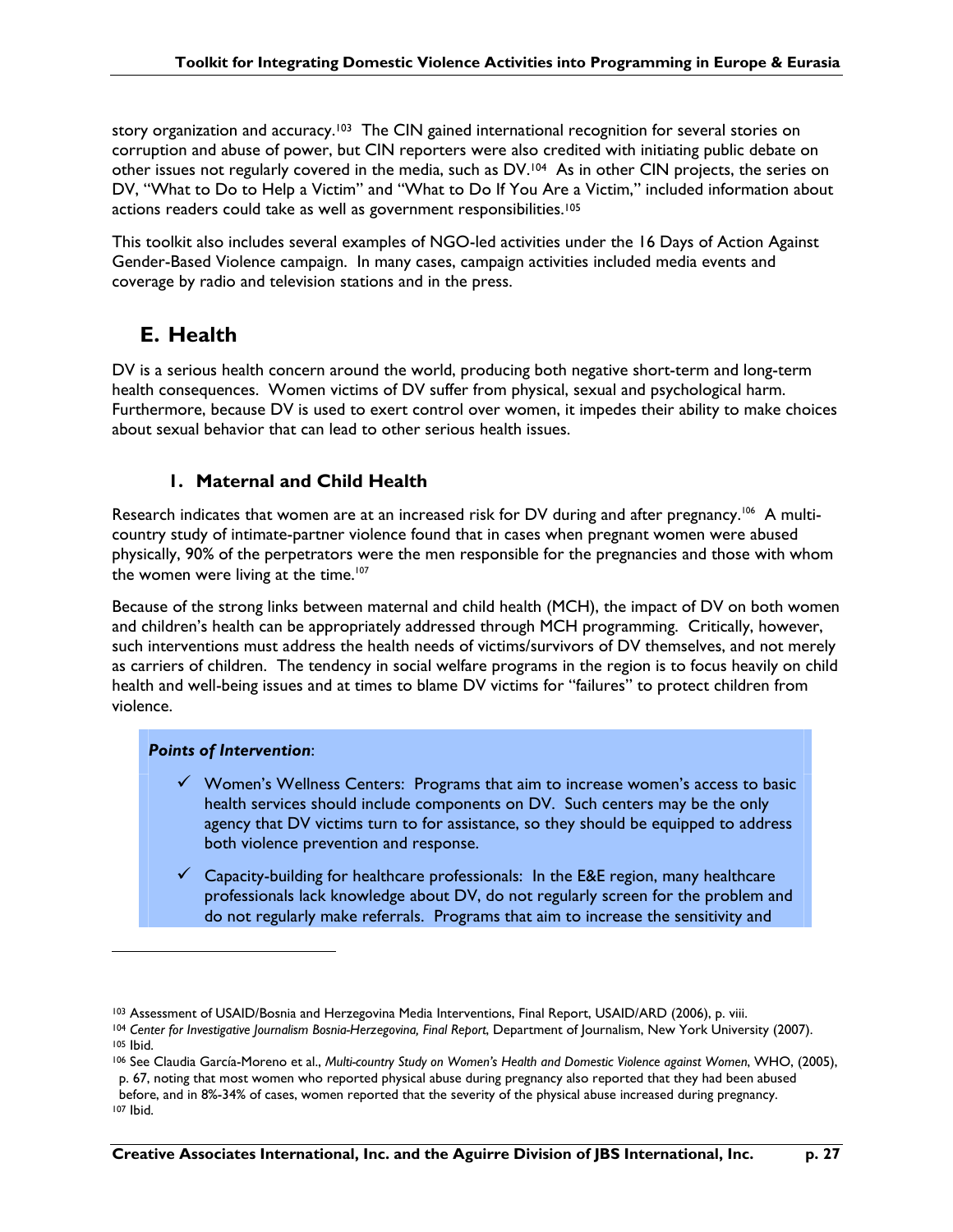story organization and accuracy.[103] The CIN gained international recognition for several stories on corruption and abuse of power, but CIN reporters were also credited with initiating public debate on other issues not regularly covered in the media, such as DV.[104] As in other CIN projects, the series on DV, "What to Do to Help a Victim" and "What to Do If You Are a Victim," included information about actions readers could take as well as government responsibilities.[105]

This toolkit also includes several examples of NGO-led activities under the 16 Days of Action Against Gender-Based Violence campaign. In many cases, campaign activities included media events and coverage by radio and television stations and in the press.

## E. Health

DV is a serious health concern around the world, producing both negative short-term and long-term health consequences. Women victims of DV suffer from physical, sexual and psychological harm. Furthermore, because DV is used to exert control over women, it impedes their ability to make choices about sexual behavior that can lead to other serious health issues.

### 1. Maternal and Child Health

Research indicates that women are at an increased risk for DV during and after pregnancy.[106] A multi-country study of intimate-partner violence found that in cases when pregnant women were abused physically, 90% of the perpetrators were the men responsible for the pregnancies and those with whom the women were living at the time.[107]

Because of the strong links between maternal and child health (MCH), the impact of DV on both women and children's health can be appropriately addressed through MCH programming. Critically, however, such interventions must address the health needs of victims/survivors of DV themselves, and not merely as carriers of children. The tendency in social welfare programs in the region is to focus heavily on child health and well-being issues and at times to blame DV victims for "failures" to protect children from violence.

***Points of Intervention***:

- ✓ Women's Wellness Centers: Programs that aim to increase women's access to basic health services should include components on DV. Such centers may be the only agency that DV victims turn to for assistance, so they should be equipped to address both violence prevention and response.
- ✓ Capacity-building for healthcare professionals: In the E&E region, many healthcare professionals lack knowledge about DV, do not regularly screen for the problem and do not regularly make referrals. Programs that aim to increase the sensitivity and

---

[103] Assessment of USAID/Bosnia and Herzegovina Media Interventions, Final Report, USAID/ARD (2006), p. viii.

[104] *Center for Investigative Journalism Bosnia-Herzegovina, Final Report*, Department of Journalism, New York University (2007).

[105] Ibid.

[106] See Claudia García-Moreno et al., *Multi-country Study on Women's Health and Domestic Violence against Women*, WHO, (2005), p. 67, noting that most women who reported physical abuse during pregnancy also reported that they had been abused before, and in 8%-34% of cases, women reported that the severity of the physical abuse increased during pregnancy.

[107] Ibid.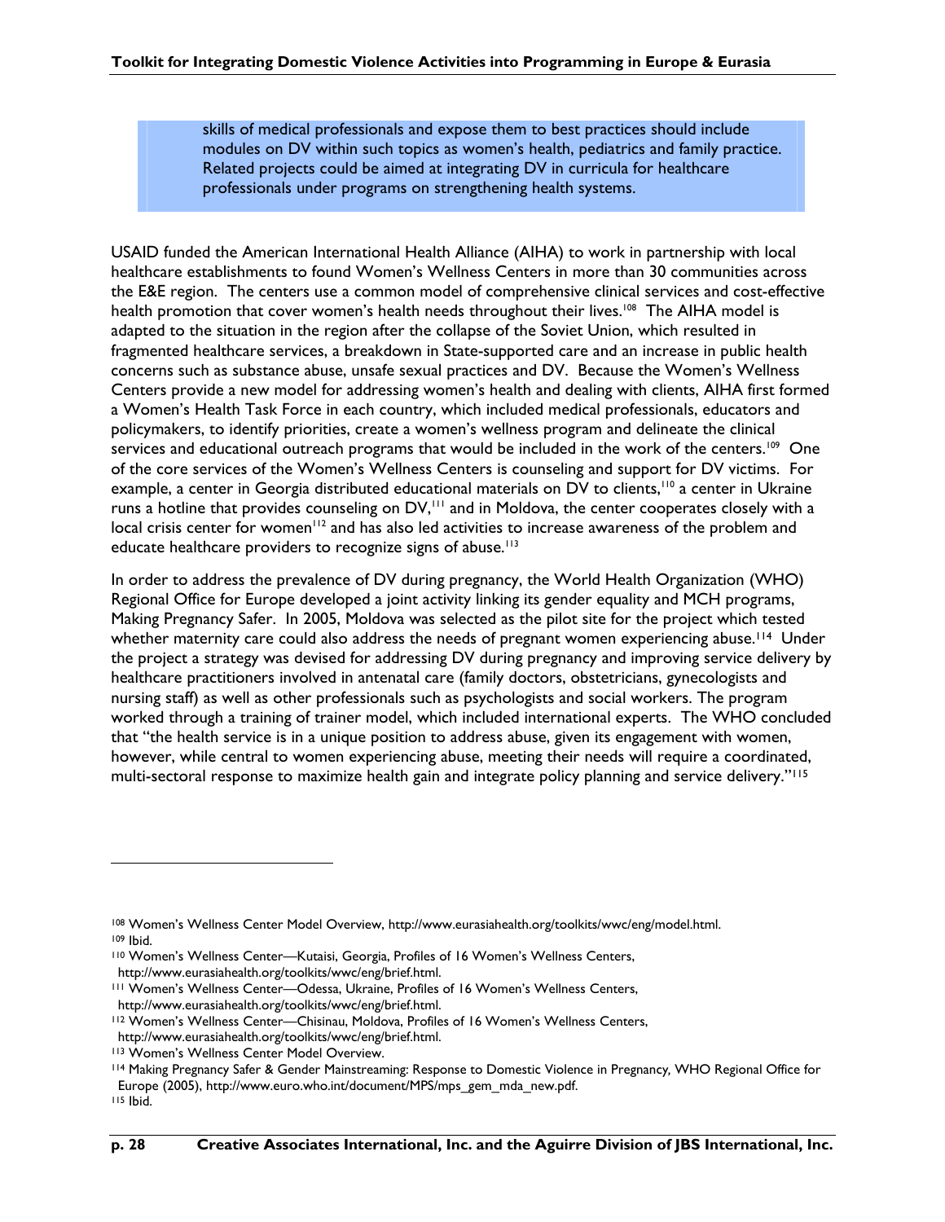> skills of medical professionals and expose them to best practices should include modules on DV within such topics as women's health, pediatrics and family practice. Related projects could be aimed at integrating DV in curricula for healthcare professionals under programs on strengthening health systems.

USAID funded the American International Health Alliance (AIHA) to work in partnership with local healthcare establishments to found Women's Wellness Centers in more than 30 communities across the E&E region. The centers use a common model of comprehensive clinical services and cost-effective health promotion that cover women's health needs throughout their lives.[108] The AIHA model is adapted to the situation in the region after the collapse of the Soviet Union, which resulted in fragmented healthcare services, a breakdown in State-supported care and an increase in public health concerns such as substance abuse, unsafe sexual practices and DV. Because the Women's Wellness Centers provide a new model for addressing women's health and dealing with clients, AIHA first formed a Women's Health Task Force in each country, which included medical professionals, educators and policymakers, to identify priorities, create a women's wellness program and delineate the clinical services and educational outreach programs that would be included in the work of the centers.[109] One of the core services of the Women's Wellness Centers is counseling and support for DV victims. For example, a center in Georgia distributed educational materials on DV to clients,[110] a center in Ukraine runs a hotline that provides counseling on DV,[111] and in Moldova, the center cooperates closely with a local crisis center for women[112] and has also led activities to increase awareness of the problem and educate healthcare providers to recognize signs of abuse.[113]

In order to address the prevalence of DV during pregnancy, the World Health Organization (WHO) Regional Office for Europe developed a joint activity linking its gender equality and MCH programs, Making Pregnancy Safer. In 2005, Moldova was selected as the pilot site for the project which tested whether maternity care could also address the needs of pregnant women experiencing abuse.[114] Under the project a strategy was devised for addressing DV during pregnancy and improving service delivery by healthcare practitioners involved in antenatal care (family doctors, obstetricians, gynecologists and nursing staff) as well as other professionals such as psychologists and social workers. The program worked through a training of trainer model, which included international experts. The WHO concluded that "the health service is in a unique position to address abuse, given its engagement with women, however, while central to women experiencing abuse, meeting their needs will require a coordinated, multi-sectoral response to maximize health gain and integrate policy planning and service delivery."[115]

---

[108] Women's Wellness Center Model Overview, http://www.eurasiahealth.org/toolkits/wwc/eng/model.html.
[109] Ibid.
[110] Women's Wellness Center—Kutaisi, Georgia, Profiles of 16 Women's Wellness Centers, http://www.eurasiahealth.org/toolkits/wwc/eng/brief.html.
[111] Women's Wellness Center—Odessa, Ukraine, Profiles of 16 Women's Wellness Centers, http://www.eurasiahealth.org/toolkits/wwc/eng/brief.html.
[112] Women's Wellness Center—Chisinau, Moldova, Profiles of 16 Women's Wellness Centers, http://www.eurasiahealth.org/toolkits/wwc/eng/brief.html.
[113] Women's Wellness Center Model Overview.
[114] Making Pregnancy Safer & Gender Mainstreaming: Response to Domestic Violence in Pregnancy, WHO Regional Office for Europe (2005), http://www.euro.who.int/document/MPS/mps_gem_mda_new.pdf.
[115] Ibid.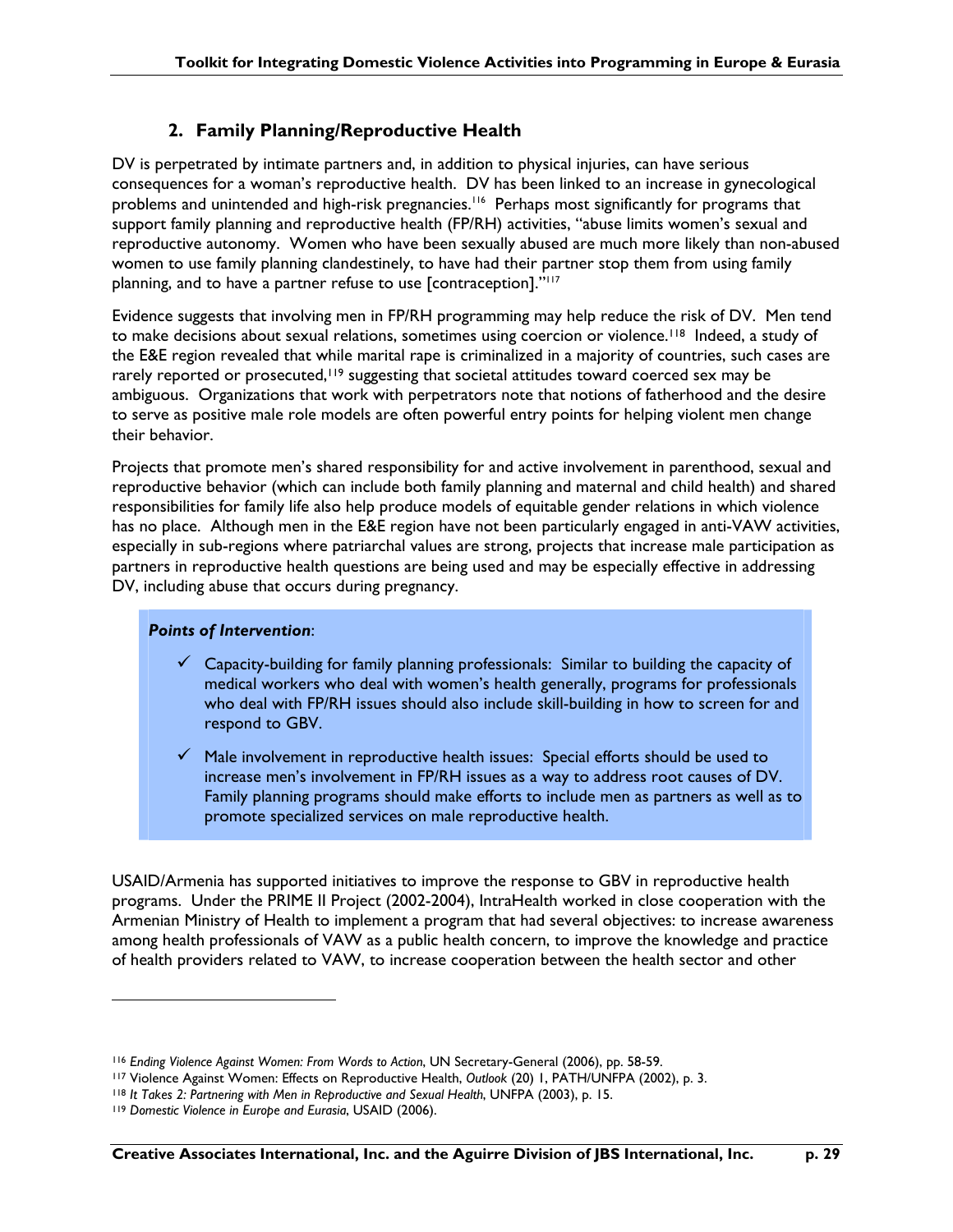## 2. Family Planning/Reproductive Health

DV is perpetrated by intimate partners and, in addition to physical injuries, can have serious consequences for a woman's reproductive health. DV has been linked to an increase in gynecological problems and unintended and high-risk pregnancies.[116] Perhaps most significantly for programs that support family planning and reproductive health (FP/RH) activities, "abuse limits women's sexual and reproductive autonomy. Women who have been sexually abused are much more likely than non-abused women to use family planning clandestinely, to have had their partner stop them from using family planning, and to have a partner refuse to use [contraception]."[117]

Evidence suggests that involving men in FP/RH programming may help reduce the risk of DV. Men tend to make decisions about sexual relations, sometimes using coercion or violence.[118] Indeed, a study of the E&E region revealed that while marital rape is criminalized in a majority of countries, such cases are rarely reported or prosecuted,[119] suggesting that societal attitudes toward coerced sex may be ambiguous. Organizations that work with perpetrators note that notions of fatherhood and the desire to serve as positive male role models are often powerful entry points for helping violent men change their behavior.

Projects that promote men's shared responsibility for and active involvement in parenthood, sexual and reproductive behavior (which can include both family planning and maternal and child health) and shared responsibilities for family life also help produce models of equitable gender relations in which violence has no place. Although men in the E&E region have not been particularly engaged in anti-VAW activities, especially in sub-regions where patriarchal values are strong, projects that increase male participation as partners in reproductive health questions are being used and may be especially effective in addressing DV, including abuse that occurs during pregnancy.

***Points of Intervention***:

- ✓ Capacity-building for family planning professionals: Similar to building the capacity of medical workers who deal with women's health generally, programs for professionals who deal with FP/RH issues should also include skill-building in how to screen for and respond to GBV.
- ✓ Male involvement in reproductive health issues: Special efforts should be used to increase men's involvement in FP/RH issues as a way to address root causes of DV. Family planning programs should make efforts to include men as partners as well as to promote specialized services on male reproductive health.

USAID/Armenia has supported initiatives to improve the response to GBV in reproductive health programs. Under the PRIME II Project (2002-2004), IntraHealth worked in close cooperation with the Armenian Ministry of Health to implement a program that had several objectives: to increase awareness among health professionals of VAW as a public health concern, to improve the knowledge and practice of health providers related to VAW, to increase cooperation between the health sector and other

---

[116] *Ending Violence Against Women: From Words to Action*, UN Secretary-General (2006), pp. 58-59.

[117] Violence Against Women: Effects on Reproductive Health, *Outlook* (20) 1, PATH/UNFPA (2002), p. 3.

[118] *It Takes 2: Partnering with Men in Reproductive and Sexual Health*, UNFPA (2003), p. 15.

[119] *Domestic Violence in Europe and Eurasia*, USAID (2006).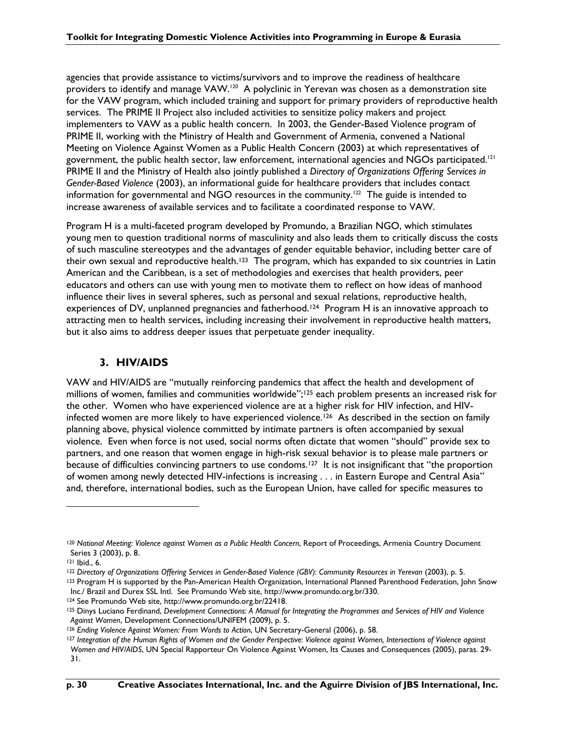agencies that provide assistance to victims/survivors and to improve the readiness of healthcare providers to identify and manage VAW.[120] A polyclinic in Yerevan was chosen as a demonstration site for the VAW program, which included training and support for primary providers of reproductive health services. The PRIME II Project also included activities to sensitize policy makers and project implementers to VAW as a public health concern. In 2003, the Gender-Based Violence program of PRIME II, working with the Ministry of Health and Government of Armenia, convened a National Meeting on Violence Against Women as a Public Health Concern (2003) at which representatives of government, the public health sector, law enforcement, international agencies and NGOs participated.[121] PRIME II and the Ministry of Health also jointly published a *Directory of Organizations Offering Services in Gender-Based Violence* (2003), an informational guide for healthcare providers that includes contact information for governmental and NGO resources in the community.[122] The guide is intended to increase awareness of available services and to facilitate a coordinated response to VAW.

Program H is a multi-faceted program developed by Promundo, a Brazilian NGO, which stimulates young men to question traditional norms of masculinity and also leads them to critically discuss the costs of such masculine stereotypes and the advantages of gender equitable behavior, including better care of their own sexual and reproductive health.[123] The program, which has expanded to six countries in Latin American and the Caribbean, is a set of methodologies and exercises that health providers, peer educators and others can use with young men to motivate them to reflect on how ideas of manhood influence their lives in several spheres, such as personal and sexual relations, reproductive health, experiences of DV, unplanned pregnancies and fatherhood.[124] Program H is an innovative approach to attracting men to health services, including increasing their involvement in reproductive health matters, but it also aims to address deeper issues that perpetuate gender inequality.

### 3. HIV/AIDS

VAW and HIV/AIDS are "mutually reinforcing pandemics that affect the health and development of millions of women, families and communities worldwide";[125] each problem presents an increased risk for the other. Women who have experienced violence are at a higher risk for HIV infection, and HIV-infected women are more likely to have experienced violence.[126] As described in the section on family planning above, physical violence committed by intimate partners is often accompanied by sexual violence. Even when force is not used, social norms often dictate that women "should" provide sex to partners, and one reason that women engage in high-risk sexual behavior is to please male partners or because of difficulties convincing partners to use condoms.[127] It is not insignificant that "the proportion of women among newly detected HIV-infections is increasing . . . in Eastern Europe and Central Asia" and, therefore, international bodies, such as the European Union, have called for specific measures to

---

[120] *National Meeting: Violence against Women as a Public Health Concern*, Report of Proceedings, Armenia Country Document Series 3 (2003), p. 8.

[121] Ibid., 6.

[122] *Directory of Organizations Offering Services in Gender-Based Violence (GBV): Community Resources in Yerevan* (2003), p. 5.

[123] Program H is supported by the Pan-American Health Organization, International Planned Parenthood Federation, John Snow Inc./ Brazil and Durex SSL Intl. See Promundo Web site, http://www.promundo.org.br/330.

[124] See Promundo Web site, http://www.promundo.org.br/22418.

[125] Dinys Luciano Ferdinand, *Development Connections: A Manual for Integrating the Programmes and Services of HIV and Violence Against Women*, Development Connections/UNIFEM (2009), p. 5.

[126] *Ending Violence Against Women: From Words to Action*, UN Secretary-General (2006), p. 58.

[127] *Integration of the Human Rights of Women and the Gender Perspective: Violence against Women, Intersections of Violence against Women and HIV/AIDS*, UN Special Rapporteur On Violence Against Women, Its Causes and Consequences (2005), paras. 29-31.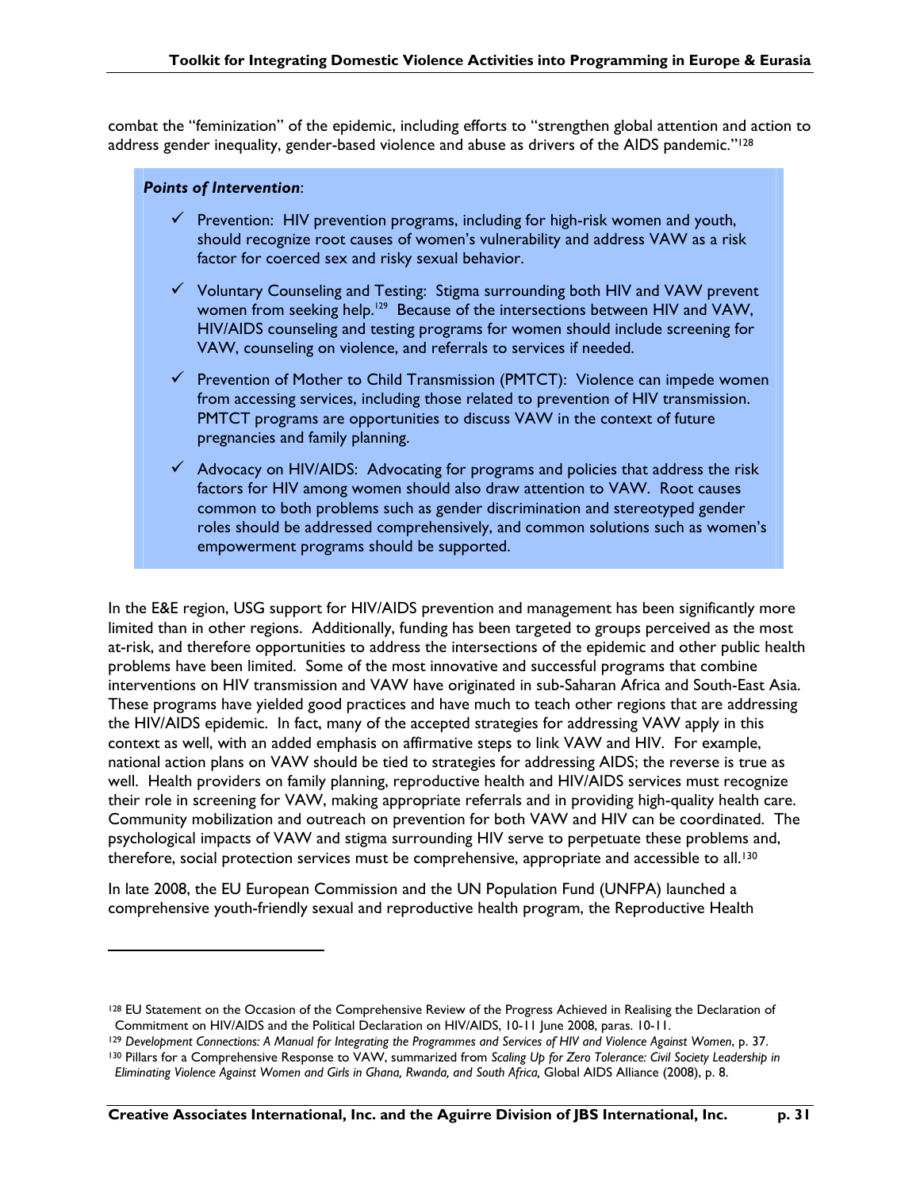combat the "feminization" of the epidemic, including efforts to "strengthen global attention and action to address gender inequality, gender-based violence and abuse as drivers of the AIDS pandemic."[128]

***Points of Intervention***:

- ✓ Prevention: HIV prevention programs, including for high-risk women and youth, should recognize root causes of women's vulnerability and address VAW as a risk factor for coerced sex and risky sexual behavior.
- ✓ Voluntary Counseling and Testing: Stigma surrounding both HIV and VAW prevent women from seeking help.[129] Because of the intersections between HIV and VAW, HIV/AIDS counseling and testing programs for women should include screening for VAW, counseling on violence, and referrals to services if needed.
- ✓ Prevention of Mother to Child Transmission (PMTCT): Violence can impede women from accessing services, including those related to prevention of HIV transmission. PMTCT programs are opportunities to discuss VAW in the context of future pregnancies and family planning.
- ✓ Advocacy on HIV/AIDS: Advocating for programs and policies that address the risk factors for HIV among women should also draw attention to VAW. Root causes common to both problems such as gender discrimination and stereotyped gender roles should be addressed comprehensively, and common solutions such as women's empowerment programs should be supported.

In the E&E region, USG support for HIV/AIDS prevention and management has been significantly more limited than in other regions. Additionally, funding has been targeted to groups perceived as the most at-risk, and therefore opportunities to address the intersections of the epidemic and other public health problems have been limited. Some of the most innovative and successful programs that combine interventions on HIV transmission and VAW have originated in sub-Saharan Africa and South-East Asia. These programs have yielded good practices and have much to teach other regions that are addressing the HIV/AIDS epidemic. In fact, many of the accepted strategies for addressing VAW apply in this context as well, with an added emphasis on affirmative steps to link VAW and HIV. For example, national action plans on VAW should be tied to strategies for addressing AIDS; the reverse is true as well. Health providers on family planning, reproductive health and HIV/AIDS services must recognize their role in screening for VAW, making appropriate referrals and in providing high-quality health care. Community mobilization and outreach on prevention for both VAW and HIV can be coordinated. The psychological impacts of VAW and stigma surrounding HIV serve to perpetuate these problems and, therefore, social protection services must be comprehensive, appropriate and accessible to all.[130]

In late 2008, the EU European Commission and the UN Population Fund (UNFPA) launched a comprehensive youth-friendly sexual and reproductive health program, the Reproductive Health

---

[128] EU Statement on the Occasion of the Comprehensive Review of the Progress Achieved in Realising the Declaration of Commitment on HIV/AIDS and the Political Declaration on HIV/AIDS, 10-11 June 2008, paras. 10-11.

[129] *Development Connections: A Manual for Integrating the Programmes and Services of HIV and Violence Against Women*, p. 37.

[130] Pillars for a Comprehensive Response to VAW, summarized from *Scaling Up for Zero Tolerance: Civil Society Leadership in Eliminating Violence Against Women and Girls in Ghana, Rwanda, and South Africa,* Global AIDS Alliance (2008), p. 8.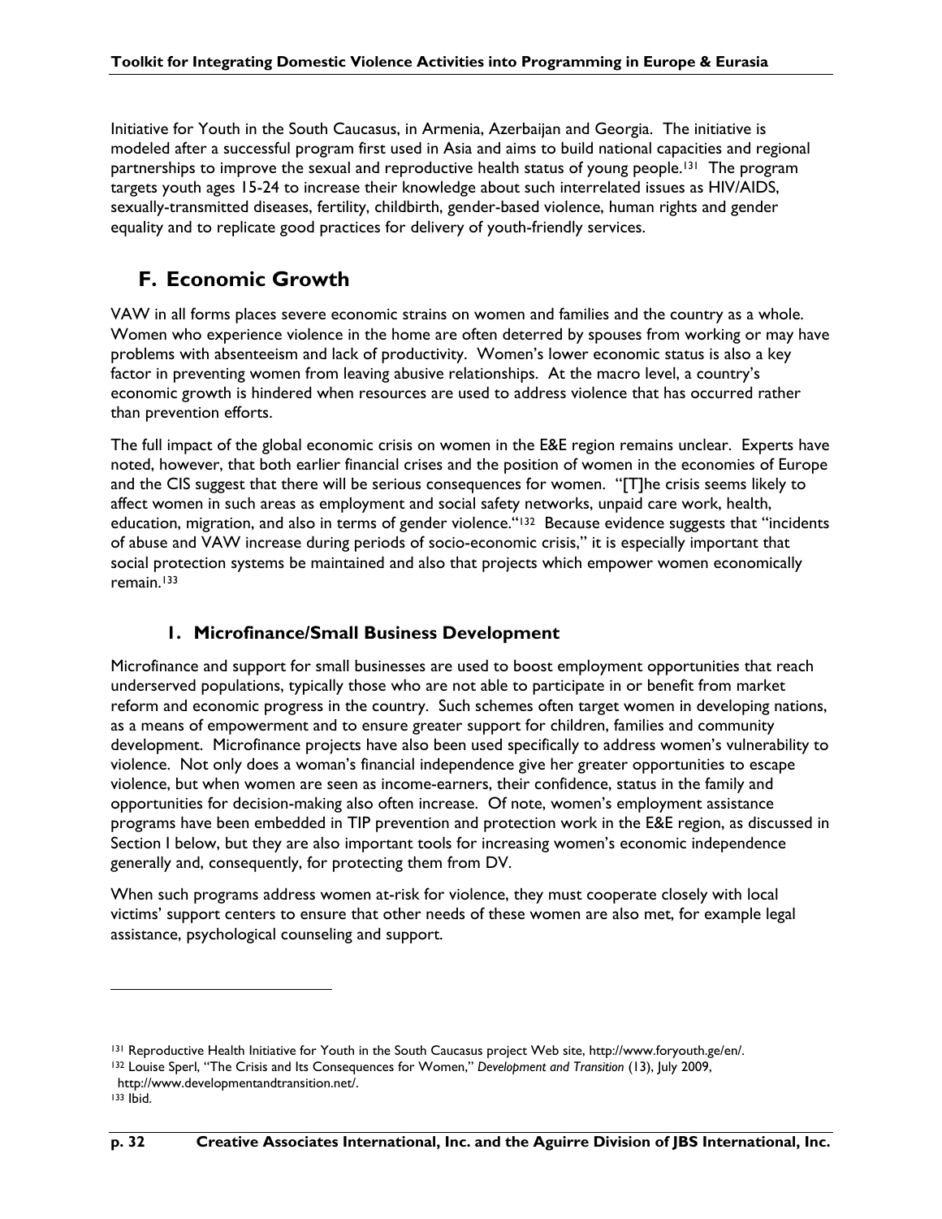Initiative for Youth in the South Caucasus, in Armenia, Azerbaijan and Georgia. The initiative is modeled after a successful program first used in Asia and aims to build national capacities and regional partnerships to improve the sexual and reproductive health status of young people.[131] The program targets youth ages 15-24 to increase their knowledge about such interrelated issues as HIV/AIDS, sexually-transmitted diseases, fertility, childbirth, gender-based violence, human rights and gender equality and to replicate good practices for delivery of youth-friendly services.

## F. Economic Growth

VAW in all forms places severe economic strains on women and families and the country as a whole. Women who experience violence in the home are often deterred by spouses from working or may have problems with absenteeism and lack of productivity. Women's lower economic status is also a key factor in preventing women from leaving abusive relationships. At the macro level, a country's economic growth is hindered when resources are used to address violence that has occurred rather than prevention efforts.

The full impact of the global economic crisis on women in the E&E region remains unclear. Experts have noted, however, that both earlier financial crises and the position of women in the economies of Europe and the CIS suggest that there will be serious consequences for women. "[T]he crisis seems likely to affect women in such areas as employment and social safety networks, unpaid care work, health, education, migration, and also in terms of gender violence."[132] Because evidence suggests that "incidents of abuse and VAW increase during periods of socio-economic crisis," it is especially important that social protection systems be maintained and also that projects which empower women economically remain.[133]

### 1. Microfinance/Small Business Development

Microfinance and support for small businesses are used to boost employment opportunities that reach underserved populations, typically those who are not able to participate in or benefit from market reform and economic progress in the country. Such schemes often target women in developing nations, as a means of empowerment and to ensure greater support for children, families and community development. Microfinance projects have also been used specifically to address women's vulnerability to violence. Not only does a woman's financial independence give her greater opportunities to escape violence, but when women are seen as income-earners, their confidence, status in the family and opportunities for decision-making also often increase. Of note, women's employment assistance programs have been embedded in TIP prevention and protection work in the E&E region, as discussed in Section I below, but they are also important tools for increasing women's economic independence generally and, consequently, for protecting them from DV.

When such programs address women at-risk for violence, they must cooperate closely with local victims' support centers to ensure that other needs of these women are also met, for example legal assistance, psychological counseling and support.

---

[131] Reproductive Health Initiative for Youth in the South Caucasus project Web site, http://www.foryouth.ge/en/.

[132] Louise Sperl, "The Crisis and Its Consequences for Women," *Development and Transition* (13), July 2009, http://www.developmentandtransition.net/.

[133] Ibid.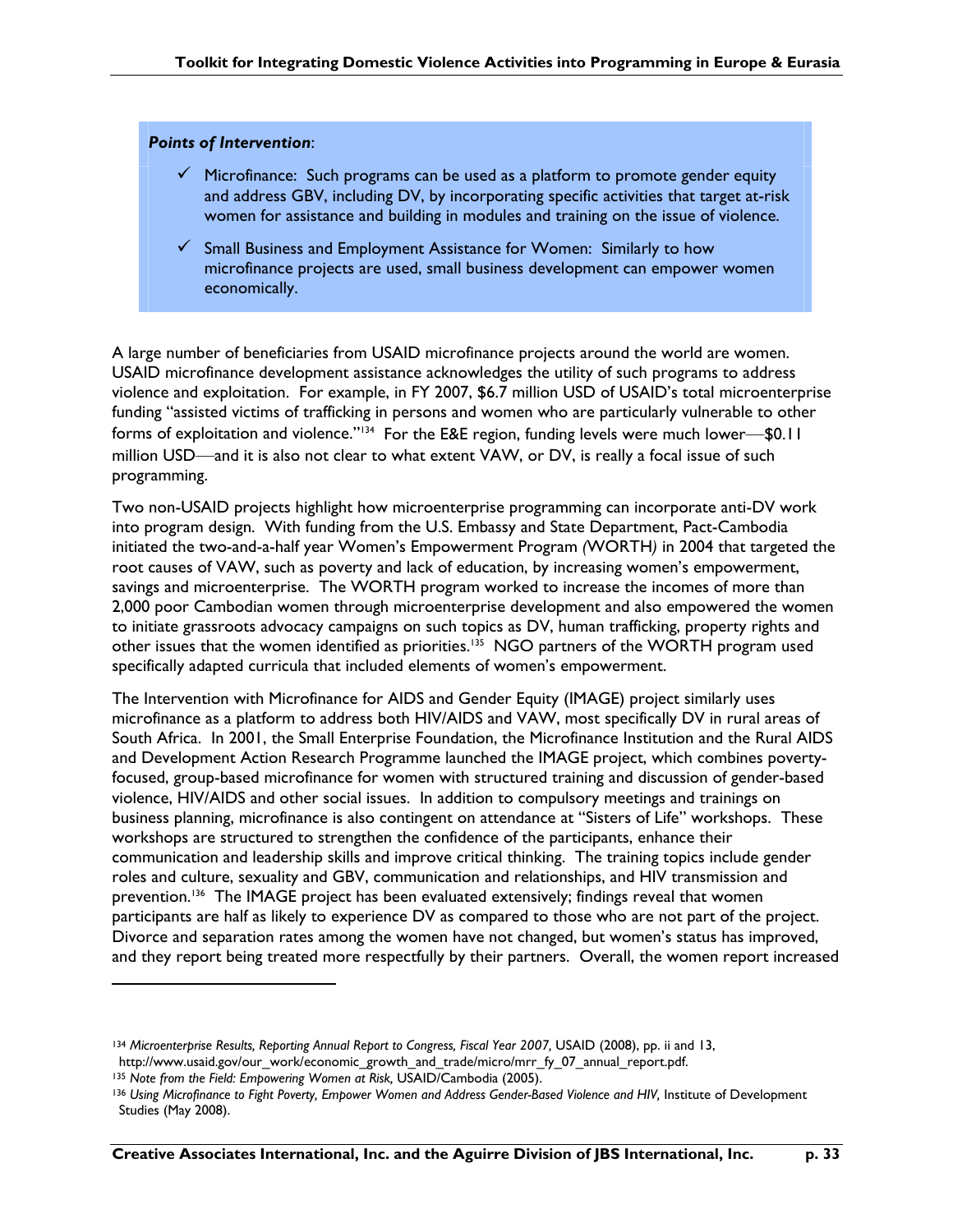***Points of Intervention***:

- ✓ Microfinance: Such programs can be used as a platform to promote gender equity and address GBV, including DV, by incorporating specific activities that target at-risk women for assistance and building in modules and training on the issue of violence.
- ✓ Small Business and Employment Assistance for Women: Similarly to how microfinance projects are used, small business development can empower women economically.

A large number of beneficiaries from USAID microfinance projects around the world are women. USAID microfinance development assistance acknowledges the utility of such programs to address violence and exploitation. For example, in FY 2007, $6.7 million USD of USAID's total microenterprise funding "assisted victims of trafficking in persons and women who are particularly vulnerable to other forms of exploitation and violence."[134] For the E&E region, funding levels were much lower—$0.11 million USD—and it is also not clear to what extent VAW, or DV, is really a focal issue of such programming.

Two non-USAID projects highlight how microenterprise programming can incorporate anti-DV work into program design. With funding from the U.S. Embassy and State Department, Pact-Cambodia initiated the two-and-a-half year Women's Empowerment Program *(*WORTH*)* in 2004 that targeted the root causes of VAW, such as poverty and lack of education, by increasing women's empowerment, savings and microenterprise. The WORTH program worked to increase the incomes of more than 2,000 poor Cambodian women through microenterprise development and also empowered the women to initiate grassroots advocacy campaigns on such topics as DV, human trafficking, property rights and other issues that the women identified as priorities.[135] NGO partners of the WORTH program used specifically adapted curricula that included elements of women's empowerment.

The Intervention with Microfinance for AIDS and Gender Equity (IMAGE) project similarly uses microfinance as a platform to address both HIV/AIDS and VAW, most specifically DV in rural areas of South Africa. In 2001, the Small Enterprise Foundation, the Microfinance Institution and the Rural AIDS and Development Action Research Programme launched the IMAGE project, which combines poverty-focused, group-based microfinance for women with structured training and discussion of gender-based violence, HIV/AIDS and other social issues. In addition to compulsory meetings and trainings on business planning, microfinance is also contingent on attendance at "Sisters of Life" workshops. These workshops are structured to strengthen the confidence of the participants, enhance their communication and leadership skills and improve critical thinking. The training topics include gender roles and culture, sexuality and GBV, communication and relationships, and HIV transmission and prevention.[136] The IMAGE project has been evaluated extensively; findings reveal that women participants are half as likely to experience DV as compared to those who are not part of the project. Divorce and separation rates among the women have not changed, but women's status has improved, and they report being treated more respectfully by their partners. Overall, the women report increased

---

[134] *Microenterprise Results, Reporting Annual Report to Congress, Fiscal Year 2007,* USAID (2008), pp. ii and 13, http://www.usaid.gov/our_work/economic_growth_and_trade/micro/mrr_fy_07_annual_report.pdf.

[135] *Note from the Field: Empowering Women at Risk,* USAID/Cambodia (2005).

[136] *Using Microfinance to Fight Poverty, Empower Women and Address Gender-Based Violence and HIV,* Institute of Development Studies (May 2008).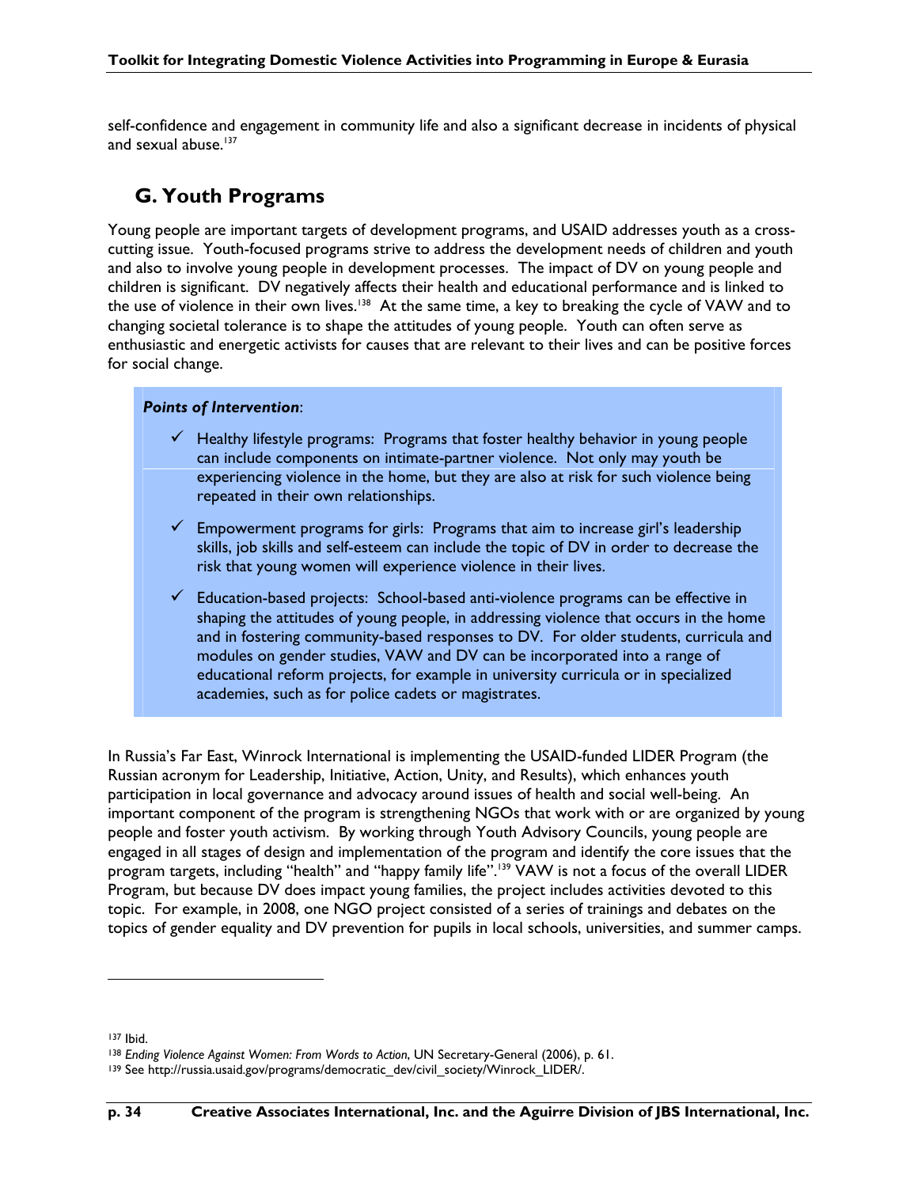self-confidence and engagement in community life and also a significant decrease in incidents of physical and sexual abuse.[137]

## G. Youth Programs

Young people are important targets of development programs, and USAID addresses youth as a cross-cutting issue. Youth-focused programs strive to address the development needs of children and youth and also to involve young people in development processes. The impact of DV on young people and children is significant. DV negatively affects their health and educational performance and is linked to the use of violence in their own lives.[138] At the same time, a key to breaking the cycle of VAW and to changing societal tolerance is to shape the attitudes of young people. Youth can often serve as enthusiastic and energetic activists for causes that are relevant to their lives and can be positive forces for social change.

***Points of Intervention***:

- ✓ Healthy lifestyle programs: Programs that foster healthy behavior in young people can include components on intimate-partner violence. Not only may youth be experiencing violence in the home, but they are also at risk for such violence being repeated in their own relationships.
- ✓ Empowerment programs for girls: Programs that aim to increase girl's leadership skills, job skills and self-esteem can include the topic of DV in order to decrease the risk that young women will experience violence in their lives.
- ✓ Education-based projects: School-based anti-violence programs can be effective in shaping the attitudes of young people, in addressing violence that occurs in the home and in fostering community-based responses to DV. For older students, curricula and modules on gender studies, VAW and DV can be incorporated into a range of educational reform projects, for example in university curricula or in specialized academies, such as for police cadets or magistrates.

In Russia's Far East, Winrock International is implementing the USAID-funded LIDER Program (the Russian acronym for Leadership, Initiative, Action, Unity, and Results), which enhances youth participation in local governance and advocacy around issues of health and social well-being. An important component of the program is strengthening NGOs that work with or are organized by young people and foster youth activism. By working through Youth Advisory Councils, young people are engaged in all stages of design and implementation of the program and identify the core issues that the program targets, including "health" and "happy family life".[139] VAW is not a focus of the overall LIDER Program, but because DV does impact young families, the project includes activities devoted to this topic. For example, in 2008, one NGO project consisted of a series of trainings and debates on the topics of gender equality and DV prevention for pupils in local schools, universities, and summer camps.

---

[137] Ibid.

[138] *Ending Violence Against Women: From Words to Action*, UN Secretary-General (2006), p. 61.

[139] See http://russia.usaid.gov/programs/democratic_dev/civil_society/Winrock_LIDER/.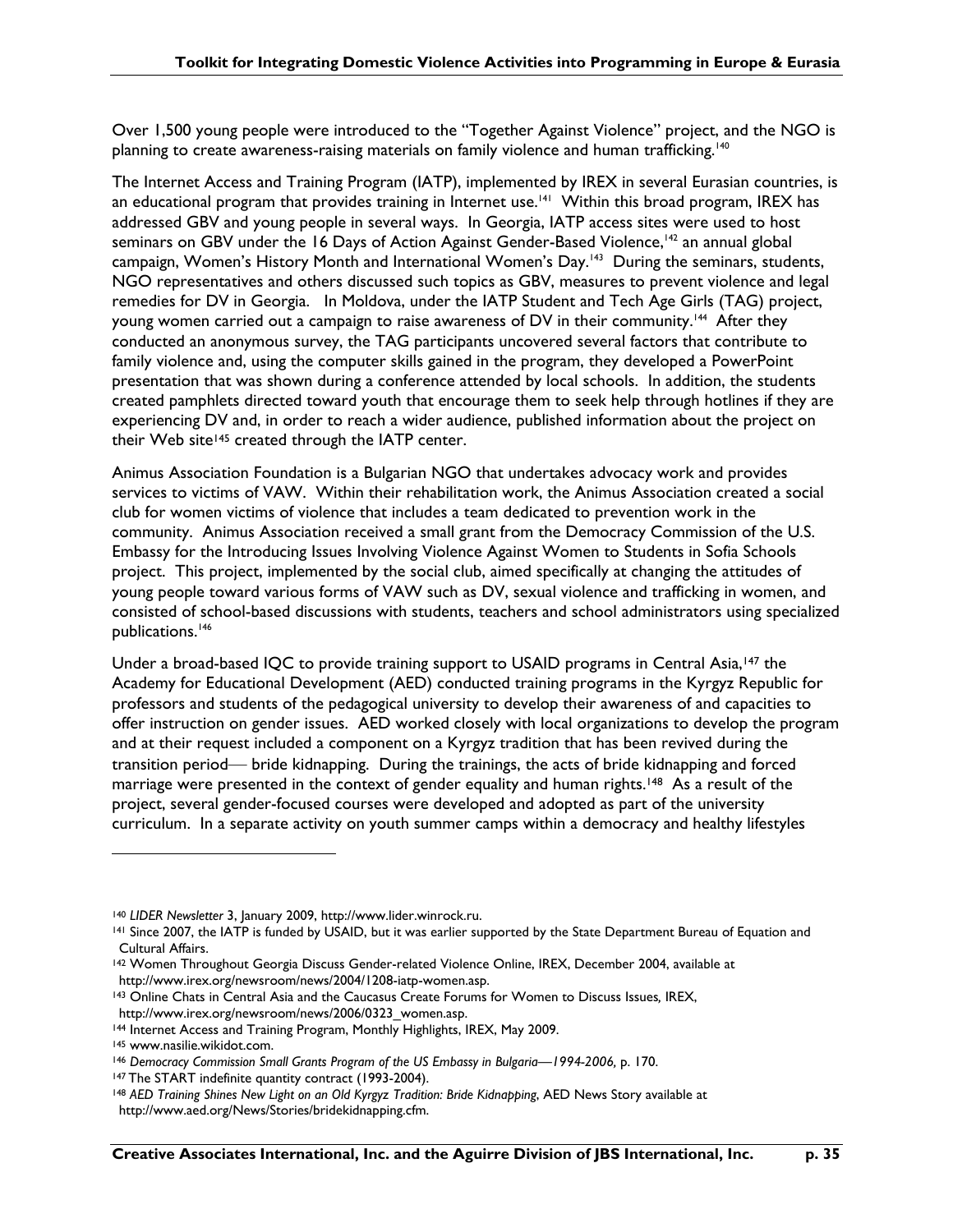Over 1,500 young people were introduced to the "Together Against Violence" project, and the NGO is planning to create awareness-raising materials on family violence and human trafficking.[140]

The Internet Access and Training Program (IATP), implemented by IREX in several Eurasian countries, is an educational program that provides training in Internet use.[141] Within this broad program, IREX has addressed GBV and young people in several ways. In Georgia, IATP access sites were used to host seminars on GBV under the 16 Days of Action Against Gender-Based Violence,[142] an annual global campaign, Women's History Month and International Women's Day.[143] During the seminars, students, NGO representatives and others discussed such topics as GBV, measures to prevent violence and legal remedies for DV in Georgia. In Moldova, under the IATP Student and Tech Age Girls (TAG) project, young women carried out a campaign to raise awareness of DV in their community.[144] After they conducted an anonymous survey, the TAG participants uncovered several factors that contribute to family violence and, using the computer skills gained in the program, they developed a PowerPoint presentation that was shown during a conference attended by local schools. In addition, the students created pamphlets directed toward youth that encourage them to seek help through hotlines if they are experiencing DV and, in order to reach a wider audience, published information about the project on their Web site[145] created through the IATP center.

Animus Association Foundation is a Bulgarian NGO that undertakes advocacy work and provides services to victims of VAW. Within their rehabilitation work, the Animus Association created a social club for women victims of violence that includes a team dedicated to prevention work in the community. Animus Association received a small grant from the Democracy Commission of the U.S. Embassy for the Introducing Issues Involving Violence Against Women to Students in Sofia Schools project. This project, implemented by the social club, aimed specifically at changing the attitudes of young people toward various forms of VAW such as DV, sexual violence and trafficking in women, and consisted of school-based discussions with students, teachers and school administrators using specialized publications.[146]

Under a broad-based IQC to provide training support to USAID programs in Central Asia,[147] the Academy for Educational Development (AED) conducted training programs in the Kyrgyz Republic for professors and students of the pedagogical university to develop their awareness of and capacities to offer instruction on gender issues. AED worked closely with local organizations to develop the program and at their request included a component on a Kyrgyz tradition that has been revived during the transition period— bride kidnapping. During the trainings, the acts of bride kidnapping and forced marriage were presented in the context of gender equality and human rights.[148] As a result of the project, several gender-focused courses were developed and adopted as part of the university curriculum. In a separate activity on youth summer camps within a democracy and healthy lifestyles

---

[140] *LIDER Newsletter* 3, January 2009, http://www.lider.winrock.ru.

[141] Since 2007, the IATP is funded by USAID, but it was earlier supported by the State Department Bureau of Equation and Cultural Affairs.

[142] Women Throughout Georgia Discuss Gender-related Violence Online, IREX, December 2004, available at http://www.irex.org/newsroom/news/2004/1208-iatp-women.asp.

[143] Online Chats in Central Asia and the Caucasus Create Forums for Women to Discuss Issues, IREX, http://www.irex.org/newsroom/news/2006/0323_women.asp.

[144] Internet Access and Training Program, Monthly Highlights, IREX, May 2009.

[145] www.nasilie.wikidot.com.

[146] *Democracy Commission Small Grants Program of the US Embassy in Bulgaria—1994-2006,* p. 170.

[147] The START indefinite quantity contract (1993-2004).

[148] *AED Training Shines New Light on an Old Kyrgyz Tradition: Bride Kidnapping*, AED News Story available at http://www.aed.org/News/Stories/bridekidnapping.cfm.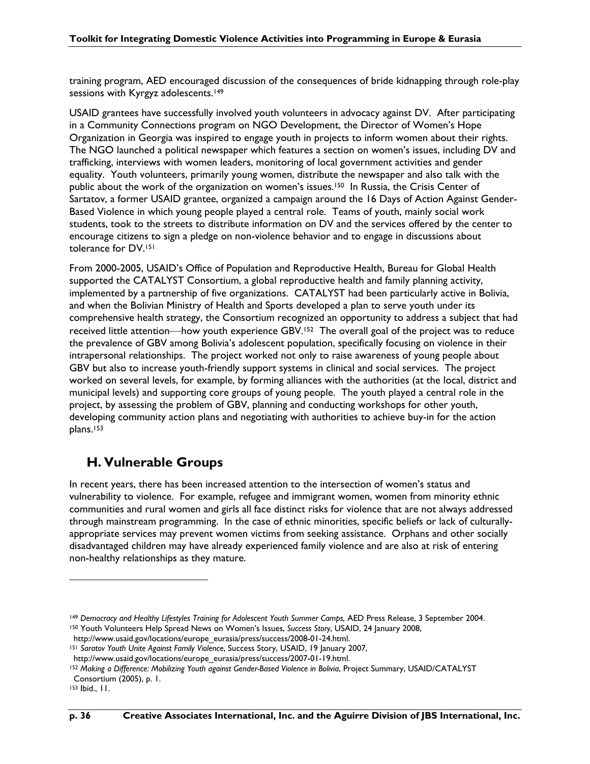training program, AED encouraged discussion of the consequences of bride kidnapping through role-play sessions with Kyrgyz adolescents.[149]

USAID grantees have successfully involved youth volunteers in advocacy against DV. After participating in a Community Connections program on NGO Development, the Director of Women's Hope Organization in Georgia was inspired to engage youth in projects to inform women about their rights. The NGO launched a political newspaper which features a section on women's issues, including DV and trafficking, interviews with women leaders, monitoring of local government activities and gender equality. Youth volunteers, primarily young women, distribute the newspaper and also talk with the public about the work of the organization on women's issues.[150] In Russia, the Crisis Center of Sartatov, a former USAID grantee, organized a campaign around the 16 Days of Action Against Gender-Based Violence in which young people played a central role. Teams of youth, mainly social work students, took to the streets to distribute information on DV and the services offered by the center to encourage citizens to sign a pledge on non-violence behavior and to engage in discussions about tolerance for DV.[151]

From 2000-2005, USAID's Office of Population and Reproductive Health, Bureau for Global Health supported the CATALYST Consortium, a global reproductive health and family planning activity, implemented by a partnership of five organizations. CATALYST had been particularly active in Bolivia, and when the Bolivian Ministry of Health and Sports developed a plan to serve youth under its comprehensive health strategy, the Consortium recognized an opportunity to address a subject that had received little attention—how youth experience GBV.[152] The overall goal of the project was to reduce the prevalence of GBV among Bolivia's adolescent population, specifically focusing on violence in their intrapersonal relationships. The project worked not only to raise awareness of young people about GBV but also to increase youth-friendly support systems in clinical and social services. The project worked on several levels, for example, by forming alliances with the authorities (at the local, district and municipal levels) and supporting core groups of young people. The youth played a central role in the project, by assessing the problem of GBV, planning and conducting workshops for other youth, developing community action plans and negotiating with authorities to achieve buy-in for the action plans.[153]

## H. Vulnerable Groups

In recent years, there has been increased attention to the intersection of women's status and vulnerability to violence. For example, refugee and immigrant women, women from minority ethnic communities and rural women and girls all face distinct risks for violence that are not always addressed through mainstream programming. In the case of ethnic minorities, specific beliefs or lack of culturally-appropriate services may prevent women victims from seeking assistance. Orphans and other socially disadvantaged children may have already experienced family violence and are also at risk of entering non-healthy relationships as they mature.

---

[149] *Democracy and Healthy Lifestyles Training for Adolescent Youth Summer Camps,* AED Press Release, 3 September 2004.

[150] Youth Volunteers Help Spread News on Women's Issues, *Success Story*, USAID, 24 January 2008, http://www.usaid.gov/locations/europe_eurasia/press/success/2008-01-24.html.

[151] *Saratov Youth Unite Against Family Violence*, Success Story, USAID, 19 January 2007, http://www.usaid.gov/locations/europe_eurasia/press/success/2007-01-19.html.

[152] *Making a Difference: Mobilizing Youth against Gender-Based Violence in Bolivia*, Project Summary, USAID/CATALYST Consortium (2005), p. 1.

[153] Ibid., 11.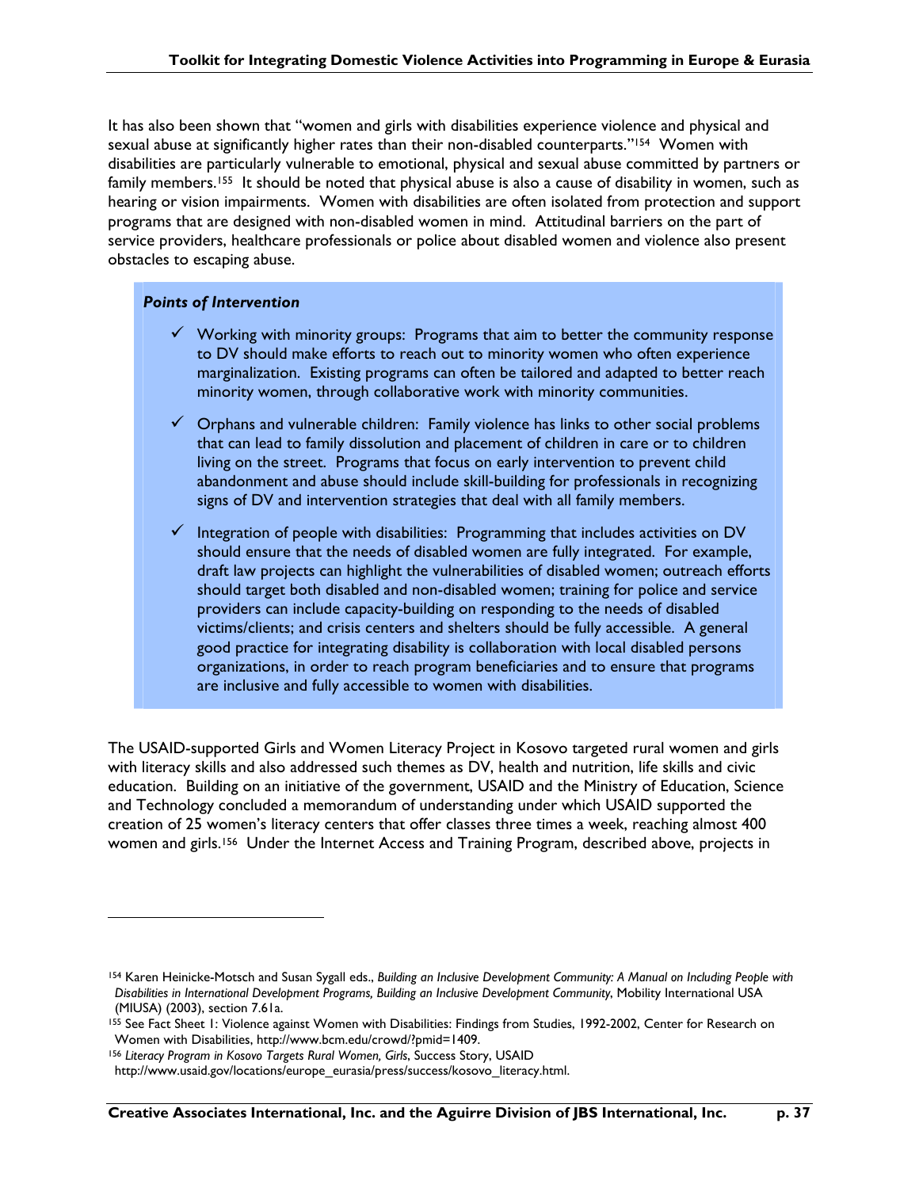It has also been shown that "women and girls with disabilities experience violence and physical and sexual abuse at significantly higher rates than their non-disabled counterparts."[154] Women with disabilities are particularly vulnerable to emotional, physical and sexual abuse committed by partners or family members.[155] It should be noted that physical abuse is also a cause of disability in women, such as hearing or vision impairments. Women with disabilities are often isolated from protection and support programs that are designed with non-disabled women in mind. Attitudinal barriers on the part of service providers, healthcare professionals or police about disabled women and violence also present obstacles to escaping abuse.

***Points of Intervention***

- ✓ Working with minority groups: Programs that aim to better the community response to DV should make efforts to reach out to minority women who often experience marginalization. Existing programs can often be tailored and adapted to better reach minority women, through collaborative work with minority communities.
- ✓ Orphans and vulnerable children: Family violence has links to other social problems that can lead to family dissolution and placement of children in care or to children living on the street. Programs that focus on early intervention to prevent child abandonment and abuse should include skill-building for professionals in recognizing signs of DV and intervention strategies that deal with all family members.
- ✓ Integration of people with disabilities: Programming that includes activities on DV should ensure that the needs of disabled women are fully integrated. For example, draft law projects can highlight the vulnerabilities of disabled women; outreach efforts should target both disabled and non-disabled women; training for police and service providers can include capacity-building on responding to the needs of disabled victims/clients; and crisis centers and shelters should be fully accessible. A general good practice for integrating disability is collaboration with local disabled persons organizations, in order to reach program beneficiaries and to ensure that programs are inclusive and fully accessible to women with disabilities.

The USAID-supported Girls and Women Literacy Project in Kosovo targeted rural women and girls with literacy skills and also addressed such themes as DV, health and nutrition, life skills and civic education. Building on an initiative of the government, USAID and the Ministry of Education, Science and Technology concluded a memorandum of understanding under which USAID supported the creation of 25 women's literacy centers that offer classes three times a week, reaching almost 400 women and girls.[156] Under the Internet Access and Training Program, described above, projects in

---

[154] Karen Heinicke-Motsch and Susan Sygall eds., *Building an Inclusive Development Community: A Manual on Including People with Disabilities in International Development Programs, Building an Inclusive Development Community*, Mobility International USA (MIUSA) (2003), section 7.61a.

[155] See Fact Sheet 1: Violence against Women with Disabilities: Findings from Studies, 1992-2002, Center for Research on Women with Disabilities, http://www.bcm.edu/crowd/?pmid=1409.

[156] *Literacy Program in Kosovo Targets Rural Women, Girls*, Success Story, USAID http://www.usaid.gov/locations/europe_eurasia/press/success/kosovo_literacy.html.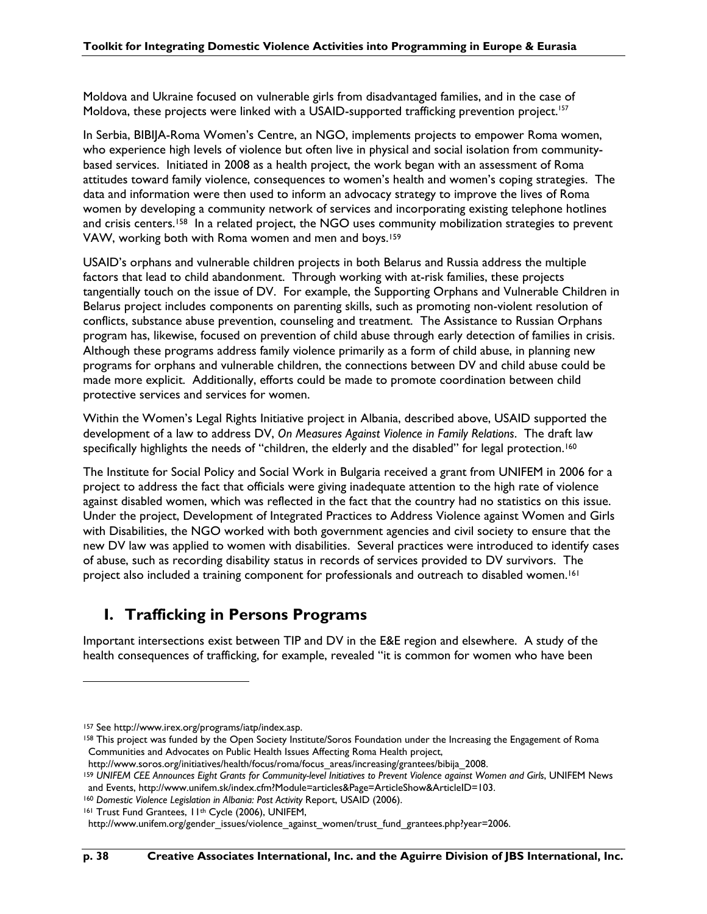Moldova and Ukraine focused on vulnerable girls from disadvantaged families, and in the case of Moldova, these projects were linked with a USAID-supported trafficking prevention project.[157]

In Serbia, BIBIJA-Roma Women's Centre, an NGO, implements projects to empower Roma women, who experience high levels of violence but often live in physical and social isolation from community-based services. Initiated in 2008 as a health project, the work began with an assessment of Roma attitudes toward family violence, consequences to women's health and women's coping strategies. The data and information were then used to inform an advocacy strategy to improve the lives of Roma women by developing a community network of services and incorporating existing telephone hotlines and crisis centers.[158] In a related project, the NGO uses community mobilization strategies to prevent VAW, working both with Roma women and men and boys.[159]

USAID's orphans and vulnerable children projects in both Belarus and Russia address the multiple factors that lead to child abandonment. Through working with at-risk families, these projects tangentially touch on the issue of DV. For example, the Supporting Orphans and Vulnerable Children in Belarus project includes components on parenting skills, such as promoting non-violent resolution of conflicts, substance abuse prevention, counseling and treatment. The Assistance to Russian Orphans program has, likewise, focused on prevention of child abuse through early detection of families in crisis. Although these programs address family violence primarily as a form of child abuse, in planning new programs for orphans and vulnerable children, the connections between DV and child abuse could be made more explicit. Additionally, efforts could be made to promote coordination between child protective services and services for women.

Within the Women's Legal Rights Initiative project in Albania, described above, USAID supported the development of a law to address DV, *On Measures Against Violence in Family Relations*. The draft law specifically highlights the needs of "children, the elderly and the disabled" for legal protection.[160]

The Institute for Social Policy and Social Work in Bulgaria received a grant from UNIFEM in 2006 for a project to address the fact that officials were giving inadequate attention to the high rate of violence against disabled women, which was reflected in the fact that the country had no statistics on this issue. Under the project, Development of Integrated Practices to Address Violence against Women and Girls with Disabilities, the NGO worked with both government agencies and civil society to ensure that the new DV law was applied to women with disabilities. Several practices were introduced to identify cases of abuse, such as recording disability status in records of services provided to DV survivors. The project also included a training component for professionals and outreach to disabled women.[161]

## I. Trafficking in Persons Programs

Important intersections exist between TIP and DV in the E&E region and elsewhere. A study of the health consequences of trafficking, for example, revealed "it is common for women who have been

---

[157] See http://www.irex.org/programs/iatp/index.asp.

[158] This project was funded by the Open Society Institute/Soros Foundation under the Increasing the Engagement of Roma Communities and Advocates on Public Health Issues Affecting Roma Health project, http://www.soros.org/initiatives/health/focus/roma/focus_areas/increasing/grantees/bibija_2008.

[159] *UNIFEM CEE Announces Eight Grants for Community-level Initiatives to Prevent Violence against Women and Girls*, UNIFEM News and Events, http://www.unifem.sk/index.cfm?Module=articles&Page=ArticleShow&ArticleID=103.

[160] *Domestic Violence Legislation in Albania: Post Activity* Report, USAID (2006).

[161] Trust Fund Grantees, 11th Cycle (2006), UNIFEM, http://www.unifem.org/gender_issues/violence_against_women/trust_fund_grantees.php?year=2006.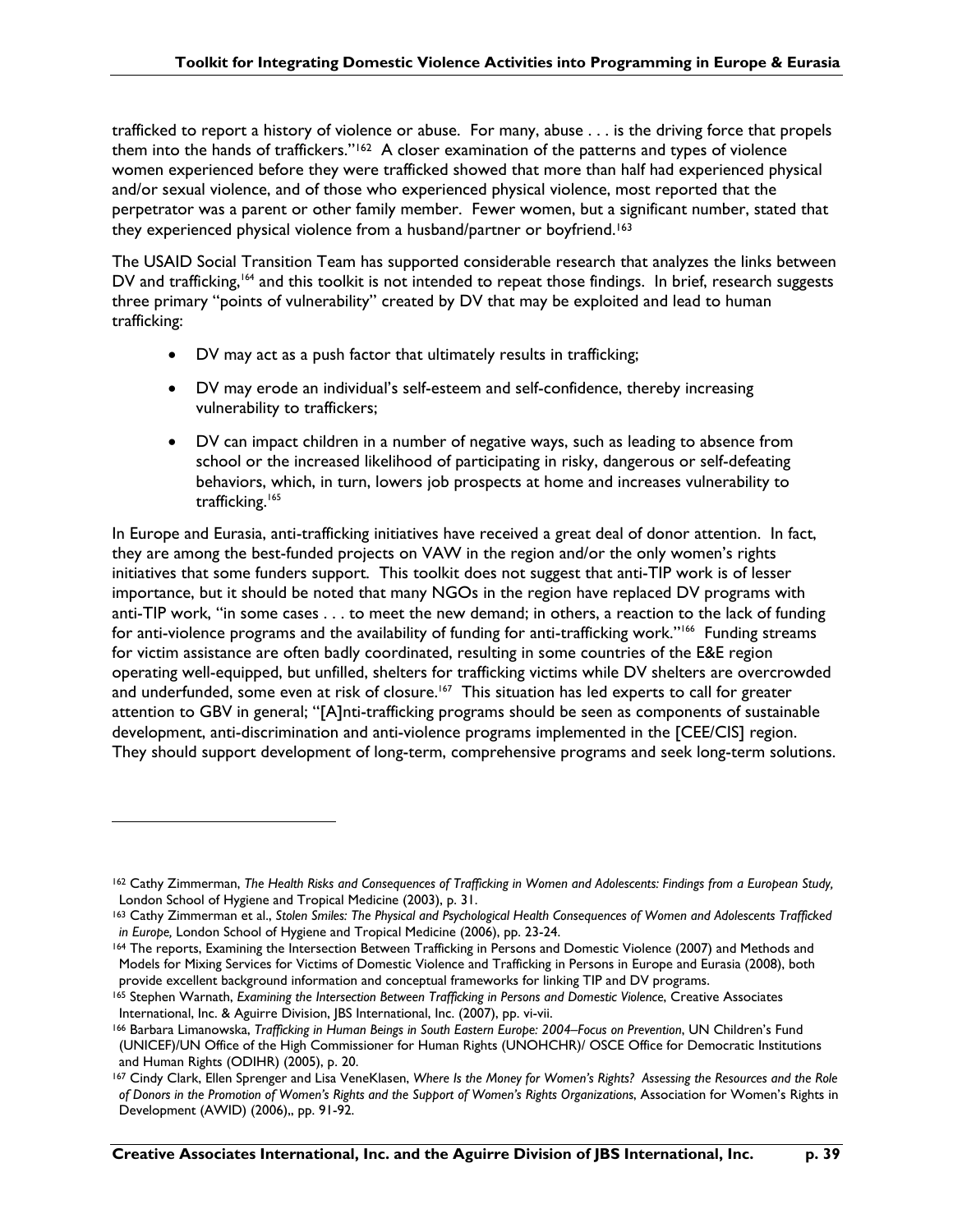trafficked to report a history of violence or abuse. For many, abuse . . . is the driving force that propels them into the hands of traffickers."[162] A closer examination of the patterns and types of violence women experienced before they were trafficked showed that more than half had experienced physical and/or sexual violence, and of those who experienced physical violence, most reported that the perpetrator was a parent or other family member. Fewer women, but a significant number, stated that they experienced physical violence from a husband/partner or boyfriend.[163]

The USAID Social Transition Team has supported considerable research that analyzes the links between DV and trafficking,[164] and this toolkit is not intended to repeat those findings. In brief, research suggests three primary "points of vulnerability" created by DV that may be exploited and lead to human trafficking:

- DV may act as a push factor that ultimately results in trafficking;
- DV may erode an individual's self-esteem and self-confidence, thereby increasing vulnerability to traffickers;
- DV can impact children in a number of negative ways, such as leading to absence from school or the increased likelihood of participating in risky, dangerous or self-defeating behaviors, which, in turn, lowers job prospects at home and increases vulnerability to trafficking.[165]

In Europe and Eurasia, anti-trafficking initiatives have received a great deal of donor attention. In fact, they are among the best-funded projects on VAW in the region and/or the only women's rights initiatives that some funders support. This toolkit does not suggest that anti-TIP work is of lesser importance, but it should be noted that many NGOs in the region have replaced DV programs with anti-TIP work, "in some cases . . . to meet the new demand; in others, a reaction to the lack of funding for anti-violence programs and the availability of funding for anti-trafficking work."[166] Funding streams for victim assistance are often badly coordinated, resulting in some countries of the E&E region operating well-equipped, but unfilled, shelters for trafficking victims while DV shelters are overcrowded and underfunded, some even at risk of closure.[167] This situation has led experts to call for greater attention to GBV in general; "[A]nti-trafficking programs should be seen as components of sustainable development, anti-discrimination and anti-violence programs implemented in the [CEE/CIS] region. They should support development of long-term, comprehensive programs and seek long-term solutions.

---

[162] Cathy Zimmerman, *The Health Risks and Consequences of Trafficking in Women and Adolescents: Findings from a European Study,* London School of Hygiene and Tropical Medicine (2003), p. 31.

[163] Cathy Zimmerman et al., *Stolen Smiles: The Physical and Psychological Health Consequences of Women and Adolescents Trafficked in Europe,* London School of Hygiene and Tropical Medicine (2006), pp. 23-24.

[164] The reports, Examining the Intersection Between Trafficking in Persons and Domestic Violence (2007) and Methods and Models for Mixing Services for Victims of Domestic Violence and Trafficking in Persons in Europe and Eurasia (2008), both provide excellent background information and conceptual frameworks for linking TIP and DV programs.

[165] Stephen Warnath, *Examining the Intersection Between Trafficking in Persons and Domestic Violence*, Creative Associates International, Inc. & Aguirre Division, JBS International, Inc. (2007), pp. vi-vii.

[166] Barbara Limanowska, *Trafficking in Human Beings in South Eastern Europe: 2004–Focus on Prevention*, UN Children's Fund (UNICEF)/UN Office of the High Commissioner for Human Rights (UNOHCHR)/ OSCE Office for Democratic Institutions and Human Rights (ODIHR) (2005), p. 20.

[167] Cindy Clark, Ellen Sprenger and Lisa VeneKlasen, *Where Is the Money for Women's Rights? Assessing the Resources and the Role of Donors in the Promotion of Women's Rights and the Support of Women's Rights Organizations*, Association for Women's Rights in Development (AWID) (2006),, pp. 91-92.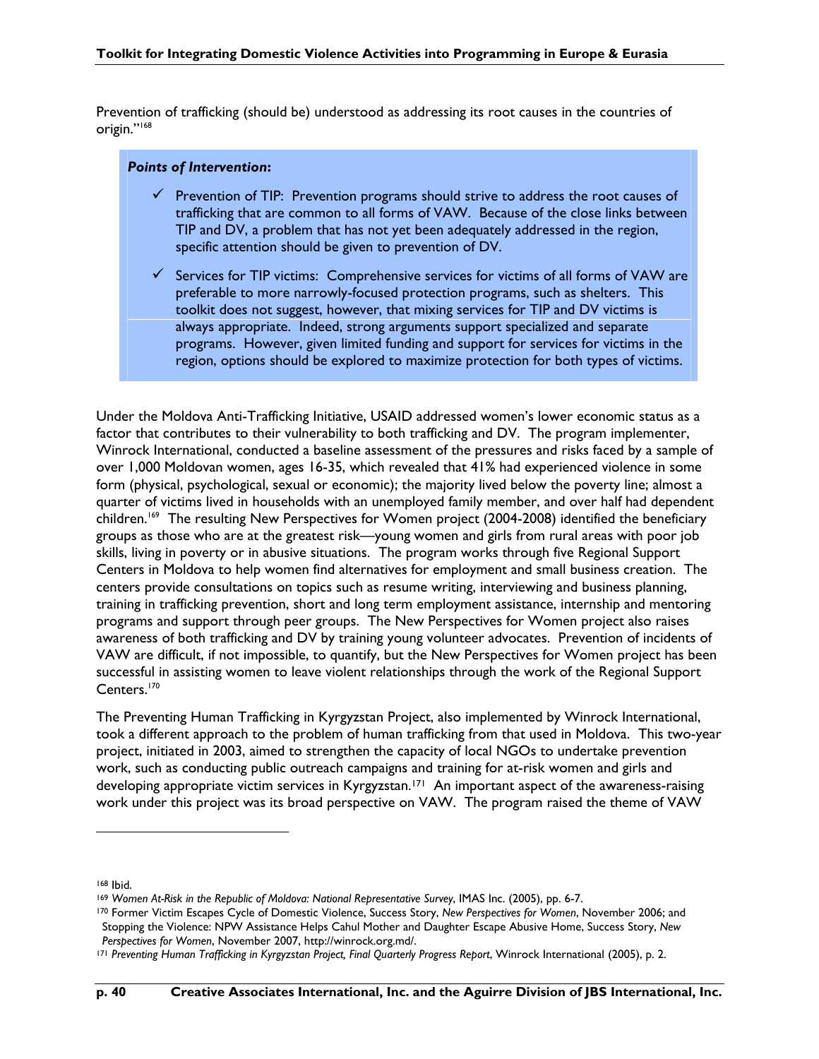Prevention of trafficking (should be) understood as addressing its root causes in the countries of origin."[168]

***Points of Intervention*:**

- ✓ Prevention of TIP: Prevention programs should strive to address the root causes of trafficking that are common to all forms of VAW. Because of the close links between TIP and DV, a problem that has not yet been adequately addressed in the region, specific attention should be given to prevention of DV.
- ✓ Services for TIP victims: Comprehensive services for victims of all forms of VAW are preferable to more narrowly-focused protection programs, such as shelters. This toolkit does not suggest, however, that mixing services for TIP and DV victims is always appropriate. Indeed, strong arguments support specialized and separate programs. However, given limited funding and support for services for victims in the region, options should be explored to maximize protection for both types of victims.

Under the Moldova Anti-Trafficking Initiative, USAID addressed women's lower economic status as a factor that contributes to their vulnerability to both trafficking and DV. The program implementer, Winrock International, conducted a baseline assessment of the pressures and risks faced by a sample of over 1,000 Moldovan women, ages 16-35, which revealed that 41% had experienced violence in some form (physical, psychological, sexual or economic); the majority lived below the poverty line; almost a quarter of victims lived in households with an unemployed family member, and over half had dependent children.[169] The resulting New Perspectives for Women project (2004-2008) identified the beneficiary groups as those who are at the greatest risk—young women and girls from rural areas with poor job skills, living in poverty or in abusive situations. The program works through five Regional Support Centers in Moldova to help women find alternatives for employment and small business creation. The centers provide consultations on topics such as resume writing, interviewing and business planning, training in trafficking prevention, short and long term employment assistance, internship and mentoring programs and support through peer groups. The New Perspectives for Women project also raises awareness of both trafficking and DV by training young volunteer advocates. Prevention of incidents of VAW are difficult, if not impossible, to quantify, but the New Perspectives for Women project has been successful in assisting women to leave violent relationships through the work of the Regional Support Centers.[170]

The Preventing Human Trafficking in Kyrgyzstan Project, also implemented by Winrock International, took a different approach to the problem of human trafficking from that used in Moldova. This two-year project, initiated in 2003, aimed to strengthen the capacity of local NGOs to undertake prevention work, such as conducting public outreach campaigns and training for at-risk women and girls and developing appropriate victim services in Kyrgyzstan.[171] An important aspect of the awareness-raising work under this project was its broad perspective on VAW. The program raised the theme of VAW

---

[168] Ibid.

[169] *Women At-Risk in the Republic of Moldova: National Representative Survey*, IMAS Inc. (2005), pp. 6-7.

[170] Former Victim Escapes Cycle of Domestic Violence, Success Story, *New Perspectives for Women*, November 2006; and Stopping the Violence: NPW Assistance Helps Cahul Mother and Daughter Escape Abusive Home, Success Story, *New Perspectives for Women*, November 2007, http://winrock.org.md/.

[171] *Preventing Human Trafficking in Kyrgyzstan Project, Final Quarterly Progress Report*, Winrock International (2005), p. 2.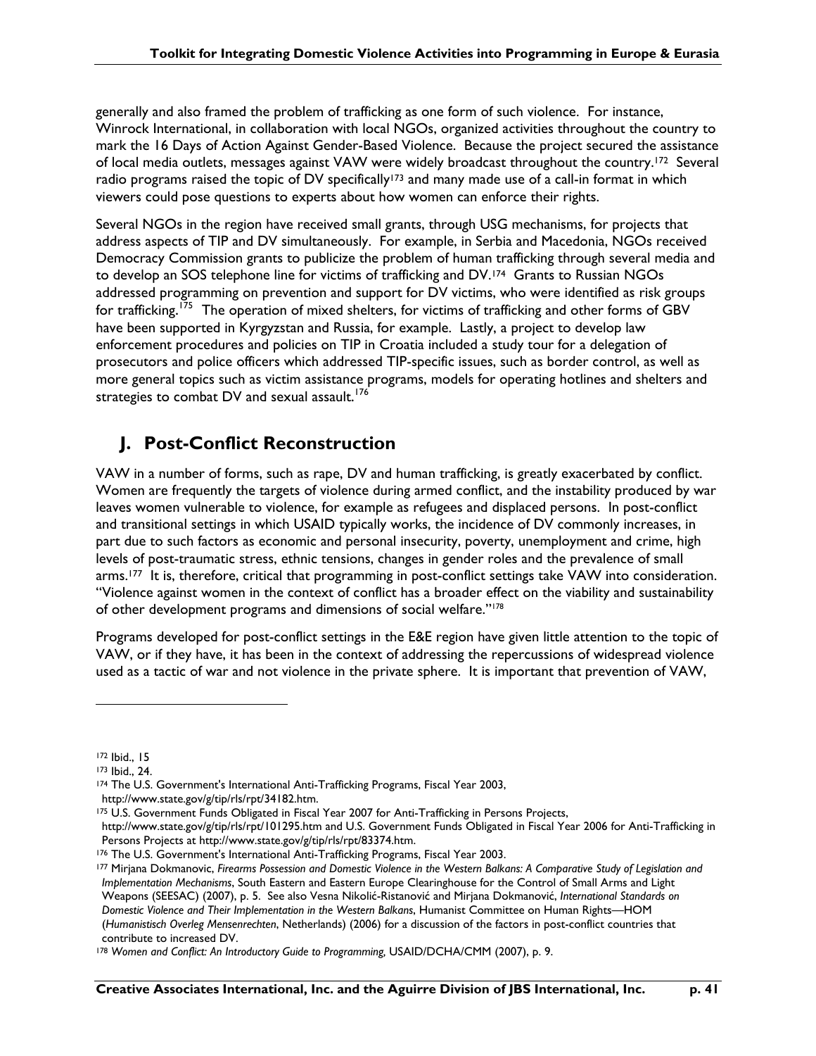generally and also framed the problem of trafficking as one form of such violence. For instance, Winrock International, in collaboration with local NGOs, organized activities throughout the country to mark the 16 Days of Action Against Gender-Based Violence. Because the project secured the assistance of local media outlets, messages against VAW were widely broadcast throughout the country.[172] Several radio programs raised the topic of DV specifically[173] and many made use of a call-in format in which viewers could pose questions to experts about how women can enforce their rights.

Several NGOs in the region have received small grants, through USG mechanisms, for projects that address aspects of TIP and DV simultaneously. For example, in Serbia and Macedonia, NGOs received Democracy Commission grants to publicize the problem of human trafficking through several media and to develop an SOS telephone line for victims of trafficking and DV.[174] Grants to Russian NGOs addressed programming on prevention and support for DV victims, who were identified as risk groups for trafficking.[175] The operation of mixed shelters, for victims of trafficking and other forms of GBV have been supported in Kyrgyzstan and Russia, for example. Lastly, a project to develop law enforcement procedures and policies on TIP in Croatia included a study tour for a delegation of prosecutors and police officers which addressed TIP-specific issues, such as border control, as well as more general topics such as victim assistance programs, models for operating hotlines and shelters and strategies to combat DV and sexual assault.[176]

## J. Post-Conflict Reconstruction

VAW in a number of forms, such as rape, DV and human trafficking, is greatly exacerbated by conflict. Women are frequently the targets of violence during armed conflict, and the instability produced by war leaves women vulnerable to violence, for example as refugees and displaced persons. In post-conflict and transitional settings in which USAID typically works, the incidence of DV commonly increases, in part due to such factors as economic and personal insecurity, poverty, unemployment and crime, high levels of post-traumatic stress, ethnic tensions, changes in gender roles and the prevalence of small arms.[177] It is, therefore, critical that programming in post-conflict settings take VAW into consideration. "Violence against women in the context of conflict has a broader effect on the viability and sustainability of other development programs and dimensions of social welfare."[178]

Programs developed for post-conflict settings in the E&E region have given little attention to the topic of VAW, or if they have, it has been in the context of addressing the repercussions of widespread violence used as a tactic of war and not violence in the private sphere. It is important that prevention of VAW,

---

[172] Ibid., 15

[173] Ibid., 24.

[174] The U.S. Government's International Anti-Trafficking Programs, Fiscal Year 2003, http://www.state.gov/g/tip/rls/rpt/34182.htm.

[175] U.S. Government Funds Obligated in Fiscal Year 2007 for Anti-Trafficking in Persons Projects, http://www.state.gov/g/tip/rls/rpt/101295.htm and U.S. Government Funds Obligated in Fiscal Year 2006 for Anti-Trafficking in Persons Projects at http://www.state.gov/g/tip/rls/rpt/83374.htm.

[176] The U.S. Government's International Anti-Trafficking Programs, Fiscal Year 2003.

[177] Mirjana Dokmanovic, *Firearms Possession and Domestic Violence in the Western Balkans: A Comparative Study of Legislation and Implementation Mechanisms*, South Eastern and Eastern Europe Clearinghouse for the Control of Small Arms and Light Weapons (SEESAC) (2007), p. 5. See also Vesna Nikolić-Ristanović and Mirjana Dokmanović, *International Standards on Domestic Violence and Their Implementation in the Western Balkans*, Humanist Committee on Human Rights—HOM (*Humanistisch Overleg Mensenrechten*, Netherlands) (2006) for a discussion of the factors in post-conflict countries that contribute to increased DV.

[178] *Women and Conflict: An Introductory Guide to Programming,* USAID/DCHA/CMM (2007), p. 9.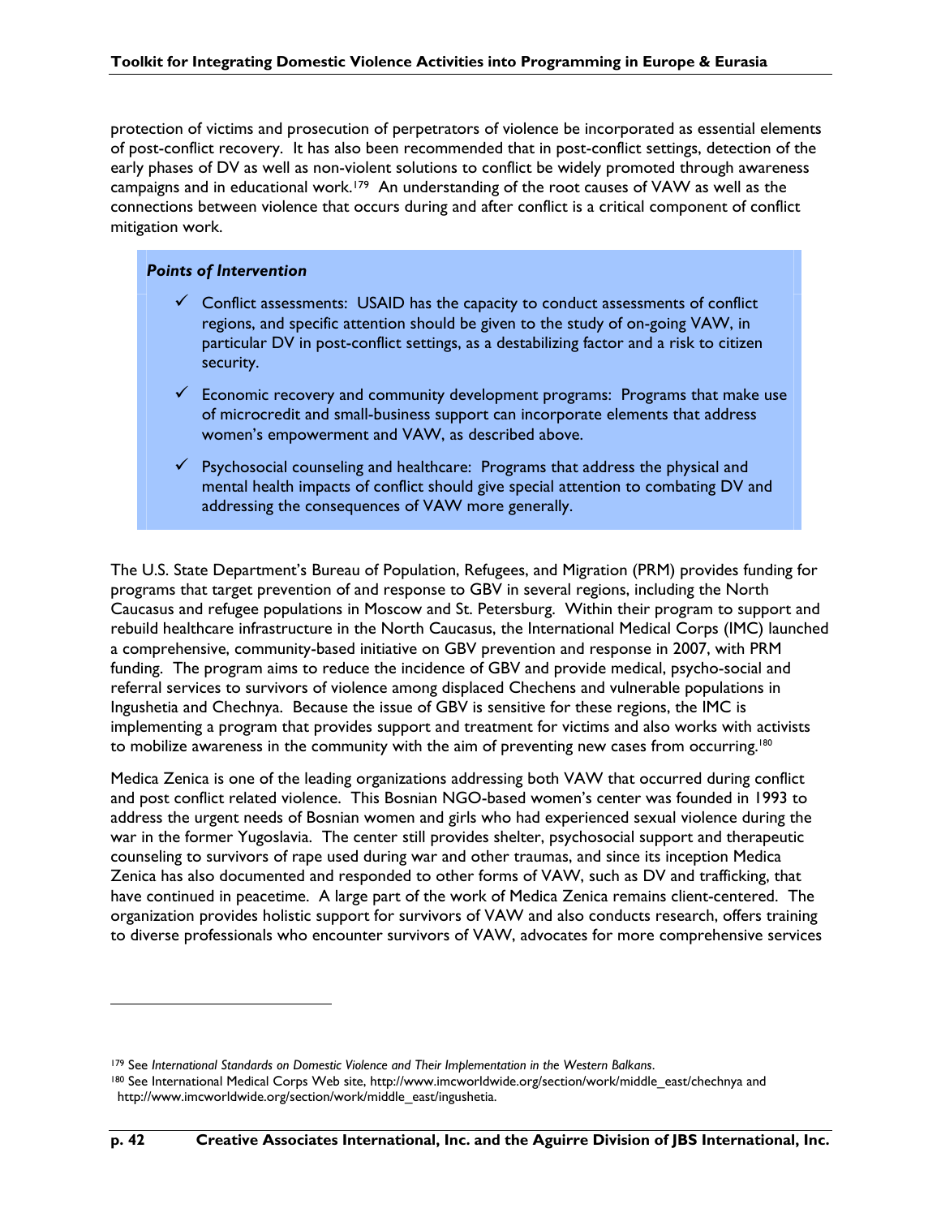protection of victims and prosecution of perpetrators of violence be incorporated as essential elements of post-conflict recovery. It has also been recommended that in post-conflict settings, detection of the early phases of DV as well as non-violent solutions to conflict be widely promoted through awareness campaigns and in educational work.[179] An understanding of the root causes of VAW as well as the connections between violence that occurs during and after conflict is a critical component of conflict mitigation work.

***Points of Intervention***

- ✓ Conflict assessments: USAID has the capacity to conduct assessments of conflict regions, and specific attention should be given to the study of on-going VAW, in particular DV in post-conflict settings, as a destabilizing factor and a risk to citizen security.
- ✓ Economic recovery and community development programs: Programs that make use of microcredit and small-business support can incorporate elements that address women's empowerment and VAW, as described above.
- ✓ Psychosocial counseling and healthcare: Programs that address the physical and mental health impacts of conflict should give special attention to combating DV and addressing the consequences of VAW more generally.

The U.S. State Department's Bureau of Population, Refugees, and Migration (PRM) provides funding for programs that target prevention of and response to GBV in several regions, including the North Caucasus and refugee populations in Moscow and St. Petersburg. Within their program to support and rebuild healthcare infrastructure in the North Caucasus, the International Medical Corps (IMC) launched a comprehensive, community-based initiative on GBV prevention and response in 2007, with PRM funding. The program aims to reduce the incidence of GBV and provide medical, psycho-social and referral services to survivors of violence among displaced Chechens and vulnerable populations in Ingushetia and Chechnya. Because the issue of GBV is sensitive for these regions, the IMC is implementing a program that provides support and treatment for victims and also works with activists to mobilize awareness in the community with the aim of preventing new cases from occurring.[180]

Medica Zenica is one of the leading organizations addressing both VAW that occurred during conflict and post conflict related violence. This Bosnian NGO-based women's center was founded in 1993 to address the urgent needs of Bosnian women and girls who had experienced sexual violence during the war in the former Yugoslavia. The center still provides shelter, psychosocial support and therapeutic counseling to survivors of rape used during war and other traumas, and since its inception Medica Zenica has also documented and responded to other forms of VAW, such as DV and trafficking, that have continued in peacetime. A large part of the work of Medica Zenica remains client-centered. The organization provides holistic support for survivors of VAW and also conducts research, offers training to diverse professionals who encounter survivors of VAW, advocates for more comprehensive services

---

[179] See *International Standards on Domestic Violence and Their Implementation in the Western Balkans*.

[180] See International Medical Corps Web site, http://www.imcworldwide.org/section/work/middle_east/chechnya and http://www.imcworldwide.org/section/work/middle_east/ingushetia.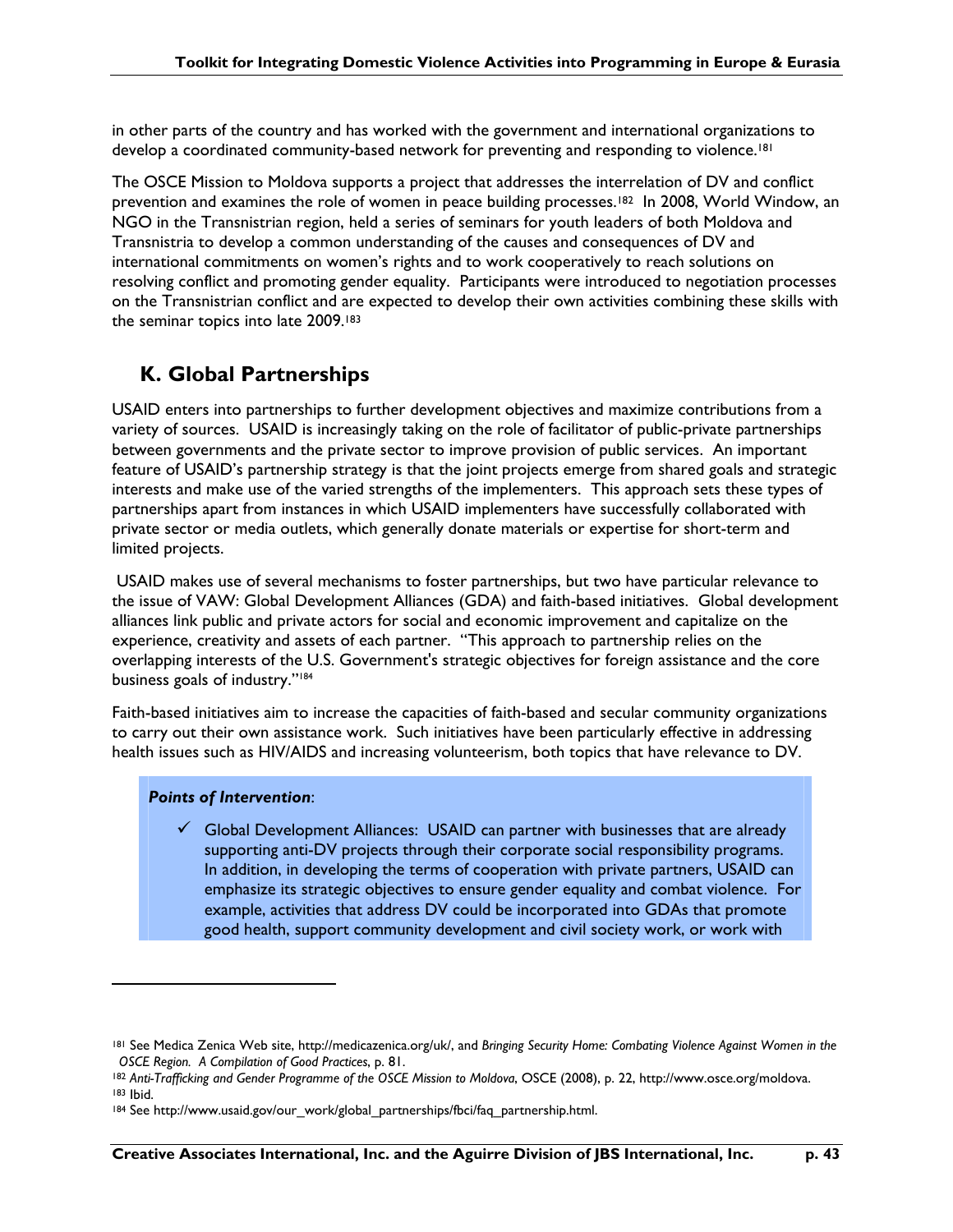in other parts of the country and has worked with the government and international organizations to develop a coordinated community-based network for preventing and responding to violence.[181]

The OSCE Mission to Moldova supports a project that addresses the interrelation of DV and conflict prevention and examines the role of women in peace building processes.[182] In 2008, World Window, an NGO in the Transnistrian region, held a series of seminars for youth leaders of both Moldova and Transnistria to develop a common understanding of the causes and consequences of DV and international commitments on women's rights and to work cooperatively to reach solutions on resolving conflict and promoting gender equality. Participants were introduced to negotiation processes on the Transnistrian conflict and are expected to develop their own activities combining these skills with the seminar topics into late 2009.[183]

## K. Global Partnerships

USAID enters into partnerships to further development objectives and maximize contributions from a variety of sources. USAID is increasingly taking on the role of facilitator of public-private partnerships between governments and the private sector to improve provision of public services. An important feature of USAID's partnership strategy is that the joint projects emerge from shared goals and strategic interests and make use of the varied strengths of the implementers. This approach sets these types of partnerships apart from instances in which USAID implementers have successfully collaborated with private sector or media outlets, which generally donate materials or expertise for short-term and limited projects.

USAID makes use of several mechanisms to foster partnerships, but two have particular relevance to the issue of VAW: Global Development Alliances (GDA) and faith-based initiatives. Global development alliances link public and private actors for social and economic improvement and capitalize on the experience, creativity and assets of each partner. "This approach to partnership relies on the overlapping interests of the U.S. Government's strategic objectives for foreign assistance and the core business goals of industry."[184]

Faith-based initiatives aim to increase the capacities of faith-based and secular community organizations to carry out their own assistance work. Such initiatives have been particularly effective in addressing health issues such as HIV/AIDS and increasing volunteerism, both topics that have relevance to DV.

***Points of Intervention***:

- ✓ Global Development Alliances: USAID can partner with businesses that are already supporting anti-DV projects through their corporate social responsibility programs. In addition, in developing the terms of cooperation with private partners, USAID can emphasize its strategic objectives to ensure gender equality and combat violence. For example, activities that address DV could be incorporated into GDAs that promote good health, support community development and civil society work, or work with

---

[181] See Medica Zenica Web site, http://medicazenica.org/uk/, and *Bringing Security Home: Combating Violence Against Women in the OSCE Region. A Compilation of Good Practices*, p. 81.

[182] *Anti-Trafficking and Gender Programme of the OSCE Mission to Moldova*, OSCE (2008), p. 22, http://www.osce.org/moldova.

[183] Ibid.

[184] See http://www.usaid.gov/our_work/global_partnerships/fbci/faq_partnership.html.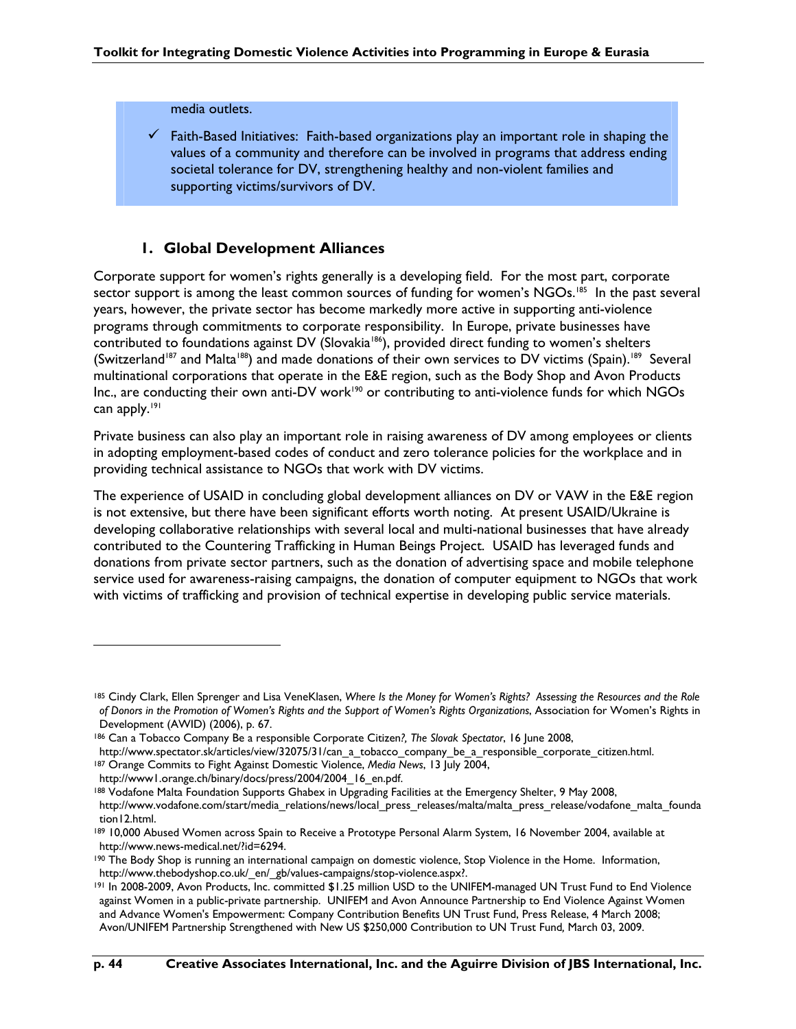media outlets.

- ✓ Faith-Based Initiatives: Faith-based organizations play an important role in shaping the values of a community and therefore can be involved in programs that address ending societal tolerance for DV, strengthening healthy and non-violent families and supporting victims/survivors of DV.

### 1. Global Development Alliances

Corporate support for women's rights generally is a developing field. For the most part, corporate sector support is among the least common sources of funding for women's NGOs.[185] In the past several years, however, the private sector has become markedly more active in supporting anti-violence programs through commitments to corporate responsibility. In Europe, private businesses have contributed to foundations against DV (Slovakia[186]), provided direct funding to women's shelters (Switzerland[187] and Malta[188]) and made donations of their own services to DV victims (Spain).[189] Several multinational corporations that operate in the E&E region, such as the Body Shop and Avon Products Inc., are conducting their own anti-DV work[190] or contributing to anti-violence funds for which NGOs can apply.[191]

Private business can also play an important role in raising awareness of DV among employees or clients in adopting employment-based codes of conduct and zero tolerance policies for the workplace and in providing technical assistance to NGOs that work with DV victims.

The experience of USAID in concluding global development alliances on DV or VAW in the E&E region is not extensive, but there have been significant efforts worth noting. At present USAID/Ukraine is developing collaborative relationships with several local and multi-national businesses that have already contributed to the Countering Trafficking in Human Beings Project. USAID has leveraged funds and donations from private sector partners, such as the donation of advertising space and mobile telephone service used for awareness-raising campaigns, the donation of computer equipment to NGOs that work with victims of trafficking and provision of technical expertise in developing public service materials.

---

[185] Cindy Clark, Ellen Sprenger and Lisa VeneKlasen, *Where Is the Money for Women's Rights? Assessing the Resources and the Role of Donors in the Promotion of Women's Rights and the Support of Women's Rights Organizations*, Association for Women's Rights in Development (AWID) (2006), p. 67.

[186] Can a Tobacco Company Be a responsible Corporate Citizen*?, The Slovak Spectator*, 16 June 2008, http://www.spectator.sk/articles/view/32075/31/can_a_tobacco_company_be_a_responsible_corporate_citizen.html.

[187] Orange Commits to Fight Against Domestic Violence, *Media News*, 13 July 2004, http://www1.orange.ch/binary/docs/press/2004/2004_16_en.pdf.

[188] Vodafone Malta Foundation Supports Ghabex in Upgrading Facilities at the Emergency Shelter, 9 May 2008, http://www.vodafone.com/start/media_relations/news/local_press_releases/malta/malta_press_release/vodafone_malta_foundation12.html.

[189] 10,000 Abused Women across Spain to Receive a Prototype Personal Alarm System, 16 November 2004, available at http://www.news-medical.net/?id=6294.

[190] The Body Shop is running an international campaign on domestic violence, Stop Violence in the Home. Information, http://www.thebodyshop.co.uk/_en/_gb/values-campaigns/stop-violence.aspx?.

[191] In 2008-2009, Avon Products, Inc. committed $1.25 million USD to the UNIFEM-managed UN Trust Fund to End Violence against Women in a public-private partnership. UNIFEM and Avon Announce Partnership to End Violence Against Women and Advance Women's Empowerment: Company Contribution Benefits UN Trust Fund, Press Release, 4 March 2008; Avon/UNIFEM Partnership Strengthened with New US $250,000 Contribution to UN Trust Fund, March 03, 2009.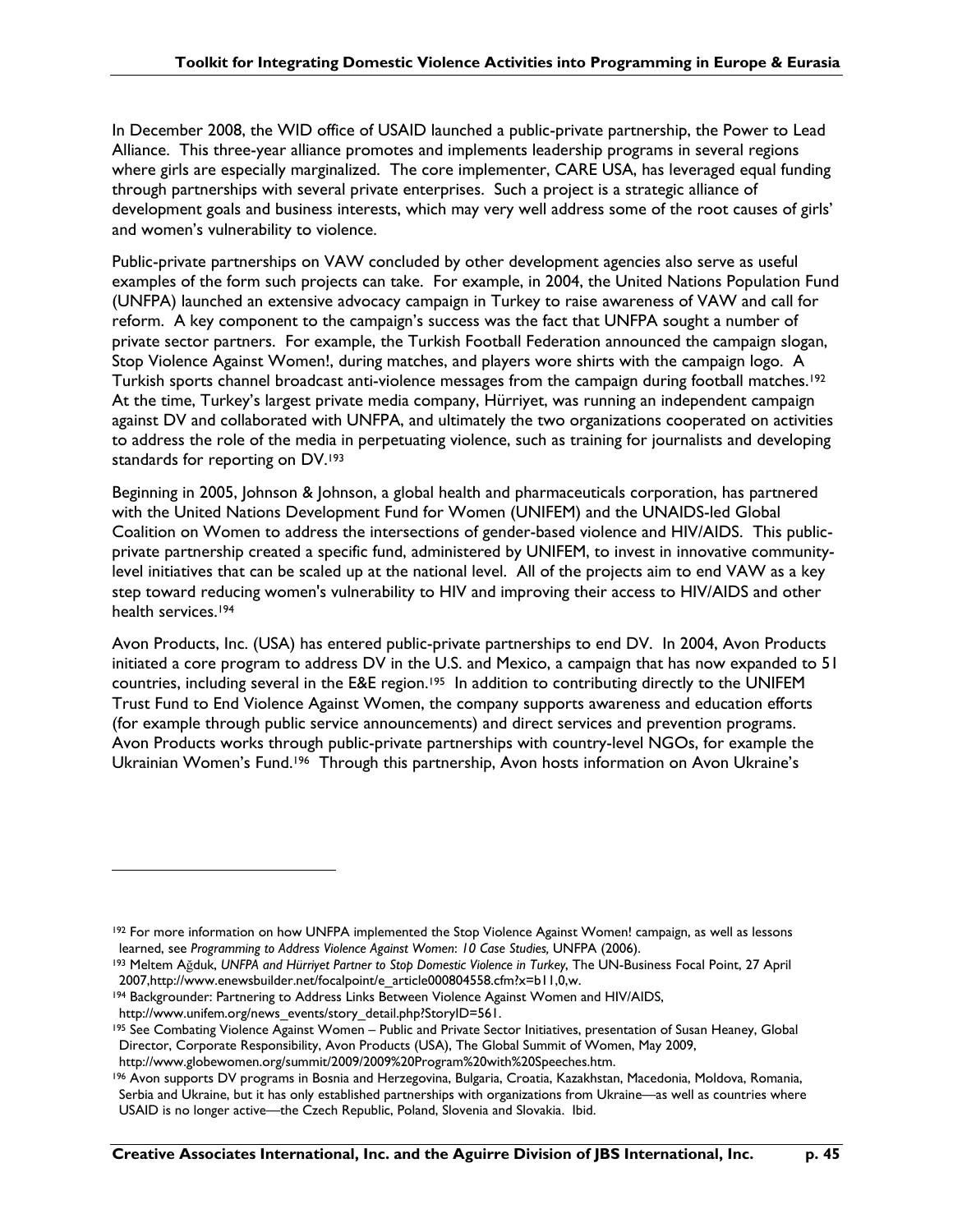In December 2008, the WID office of USAID launched a public-private partnership, the Power to Lead Alliance. This three-year alliance promotes and implements leadership programs in several regions where girls are especially marginalized. The core implementer, CARE USA, has leveraged equal funding through partnerships with several private enterprises. Such a project is a strategic alliance of development goals and business interests, which may very well address some of the root causes of girls' and women's vulnerability to violence.

Public-private partnerships on VAW concluded by other development agencies also serve as useful examples of the form such projects can take. For example, in 2004, the United Nations Population Fund (UNFPA) launched an extensive advocacy campaign in Turkey to raise awareness of VAW and call for reform. A key component to the campaign's success was the fact that UNFPA sought a number of private sector partners. For example, the Turkish Football Federation announced the campaign slogan, Stop Violence Against Women!, during matches, and players wore shirts with the campaign logo. A Turkish sports channel broadcast anti-violence messages from the campaign during football matches.[192] At the time, Turkey's largest private media company, Hürriyet, was running an independent campaign against DV and collaborated with UNFPA, and ultimately the two organizations cooperated on activities to address the role of the media in perpetuating violence, such as training for journalists and developing standards for reporting on DV.[193]

Beginning in 2005, Johnson & Johnson, a global health and pharmaceuticals corporation, has partnered with the United Nations Development Fund for Women (UNIFEM) and the UNAIDS-led Global Coalition on Women to address the intersections of gender-based violence and HIV/AIDS. This public-private partnership created a specific fund, administered by UNIFEM, to invest in innovative community-level initiatives that can be scaled up at the national level. All of the projects aim to end VAW as a key step toward reducing women's vulnerability to HIV and improving their access to HIV/AIDS and other health services.[194]

Avon Products, Inc. (USA) has entered public-private partnerships to end DV. In 2004, Avon Products initiated a core program to address DV in the U.S. and Mexico, a campaign that has now expanded to 51 countries, including several in the E&E region.[195] In addition to contributing directly to the UNIFEM Trust Fund to End Violence Against Women, the company supports awareness and education efforts (for example through public service announcements) and direct services and prevention programs. Avon Products works through public-private partnerships with country-level NGOs, for example the Ukrainian Women's Fund.[196] Through this partnership, Avon hosts information on Avon Ukraine's

---

[192] For more information on how UNFPA implemented the Stop Violence Against Women! campaign, as well as lessons learned, see *Programming to Address Violence Against Women: 10 Case Studies,* UNFPA (2006).

[193] Meltem Ağduk, *UNFPA and Hürriyet Partner to Stop Domestic Violence in Turkey*, The UN-Business Focal Point, 27 April 2007,http://www.enewsbuilder.net/focalpoint/e_article000804558.cfm?x=b11,0,w.

[194] Backgrounder: Partnering to Address Links Between Violence Against Women and HIV/AIDS, http://www.unifem.org/news_events/story_detail.php?StoryID=561.

[195] See Combating Violence Against Women – Public and Private Sector Initiatives, presentation of Susan Heaney, Global Director, Corporate Responsibility, Avon Products (USA), The Global Summit of Women, May 2009, http://www.globewomen.org/summit/2009/2009%20Program%20with%20Speeches.htm.

[196] Avon supports DV programs in Bosnia and Herzegovina, Bulgaria, Croatia, Kazakhstan, Macedonia, Moldova, Romania, Serbia and Ukraine, but it has only established partnerships with organizations from Ukraine—as well as countries where USAID is no longer active—the Czech Republic, Poland, Slovenia and Slovakia. Ibid.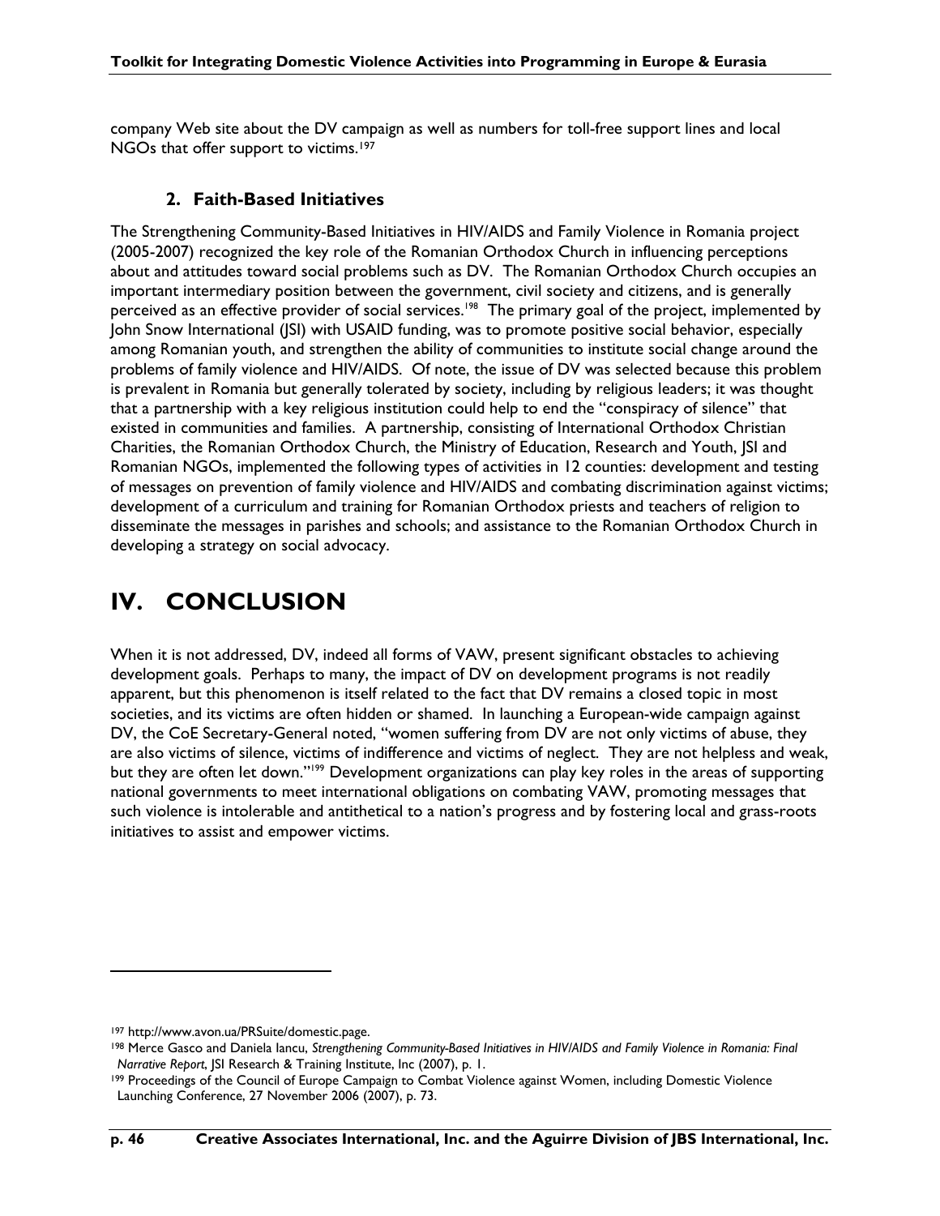company Web site about the DV campaign as well as numbers for toll-free support lines and local NGOs that offer support to victims.[197]

### 2. Faith-Based Initiatives

The Strengthening Community-Based Initiatives in HIV/AIDS and Family Violence in Romania project (2005-2007) recognized the key role of the Romanian Orthodox Church in influencing perceptions about and attitudes toward social problems such as DV. The Romanian Orthodox Church occupies an important intermediary position between the government, civil society and citizens, and is generally perceived as an effective provider of social services.[198] The primary goal of the project, implemented by John Snow International (JSI) with USAID funding, was to promote positive social behavior, especially among Romanian youth, and strengthen the ability of communities to institute social change around the problems of family violence and HIV/AIDS. Of note, the issue of DV was selected because this problem is prevalent in Romania but generally tolerated by society, including by religious leaders; it was thought that a partnership with a key religious institution could help to end the "conspiracy of silence" that existed in communities and families. A partnership, consisting of International Orthodox Christian Charities, the Romanian Orthodox Church, the Ministry of Education, Research and Youth, JSI and Romanian NGOs, implemented the following types of activities in 12 counties: development and testing of messages on prevention of family violence and HIV/AIDS and combating discrimination against victims; development of a curriculum and training for Romanian Orthodox priests and teachers of religion to disseminate the messages in parishes and schools; and assistance to the Romanian Orthodox Church in developing a strategy on social advocacy.

# IV. CONCLUSION

When it is not addressed, DV, indeed all forms of VAW, present significant obstacles to achieving development goals. Perhaps to many, the impact of DV on development programs is not readily apparent, but this phenomenon is itself related to the fact that DV remains a closed topic in most societies, and its victims are often hidden or shamed. In launching a European-wide campaign against DV, the CoE Secretary-General noted, "women suffering from DV are not only victims of abuse, they are also victims of silence, victims of indifference and victims of neglect. They are not helpless and weak, but they are often let down."[199] Development organizations can play key roles in the areas of supporting national governments to meet international obligations on combating VAW, promoting messages that such violence is intolerable and antithetical to a nation's progress and by fostering local and grass-roots initiatives to assist and empower victims.

---

[197] http://www.avon.ua/PRSuite/domestic.page.

[198] Merce Gasco and Daniela Iancu, *Strengthening Community-Based Initiatives in HIV/AIDS and Family Violence in Romania: Final Narrative Report*, JSI Research & Training Institute, Inc (2007), p. 1.

[199] Proceedings of the Council of Europe Campaign to Combat Violence against Women, including Domestic Violence Launching Conference, 27 November 2006 (2007), p. 73.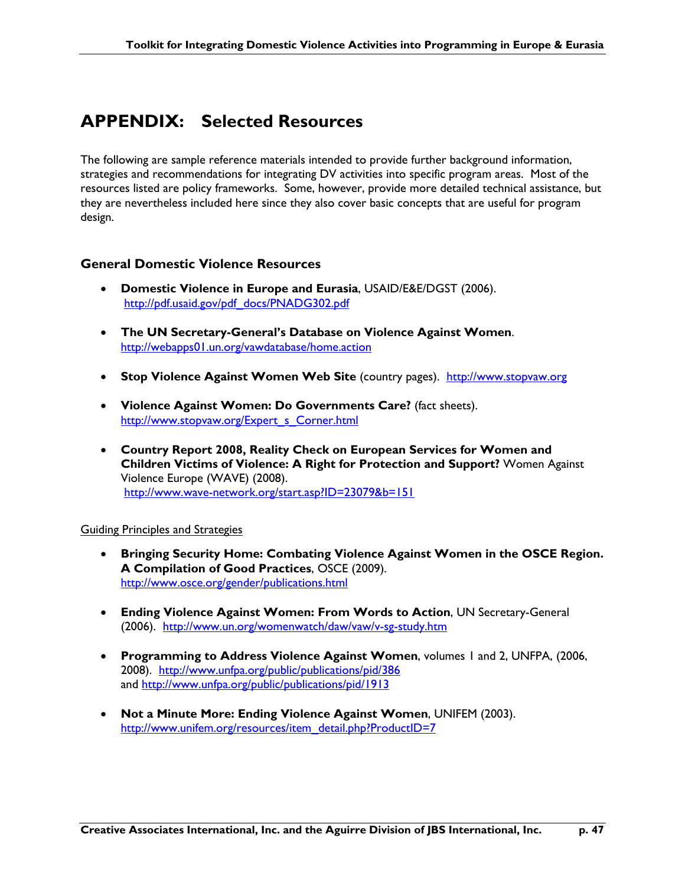# APPENDIX: Selected Resources

The following are sample reference materials intended to provide further background information, strategies and recommendations for integrating DV activities into specific program areas. Most of the resources listed are policy frameworks. Some, however, provide more detailed technical assistance, but they are nevertheless included here since they also cover basic concepts that are useful for program design.

### General Domestic Violence Resources

- **Domestic Violence in Europe and Eurasia**, USAID/E&E/DGST (2006). http://pdf.usaid.gov/pdf_docs/PNADG302.pdf

- **The UN Secretary-General's Database on Violence Against Women**. http://webapps01.un.org/vawdatabase/home.action

- **Stop Violence Against Women Web Site** (country pages). http://www.stopvaw.org

- **Violence Against Women: Do Governments Care?** (fact sheets). http://www.stopvaw.org/Expert_s_Corner.html

- **Country Report 2008, Reality Check on European Services for Women and Children Victims of Violence: A Right for Protection and Support?** Women Against Violence Europe (WAVE) (2008). http://www.wave-network.org/start.asp?ID=23079&b=151

Guiding Principles and Strategies

- **Bringing Security Home: Combating Violence Against Women in the OSCE Region. A Compilation of Good Practices**, OSCE (2009). http://www.osce.org/gender/publications.html

- **Ending Violence Against Women: From Words to Action**, UN Secretary-General (2006). http://www.un.org/womenwatch/daw/vaw/v-sg-study.htm

- **Programming to Address Violence Against Women**, volumes 1 and 2, UNFPA, (2006, 2008). http://www.unfpa.org/public/publications/pid/386 and http://www.unfpa.org/public/publications/pid/1913

- **Not a Minute More: Ending Violence Against Women**, UNIFEM (2003). http://www.unifem.org/resources/item_detail.php?ProductID=7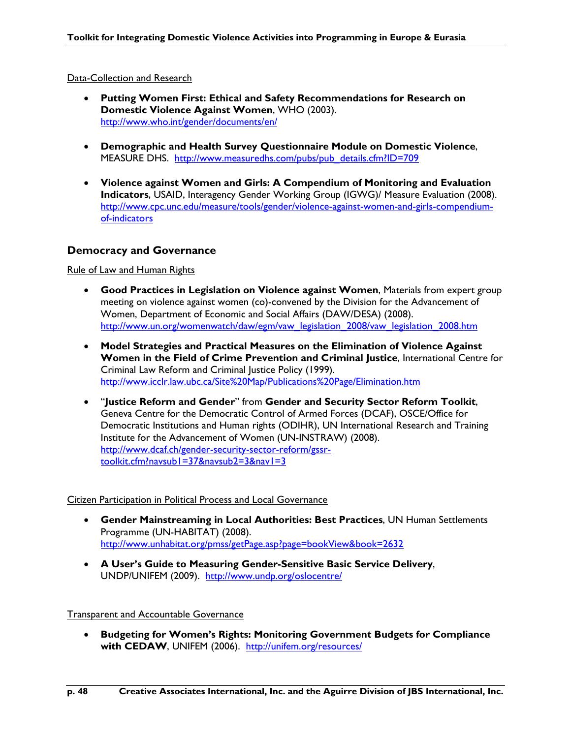Data-Collection and Research

- **Putting Women First: Ethical and Safety Recommendations for Research on Domestic Violence Against Women**, WHO (2003). http://www.who.int/gender/documents/en/

- **Demographic and Health Survey Questionnaire Module on Domestic Violence**, MEASURE DHS. http://www.measuredhs.com/pubs/pub_details.cfm?ID=709

- **Violence against Women and Girls: A Compendium of Monitoring and Evaluation Indicators**, USAID, Interagency Gender Working Group (IGWG)/ Measure Evaluation (2008). http://www.cpc.unc.edu/measure/tools/gender/violence-against-women-and-girls-compendium-of-indicators

## Democracy and Governance

Rule of Law and Human Rights

- **Good Practices in Legislation on Violence against Women**, Materials from expert group meeting on violence against women (co)-convened by the Division for the Advancement of Women, Department of Economic and Social Affairs (DAW/DESA) (2008). http://www.un.org/womenwatch/daw/egm/vaw_legislation_2008/vaw_legislation_2008.htm

- **Model Strategies and Practical Measures on the Elimination of Violence Against Women in the Field of Crime Prevention and Criminal Justice**, International Centre for Criminal Law Reform and Criminal Justice Policy (1999). http://www.icclr.law.ubc.ca/Site%20Map/Publications%20Page/Elimination.htm

- "**Justice Reform and Gender**" from **Gender and Security Sector Reform Toolkit**, Geneva Centre for the Democratic Control of Armed Forces (DCAF), OSCE/Office for Democratic Institutions and Human rights (ODIHR), UN International Research and Training Institute for the Advancement of Women (UN-INSTRAW) (2008). http://www.dcaf.ch/gender-security-sector-reform/gssr-toolkit.cfm?navsub1=37&navsub2=3&nav1=3

Citizen Participation in Political Process and Local Governance

- **Gender Mainstreaming in Local Authorities: Best Practices**, UN Human Settlements Programme (UN-HABITAT) (2008). http://www.unhabitat.org/pmss/getPage.asp?page=bookView&book=2632

- **A User's Guide to Measuring Gender-Sensitive Basic Service Delivery**, UNDP/UNIFEM (2009). http://www.undp.org/oslocentre/

Transparent and Accountable Governance

- **Budgeting for Women's Rights: Monitoring Government Budgets for Compliance with CEDAW**, UNIFEM (2006). http://unifem.org/resources/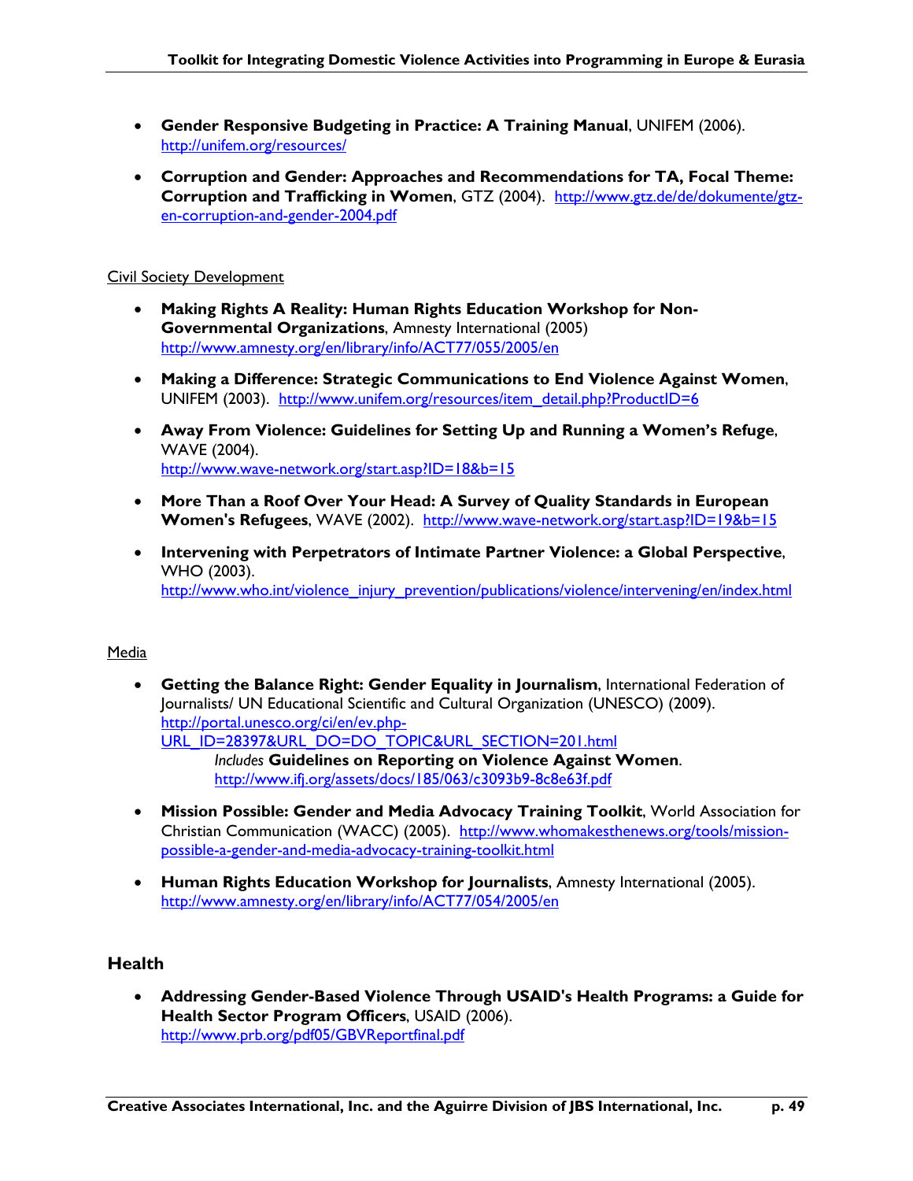- **Gender Responsive Budgeting in Practice: A Training Manual**, UNIFEM (2006). http://unifem.org/resources/

- **Corruption and Gender: Approaches and Recommendations for TA, Focal Theme: Corruption and Trafficking in Women**, GTZ (2004). http://www.gtz.de/de/dokumente/gtz-en-corruption-and-gender-2004.pdf

Civil Society Development

- **Making Rights A Reality: Human Rights Education Workshop for Non-Governmental Organizations**, Amnesty International (2005) http://www.amnesty.org/en/library/info/ACT77/055/2005/en

- **Making a Difference: Strategic Communications to End Violence Against Women**, UNIFEM (2003). http://www.unifem.org/resources/item_detail.php?ProductID=6

- **Away From Violence: Guidelines for Setting Up and Running a Women's Refuge**, WAVE (2004). http://www.wave-network.org/start.asp?ID=18&b=15

- **More Than a Roof Over Your Head: A Survey of Quality Standards in European Women's Refugees**, WAVE (2002). http://www.wave-network.org/start.asp?ID=19&b=15

- **Intervening with Perpetrators of Intimate Partner Violence: a Global Perspective**, WHO (2003). http://www.who.int/violence_injury_prevention/publications/violence/intervening/en/index.html

Media

- **Getting the Balance Right: Gender Equality in Journalism**, International Federation of Journalists/ UN Educational Scientific and Cultural Organization (UNESCO) (2009). http://portal.unesco.org/ci/en/ev.php-URL_ID=28397&URL_DO=DO_TOPIC&URL_SECTION=201.html
  *Includes* **Guidelines on Reporting on Violence Against Women**. http://www.ifj.org/assets/docs/185/063/c3093b9-8c8e63f.pdf

- **Mission Possible: Gender and Media Advocacy Training Toolkit**, World Association for Christian Communication (WACC) (2005). http://www.whomakesthenews.org/tools/mission-possible-a-gender-and-media-advocacy-training-toolkit.html

- **Human Rights Education Workshop for Journalists**, Amnesty International (2005). http://www.amnesty.org/en/library/info/ACT77/054/2005/en

## Health

- **Addressing Gender-Based Violence Through USAID's Health Programs: a Guide for Health Sector Program Officers**, USAID (2006). http://www.prb.org/pdf05/GBVReportfinal.pdf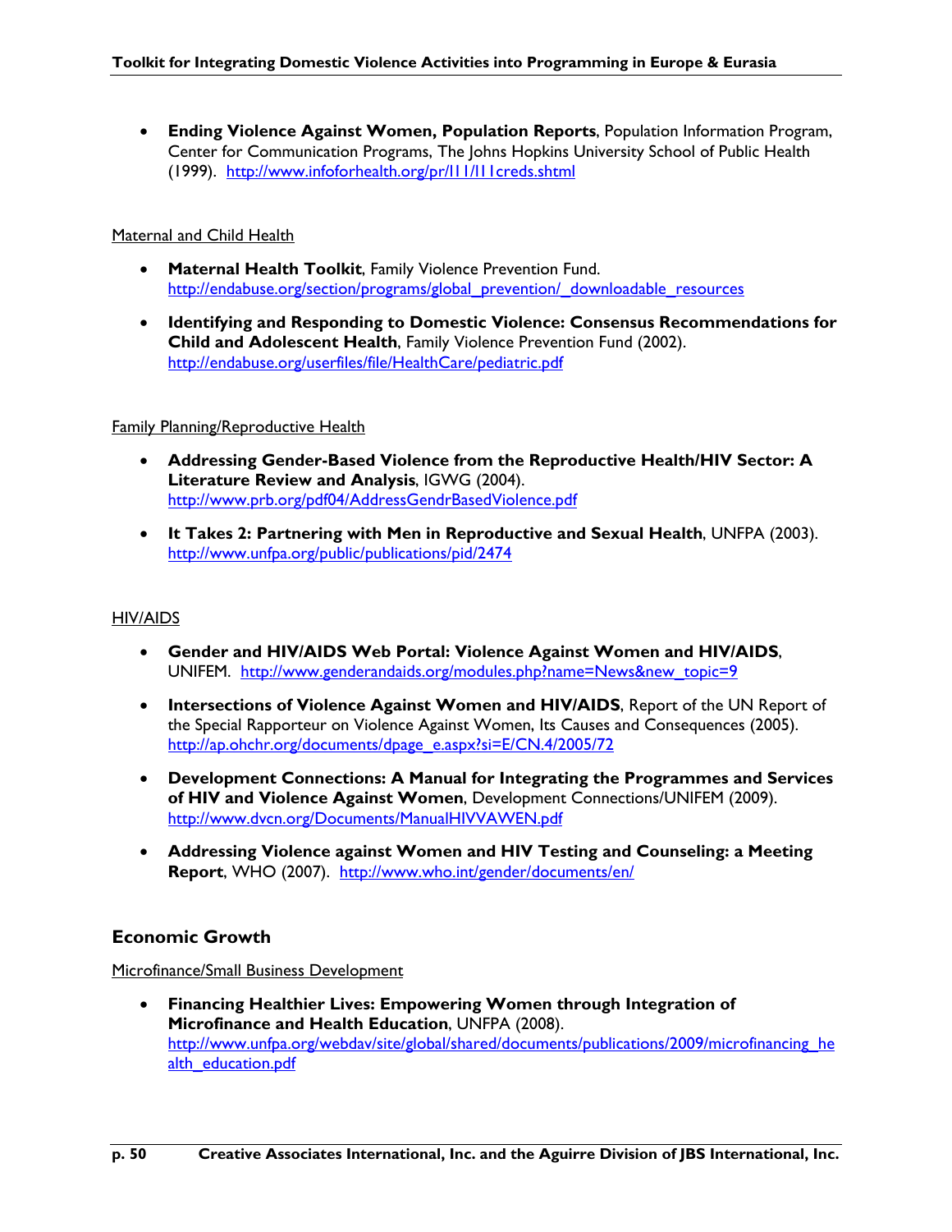- **Ending Violence Against Women, Population Reports**, Population Information Program, Center for Communication Programs, The Johns Hopkins University School of Public Health (1999). http://www.infoforhealth.org/pr/l11/l11creds.shtml

Maternal and Child Health

- **Maternal Health Toolkit**, Family Violence Prevention Fund. http://endabuse.org/section/programs/global_prevention/_downloadable_resources
- **Identifying and Responding to Domestic Violence: Consensus Recommendations for Child and Adolescent Health**, Family Violence Prevention Fund (2002). http://endabuse.org/userfiles/file/HealthCare/pediatric.pdf

Family Planning/Reproductive Health

- **Addressing Gender-Based Violence from the Reproductive Health/HIV Sector: A Literature Review and Analysis**, IGWG (2004). http://www.prb.org/pdf04/AddressGendrBasedViolence.pdf
- **It Takes 2: Partnering with Men in Reproductive and Sexual Health**, UNFPA (2003). http://www.unfpa.org/public/publications/pid/2474

HIV/AIDS

- **Gender and HIV/AIDS Web Portal: Violence Against Women and HIV/AIDS**, UNIFEM. http://www.genderandaids.org/modules.php?name=News&new_topic=9
- **Intersections of Violence Against Women and HIV/AIDS**, Report of the UN Report of the Special Rapporteur on Violence Against Women, Its Causes and Consequences (2005). http://ap.ohchr.org/documents/dpage_e.aspx?si=E/CN.4/2005/72
- **Development Connections: A Manual for Integrating the Programmes and Services of HIV and Violence Against Women**, Development Connections/UNIFEM (2009). http://www.dvcn.org/Documents/ManualHIVVAWEN.pdf
- **Addressing Violence against Women and HIV Testing and Counseling: a Meeting Report**, WHO (2007). http://www.who.int/gender/documents/en/

## Economic Growth

Microfinance/Small Business Development

- **Financing Healthier Lives: Empowering Women through Integration of Microfinance and Health Education**, UNFPA (2008). http://www.unfpa.org/webdav/site/global/shared/documents/publications/2009/microfinancing_health_education.pdf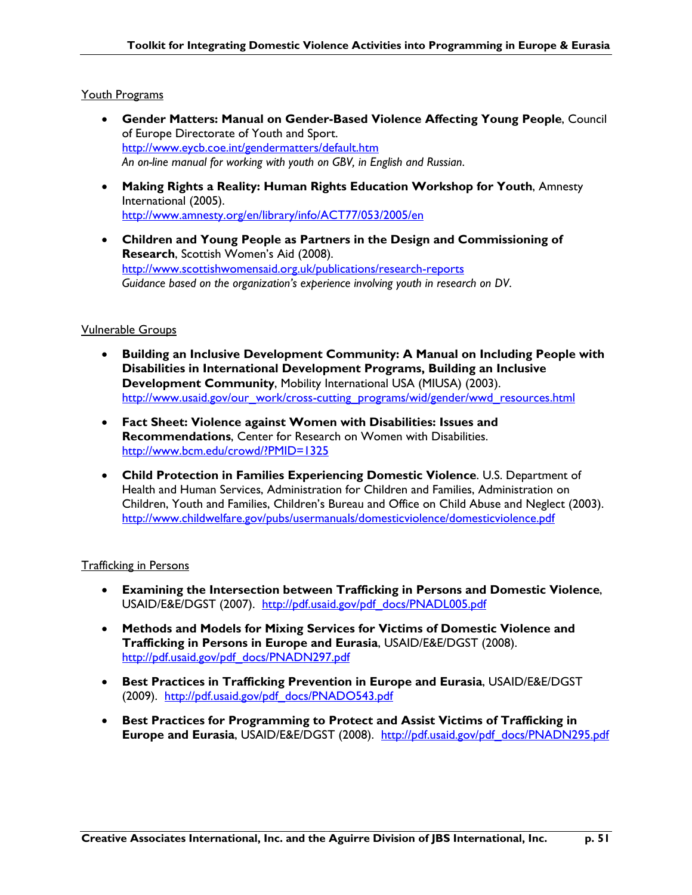Youth Programs

- **Gender Matters: Manual on Gender-Based Violence Affecting Young People**, Council of Europe Directorate of Youth and Sport.
http://www.eycb.coe.int/gendermatters/default.htm
*An on-line manual for working with youth on GBV, in English and Russian*.

- **Making Rights a Reality: Human Rights Education Workshop for Youth**, Amnesty International (2005).
http://www.amnesty.org/en/library/info/ACT77/053/2005/en

- **Children and Young People as Partners in the Design and Commissioning of Research**, Scottish Women's Aid (2008).
http://www.scottishwomensaid.org.uk/publications/research-reports
*Guidance based on the organization's experience involving youth in research on DV*.

Vulnerable Groups

- **Building an Inclusive Development Community: A Manual on Including People with Disabilities in International Development Programs, Building an Inclusive Development Community**, Mobility International USA (MIUSA) (2003).
http://www.usaid.gov/our_work/cross-cutting_programs/wid/gender/wwd_resources.html

- **Fact Sheet: Violence against Women with Disabilities: Issues and Recommendations**, Center for Research on Women with Disabilities.
http://www.bcm.edu/crowd/?PMID=1325

- **Child Protection in Families Experiencing Domestic Violence**. U.S. Department of Health and Human Services, Administration for Children and Families, Administration on Children, Youth and Families, Children's Bureau and Office on Child Abuse and Neglect (2003).
http://www.childwelfare.gov/pubs/usermanuals/domesticviolence/domesticviolence.pdf

Trafficking in Persons

- **Examining the Intersection between Trafficking in Persons and Domestic Violence**, USAID/E&E/DGST (2007). http://pdf.usaid.gov/pdf_docs/PNADL005.pdf

- **Methods and Models for Mixing Services for Victims of Domestic Violence and Trafficking in Persons in Europe and Eurasia**, USAID/E&E/DGST (2008).
http://pdf.usaid.gov/pdf_docs/PNADN297.pdf

- **Best Practices in Trafficking Prevention in Europe and Eurasia**, USAID/E&E/DGST (2009). http://pdf.usaid.gov/pdf_docs/PNADO543.pdf

- **Best Practices for Programming to Protect and Assist Victims of Trafficking in Europe and Eurasia**, USAID/E&E/DGST (2008). http://pdf.usaid.gov/pdf_docs/PNADN295.pdf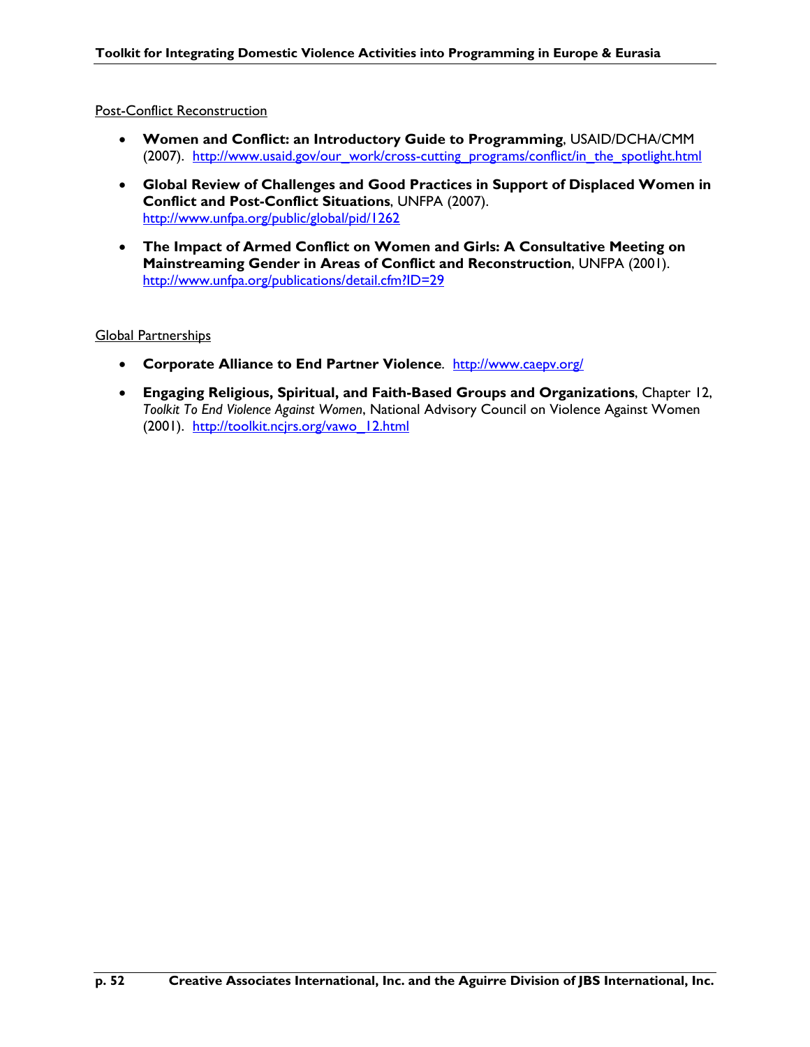Post-Conflict Reconstruction

- **Women and Conflict: an Introductory Guide to Programming**, USAID/DCHA/CMM (2007). http://www.usaid.gov/our_work/cross-cutting_programs/conflict/in_the_spotlight.html
- **Global Review of Challenges and Good Practices in Support of Displaced Women in Conflict and Post-Conflict Situations**, UNFPA (2007). http://www.unfpa.org/public/global/pid/1262
- **The Impact of Armed Conflict on Women and Girls: A Consultative Meeting on Mainstreaming Gender in Areas of Conflict and Reconstruction**, UNFPA (2001). http://www.unfpa.org/publications/detail.cfm?ID=29

Global Partnerships

- **Corporate Alliance to End Partner Violence**. http://www.caepv.org/
- **Engaging Religious, Spiritual, and Faith-Based Groups and Organizations**, Chapter 12, *Toolkit To End Violence Against Women*, National Advisory Council on Violence Against Women (2001). http://toolkit.ncjrs.org/vawo_12.html